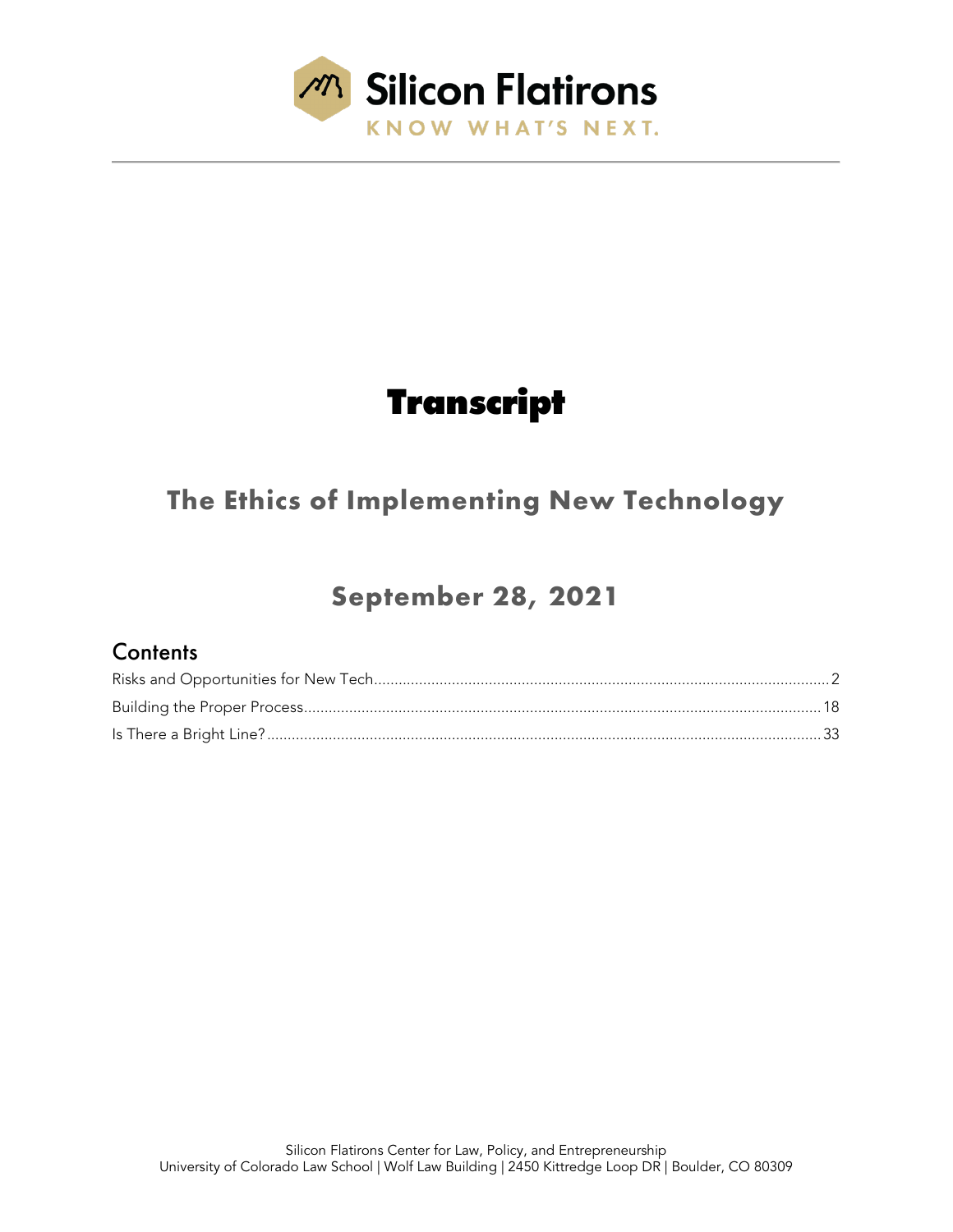Silicon Flatirons

KNOW WHAT'S NEXT.

# Transcript

## The Ethics of Implementing New Technology

## September 28, 2021

### Contents

Risks and Opportunities for New Tech .......... 2

Building the Proper Process .......... 18

Is There a Bright Line? .......... 33

Silicon Flatirons Center for Law, Policy, and Entrepreneurship
University of Colorado Law School | Wolf Law Building | 2450 Kittredge Loop DR | Boulder, CO 80309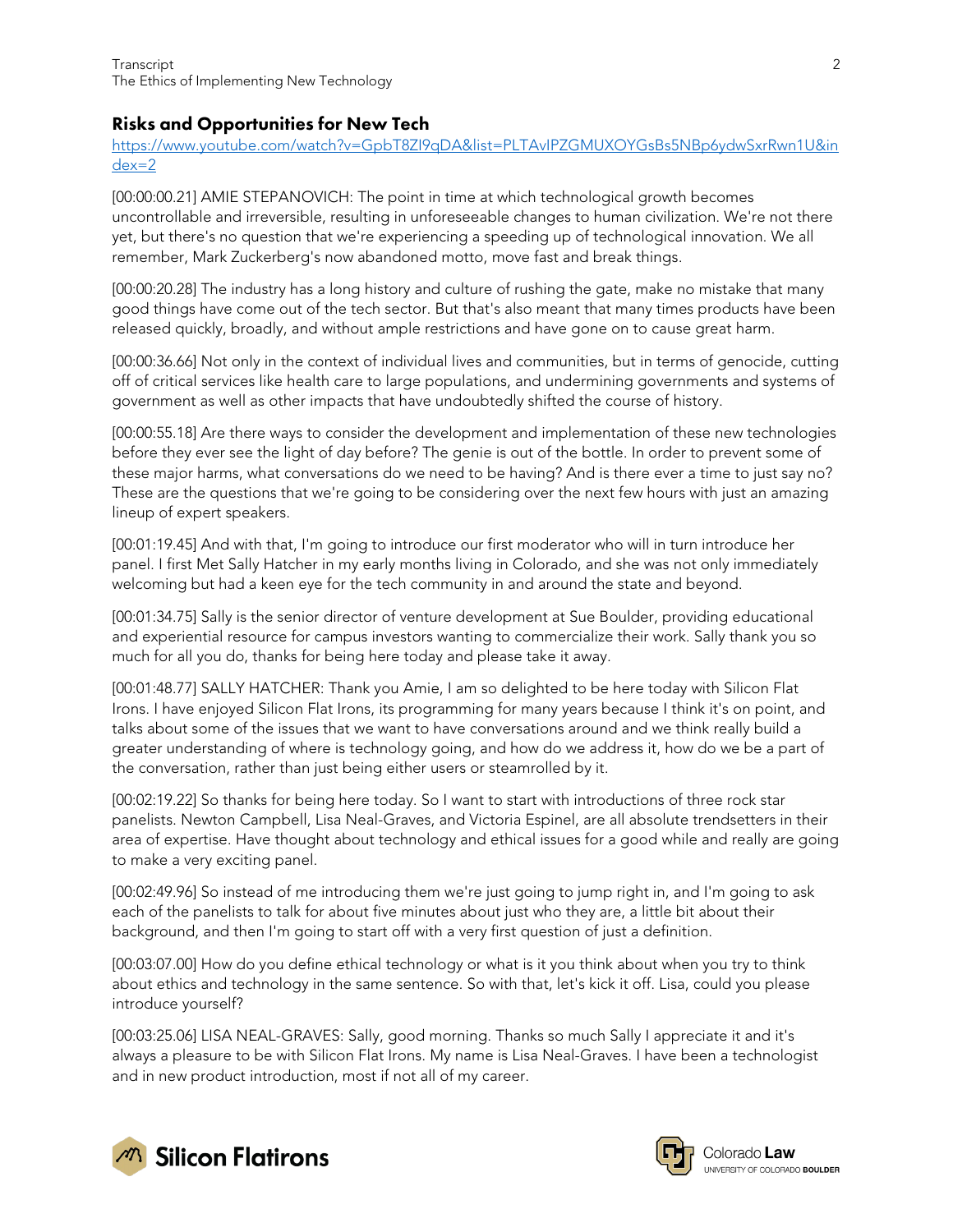## Risks and Opportunities for New Tech

https://www.youtube.com/watch?v=GpbT8ZI9qDA&list=PLTAvIPZGMUXOYGsBs5NBp6ydwSxrRwn1U&index=2

[00:00:00.21] AMIE STEPANOVICH: The point in time at which technological growth becomes uncontrollable and irreversible, resulting in unforeseeable changes to human civilization. We're not there yet, but there's no question that we're experiencing a speeding up of technological innovation. We all remember, Mark Zuckerberg's now abandoned motto, move fast and break things.

[00:00:20.28] The industry has a long history and culture of rushing the gate, make no mistake that many good things have come out of the tech sector. But that's also meant that many times products have been released quickly, broadly, and without ample restrictions and have gone on to cause great harm.

[00:00:36.66] Not only in the context of individual lives and communities, but in terms of genocide, cutting off of critical services like health care to large populations, and undermining governments and systems of government as well as other impacts that have undoubtedly shifted the course of history.

[00:00:55.18] Are there ways to consider the development and implementation of these new technologies before they ever see the light of day before? The genie is out of the bottle. In order to prevent some of these major harms, what conversations do we need to be having? And is there ever a time to just say no? These are the questions that we're going to be considering over the next few hours with just an amazing lineup of expert speakers.

[00:01:19.45] And with that, I'm going to introduce our first moderator who will in turn introduce her panel. I first Met Sally Hatcher in my early months living in Colorado, and she was not only immediately welcoming but had a keen eye for the tech community in and around the state and beyond.

[00:01:34.75] Sally is the senior director of venture development at Sue Boulder, providing educational and experiential resource for campus investors wanting to commercialize their work. Sally thank you so much for all you do, thanks for being here today and please take it away.

[00:01:48.77] SALLY HATCHER: Thank you Amie, I am so delighted to be here today with Silicon Flat Irons. I have enjoyed Silicon Flat Irons, its programming for many years because I think it's on point, and talks about some of the issues that we want to have conversations around and we think really build a greater understanding of where is technology going, and how do we address it, how do we be a part of the conversation, rather than just being either users or steamrolled by it.

[00:02:19.22] So thanks for being here today. So I want to start with introductions of three rock star panelists. Newton Campbell, Lisa Neal-Graves, and Victoria Espinel, are all absolute trendsetters in their area of expertise. Have thought about technology and ethical issues for a good while and really are going to make a very exciting panel.

[00:02:49.96] So instead of me introducing them we're just going to jump right in, and I'm going to ask each of the panelists to talk for about five minutes about just who they are, a little bit about their background, and then I'm going to start off with a very first question of just a definition.

[00:03:07.00] How do you define ethical technology or what is it you think about when you try to think about ethics and technology in the same sentence. So with that, let's kick it off. Lisa, could you please introduce yourself?

[00:03:25.06] LISA NEAL-GRAVES: Sally, good morning. Thanks so much Sally I appreciate it and it's always a pleasure to be with Silicon Flat Irons. My name is Lisa Neal-Graves. I have been a technologist and in new product introduction, most if not all of my career.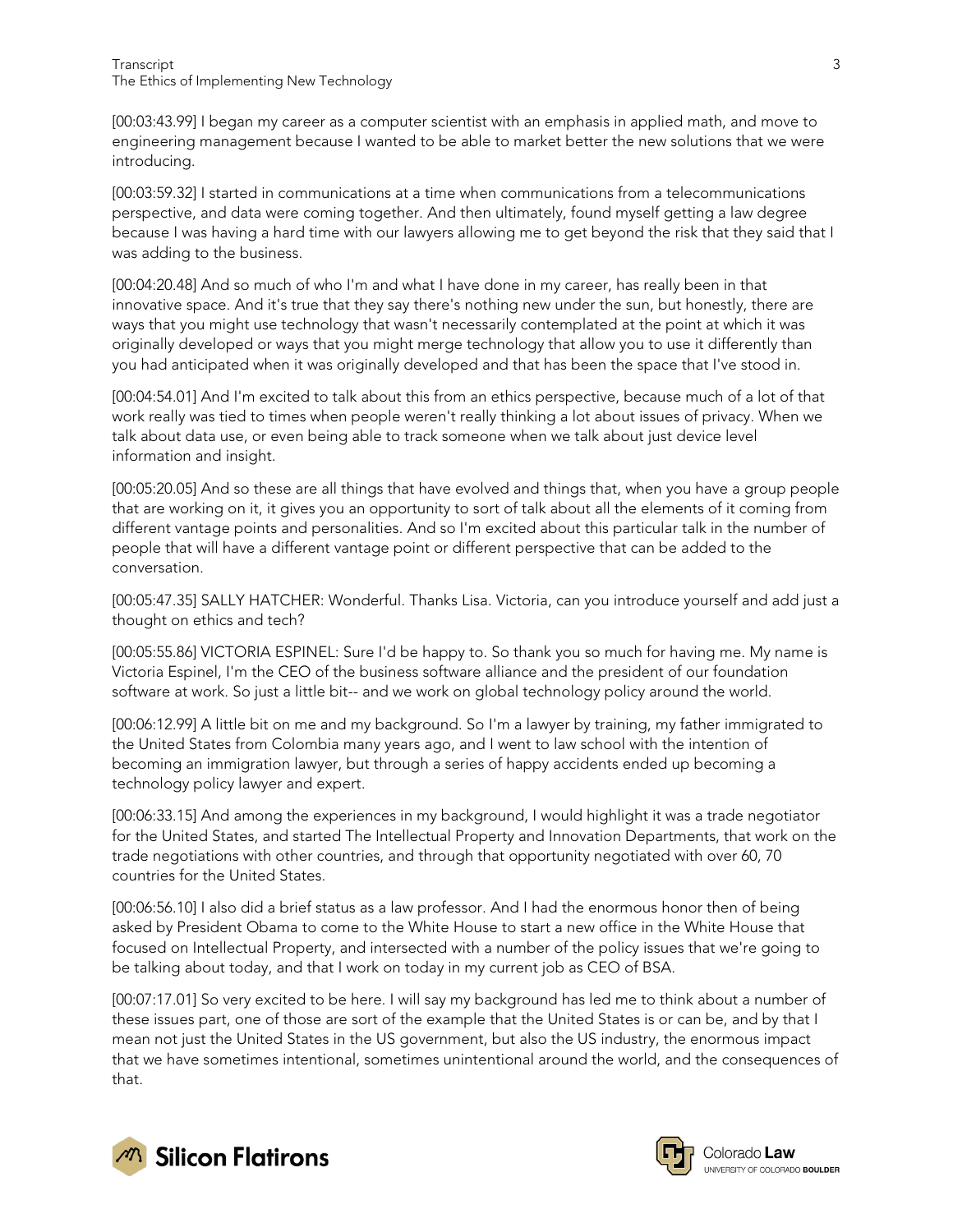[00:03:43.99] I began my career as a computer scientist with an emphasis in applied math, and move to engineering management because I wanted to be able to market better the new solutions that we were introducing.

[00:03:59.32] I started in communications at a time when communications from a telecommunications perspective, and data were coming together. And then ultimately, found myself getting a law degree because I was having a hard time with our lawyers allowing me to get beyond the risk that they said that I was adding to the business.

[00:04:20.48] And so much of who I'm and what I have done in my career, has really been in that innovative space. And it's true that they say there's nothing new under the sun, but honestly, there are ways that you might use technology that wasn't necessarily contemplated at the point at which it was originally developed or ways that you might merge technology that allow you to use it differently than you had anticipated when it was originally developed and that has been the space that I've stood in.

[00:04:54.01] And I'm excited to talk about this from an ethics perspective, because much of a lot of that work really was tied to times when people weren't really thinking a lot about issues of privacy. When we talk about data use, or even being able to track someone when we talk about just device level information and insight.

[00:05:20.05] And so these are all things that have evolved and things that, when you have a group people that are working on it, it gives you an opportunity to sort of talk about all the elements of it coming from different vantage points and personalities. And so I'm excited about this particular talk in the number of people that will have a different vantage point or different perspective that can be added to the conversation.

[00:05:47.35] SALLY HATCHER: Wonderful. Thanks Lisa. Victoria, can you introduce yourself and add just a thought on ethics and tech?

[00:05:55.86] VICTORIA ESPINEL: Sure I'd be happy to. So thank you so much for having me. My name is Victoria Espinel, I'm the CEO of the business software alliance and the president of our foundation software at work. So just a little bit-- and we work on global technology policy around the world.

[00:06:12.99] A little bit on me and my background. So I'm a lawyer by training, my father immigrated to the United States from Colombia many years ago, and I went to law school with the intention of becoming an immigration lawyer, but through a series of happy accidents ended up becoming a technology policy lawyer and expert.

[00:06:33.15] And among the experiences in my background, I would highlight it was a trade negotiator for the United States, and started The Intellectual Property and Innovation Departments, that work on the trade negotiations with other countries, and through that opportunity negotiated with over 60, 70 countries for the United States.

[00:06:56.10] I also did a brief status as a law professor. And I had the enormous honor then of being asked by President Obama to come to the White House to start a new office in the White House that focused on Intellectual Property, and intersected with a number of the policy issues that we're going to be talking about today, and that I work on today in my current job as CEO of BSA.

[00:07:17.01] So very excited to be here. I will say my background has led me to think about a number of these issues part, one of those are sort of the example that the United States is or can be, and by that I mean not just the United States in the US government, but also the US industry, the enormous impact that we have sometimes intentional, sometimes unintentional around the world, and the consequences of that.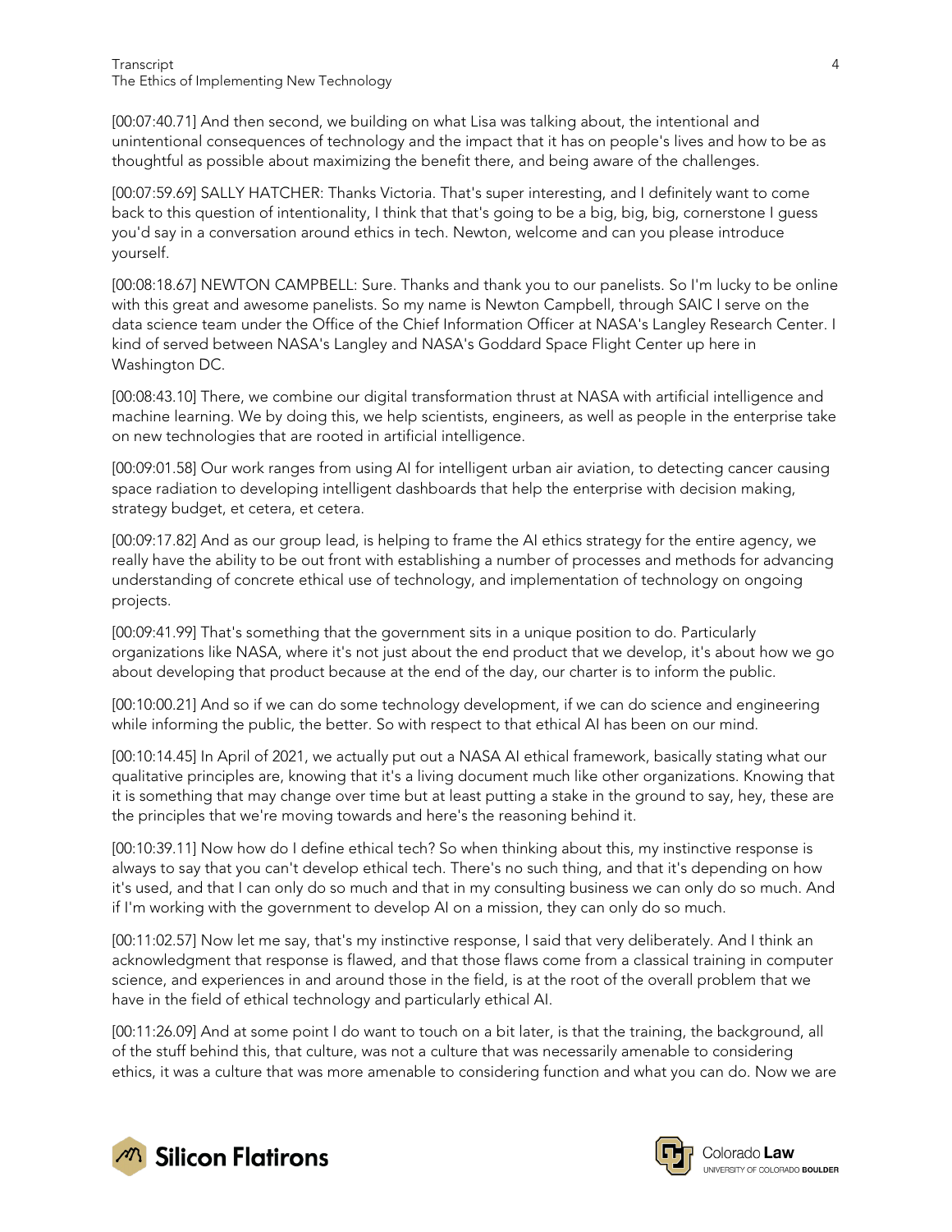[00:07:40.71] And then second, we building on what Lisa was talking about, the intentional and unintentional consequences of technology and the impact that it has on people's lives and how to be as thoughtful as possible about maximizing the benefit there, and being aware of the challenges.

[00:07:59.69] SALLY HATCHER: Thanks Victoria. That's super interesting, and I definitely want to come back to this question of intentionality, I think that that's going to be a big, big, big, cornerstone I guess you'd say in a conversation around ethics in tech. Newton, welcome and can you please introduce yourself.

[00:08:18.67] NEWTON CAMPBELL: Sure. Thanks and thank you to our panelists. So I'm lucky to be online with this great and awesome panelists. So my name is Newton Campbell, through SAIC I serve on the data science team under the Office of the Chief Information Officer at NASA's Langley Research Center. I kind of served between NASA's Langley and NASA's Goddard Space Flight Center up here in Washington DC.

[00:08:43.10] There, we combine our digital transformation thrust at NASA with artificial intelligence and machine learning. We by doing this, we help scientists, engineers, as well as people in the enterprise take on new technologies that are rooted in artificial intelligence.

[00:09:01.58] Our work ranges from using AI for intelligent urban air aviation, to detecting cancer causing space radiation to developing intelligent dashboards that help the enterprise with decision making, strategy budget, et cetera, et cetera.

[00:09:17.82] And as our group lead, is helping to frame the AI ethics strategy for the entire agency, we really have the ability to be out front with establishing a number of processes and methods for advancing understanding of concrete ethical use of technology, and implementation of technology on ongoing projects.

[00:09:41.99] That's something that the government sits in a unique position to do. Particularly organizations like NASA, where it's not just about the end product that we develop, it's about how we go about developing that product because at the end of the day, our charter is to inform the public.

[00:10:00.21] And so if we can do some technology development, if we can do science and engineering while informing the public, the better. So with respect to that ethical AI has been on our mind.

[00:10:14.45] In April of 2021, we actually put out a NASA AI ethical framework, basically stating what our qualitative principles are, knowing that it's a living document much like other organizations. Knowing that it is something that may change over time but at least putting a stake in the ground to say, hey, these are the principles that we're moving towards and here's the reasoning behind it.

[00:10:39.11] Now how do I define ethical tech? So when thinking about this, my instinctive response is always to say that you can't develop ethical tech. There's no such thing, and that it's depending on how it's used, and that I can only do so much and that in my consulting business we can only do so much. And if I'm working with the government to develop AI on a mission, they can only do so much.

[00:11:02.57] Now let me say, that's my instinctive response, I said that very deliberately. And I think an acknowledgment that response is flawed, and that those flaws come from a classical training in computer science, and experiences in and around those in the field, is at the root of the overall problem that we have in the field of ethical technology and particularly ethical AI.

[00:11:26.09] And at some point I do want to touch on a bit later, is that the training, the background, all of the stuff behind this, that culture, was not a culture that was necessarily amenable to considering ethics, it was a culture that was more amenable to considering function and what you can do. Now we are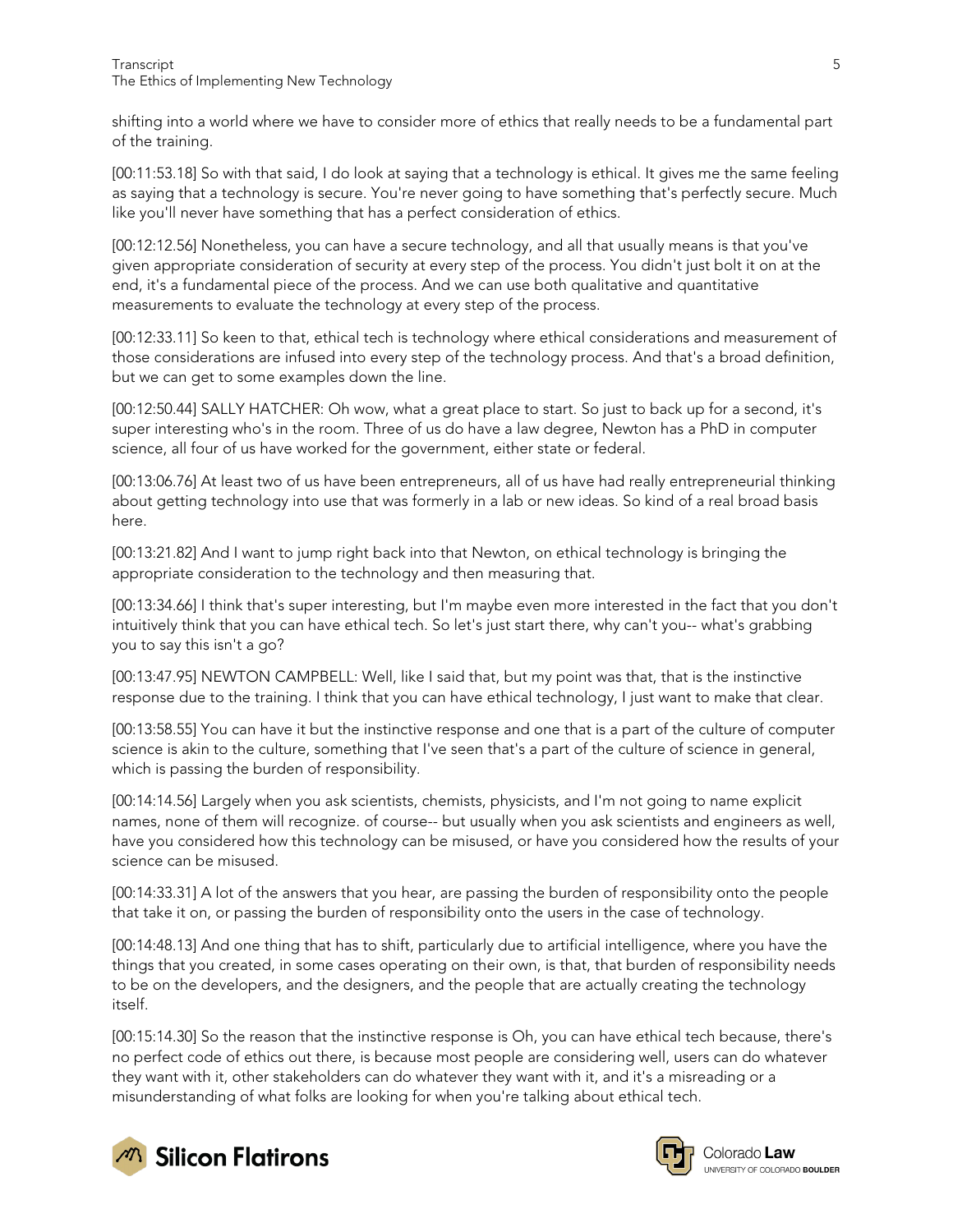shifting into a world where we have to consider more of ethics that really needs to be a fundamental part of the training.

[00:11:53.18] So with that said, I do look at saying that a technology is ethical. It gives me the same feeling as saying that a technology is secure. You're never going to have something that's perfectly secure. Much like you'll never have something that has a perfect consideration of ethics.

[00:12:12.56] Nonetheless, you can have a secure technology, and all that usually means is that you've given appropriate consideration of security at every step of the process. You didn't just bolt it on at the end, it's a fundamental piece of the process. And we can use both qualitative and quantitative measurements to evaluate the technology at every step of the process.

[00:12:33.11] So keen to that, ethical tech is technology where ethical considerations and measurement of those considerations are infused into every step of the technology process. And that's a broad definition, but we can get to some examples down the line.

[00:12:50.44] SALLY HATCHER: Oh wow, what a great place to start. So just to back up for a second, it's super interesting who's in the room. Three of us do have a law degree, Newton has a PhD in computer science, all four of us have worked for the government, either state or federal.

[00:13:06.76] At least two of us have been entrepreneurs, all of us have had really entrepreneurial thinking about getting technology into use that was formerly in a lab or new ideas. So kind of a real broad basis here.

[00:13:21.82] And I want to jump right back into that Newton, on ethical technology is bringing the appropriate consideration to the technology and then measuring that.

[00:13:34.66] I think that's super interesting, but I'm maybe even more interested in the fact that you don't intuitively think that you can have ethical tech. So let's just start there, why can't you-- what's grabbing you to say this isn't a go?

[00:13:47.95] NEWTON CAMPBELL: Well, like I said that, but my point was that, that is the instinctive response due to the training. I think that you can have ethical technology, I just want to make that clear.

[00:13:58.55] You can have it but the instinctive response and one that is a part of the culture of computer science is akin to the culture, something that I've seen that's a part of the culture of science in general, which is passing the burden of responsibility.

[00:14:14.56] Largely when you ask scientists, chemists, physicists, and I'm not going to name explicit names, none of them will recognize. of course-- but usually when you ask scientists and engineers as well, have you considered how this technology can be misused, or have you considered how the results of your science can be misused.

[00:14:33.31] A lot of the answers that you hear, are passing the burden of responsibility onto the people that take it on, or passing the burden of responsibility onto the users in the case of technology.

[00:14:48.13] And one thing that has to shift, particularly due to artificial intelligence, where you have the things that you created, in some cases operating on their own, is that, that burden of responsibility needs to be on the developers, and the designers, and the people that are actually creating the technology itself.

[00:15:14.30] So the reason that the instinctive response is Oh, you can have ethical tech because, there's no perfect code of ethics out there, is because most people are considering well, users can do whatever they want with it, other stakeholders can do whatever they want with it, and it's a misreading or a misunderstanding of what folks are looking for when you're talking about ethical tech.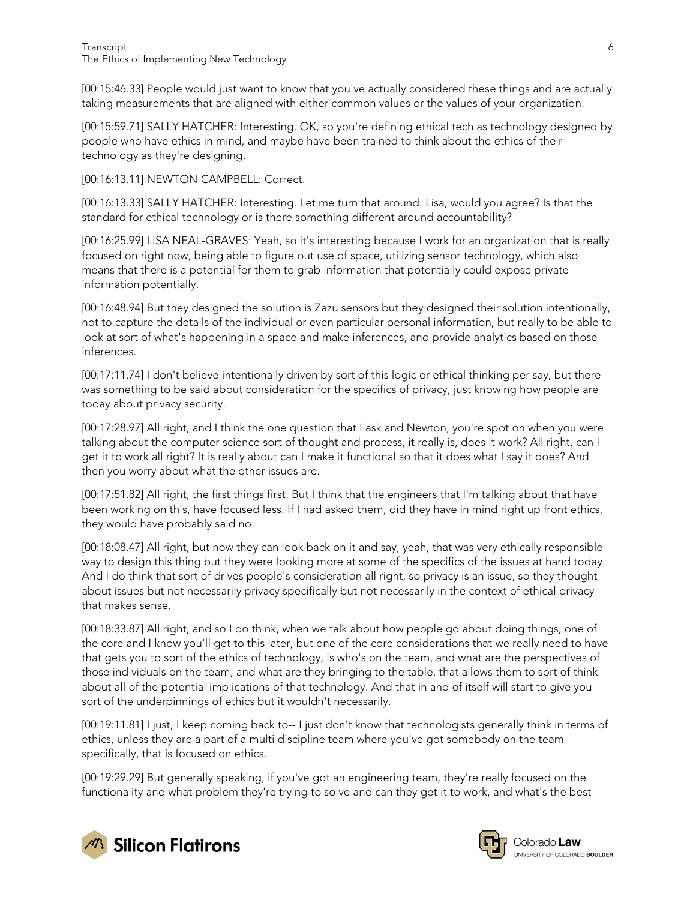[00:15:46.33] People would just want to know that you've actually considered these things and are actually taking measurements that are aligned with either common values or the values of your organization.

[00:15:59.71] SALLY HATCHER: Interesting. OK, so you're defining ethical tech as technology designed by people who have ethics in mind, and maybe have been trained to think about the ethics of their technology as they're designing.

[00:16:13.11] NEWTON CAMPBELL: Correct.

[00:16:13.33] SALLY HATCHER: Interesting. Let me turn that around. Lisa, would you agree? Is that the standard for ethical technology or is there something different around accountability?

[00:16:25.99] LISA NEAL-GRAVES: Yeah, so it's interesting because I work for an organization that is really focused on right now, being able to figure out use of space, utilizing sensor technology, which also means that there is a potential for them to grab information that potentially could expose private information potentially.

[00:16:48.94] But they designed the solution is Zazu sensors but they designed their solution intentionally, not to capture the details of the individual or even particular personal information, but really to be able to look at sort of what's happening in a space and make inferences, and provide analytics based on those inferences.

[00:17:11.74] I don't believe intentionally driven by sort of this logic or ethical thinking per say, but there was something to be said about consideration for the specifics of privacy, just knowing how people are today about privacy security.

[00:17:28.97] All right, and I think the one question that I ask and Newton, you're spot on when you were talking about the computer science sort of thought and process, it really is, does it work? All right, can I get it to work all right? It is really about can I make it functional so that it does what I say it does? And then you worry about what the other issues are.

[00:17:51.82] All right, the first things first. But I think that the engineers that I'm talking about that have been working on this, have focused less. If I had asked them, did they have in mind right up front ethics, they would have probably said no.

[00:18:08.47] All right, but now they can look back on it and say, yeah, that was very ethically responsible way to design this thing but they were looking more at some of the specifics of the issues at hand today. And I do think that sort of drives people's consideration all right, so privacy is an issue, so they thought about issues but not necessarily privacy specifically but not necessarily in the context of ethical privacy that makes sense.

[00:18:33.87] All right, and so I do think, when we talk about how people go about doing things, one of the core and I know you'll get to this later, but one of the core considerations that we really need to have that gets you to sort of the ethics of technology, is who's on the team, and what are the perspectives of those individuals on the team, and what are they bringing to the table, that allows them to sort of think about all of the potential implications of that technology. And that in and of itself will start to give you sort of the underpinnings of ethics but it wouldn't necessarily.

[00:19:11.81] I just, I keep coming back to-- I just don't know that technologists generally think in terms of ethics, unless they are a part of a multi discipline team where you've got somebody on the team specifically, that is focused on ethics.

[00:19:29.29] But generally speaking, if you've got an engineering team, they're really focused on the functionality and what problem they're trying to solve and can they get it to work, and what's the best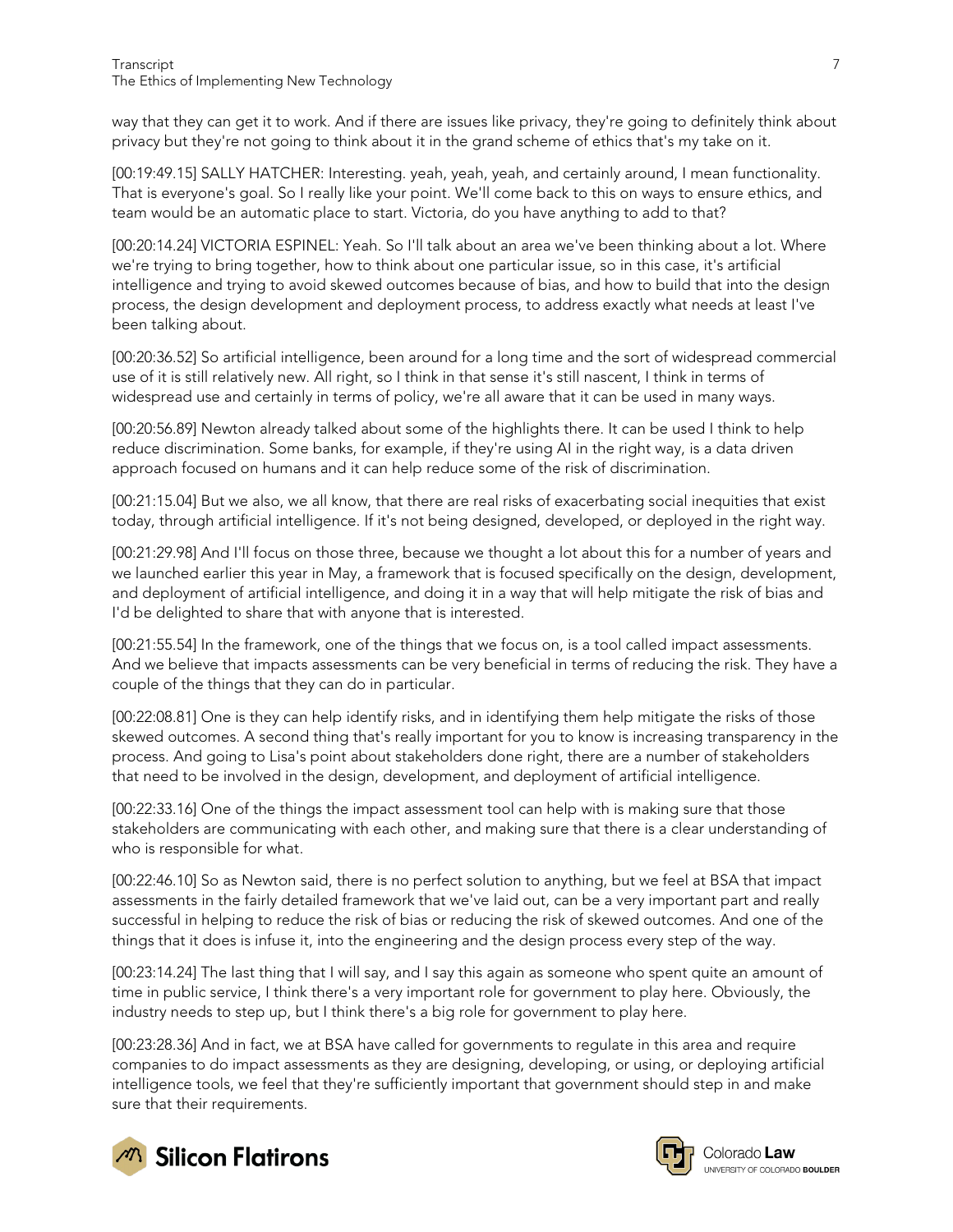way that they can get it to work. And if there are issues like privacy, they're going to definitely think about privacy but they're not going to think about it in the grand scheme of ethics that's my take on it.

[00:19:49.15] SALLY HATCHER: Interesting. yeah, yeah, yeah, and certainly around, I mean functionality. That is everyone's goal. So I really like your point. We'll come back to this on ways to ensure ethics, and team would be an automatic place to start. Victoria, do you have anything to add to that?

[00:20:14.24] VICTORIA ESPINEL: Yeah. So I'll talk about an area we've been thinking about a lot. Where we're trying to bring together, how to think about one particular issue, so in this case, it's artificial intelligence and trying to avoid skewed outcomes because of bias, and how to build that into the design process, the design development and deployment process, to address exactly what needs at least I've been talking about.

[00:20:36.52] So artificial intelligence, been around for a long time and the sort of widespread commercial use of it is still relatively new. All right, so I think in that sense it's still nascent, I think in terms of widespread use and certainly in terms of policy, we're all aware that it can be used in many ways.

[00:20:56.89] Newton already talked about some of the highlights there. It can be used I think to help reduce discrimination. Some banks, for example, if they're using AI in the right way, is a data driven approach focused on humans and it can help reduce some of the risk of discrimination.

[00:21:15.04] But we also, we all know, that there are real risks of exacerbating social inequities that exist today, through artificial intelligence. If it's not being designed, developed, or deployed in the right way.

[00:21:29.98] And I'll focus on those three, because we thought a lot about this for a number of years and we launched earlier this year in May, a framework that is focused specifically on the design, development, and deployment of artificial intelligence, and doing it in a way that will help mitigate the risk of bias and I'd be delighted to share that with anyone that is interested.

[00:21:55.54] In the framework, one of the things that we focus on, is a tool called impact assessments. And we believe that impacts assessments can be very beneficial in terms of reducing the risk. They have a couple of the things that they can do in particular.

[00:22:08.81] One is they can help identify risks, and in identifying them help mitigate the risks of those skewed outcomes. A second thing that's really important for you to know is increasing transparency in the process. And going to Lisa's point about stakeholders done right, there are a number of stakeholders that need to be involved in the design, development, and deployment of artificial intelligence.

[00:22:33.16] One of the things the impact assessment tool can help with is making sure that those stakeholders are communicating with each other, and making sure that there is a clear understanding of who is responsible for what.

[00:22:46.10] So as Newton said, there is no perfect solution to anything, but we feel at BSA that impact assessments in the fairly detailed framework that we've laid out, can be a very important part and really successful in helping to reduce the risk of bias or reducing the risk of skewed outcomes. And one of the things that it does is infuse it, into the engineering and the design process every step of the way.

[00:23:14.24] The last thing that I will say, and I say this again as someone who spent quite an amount of time in public service, I think there's a very important role for government to play here. Obviously, the industry needs to step up, but I think there's a big role for government to play here.

[00:23:28.36] And in fact, we at BSA have called for governments to regulate in this area and require companies to do impact assessments as they are designing, developing, or using, or deploying artificial intelligence tools, we feel that they're sufficiently important that government should step in and make sure that their requirements.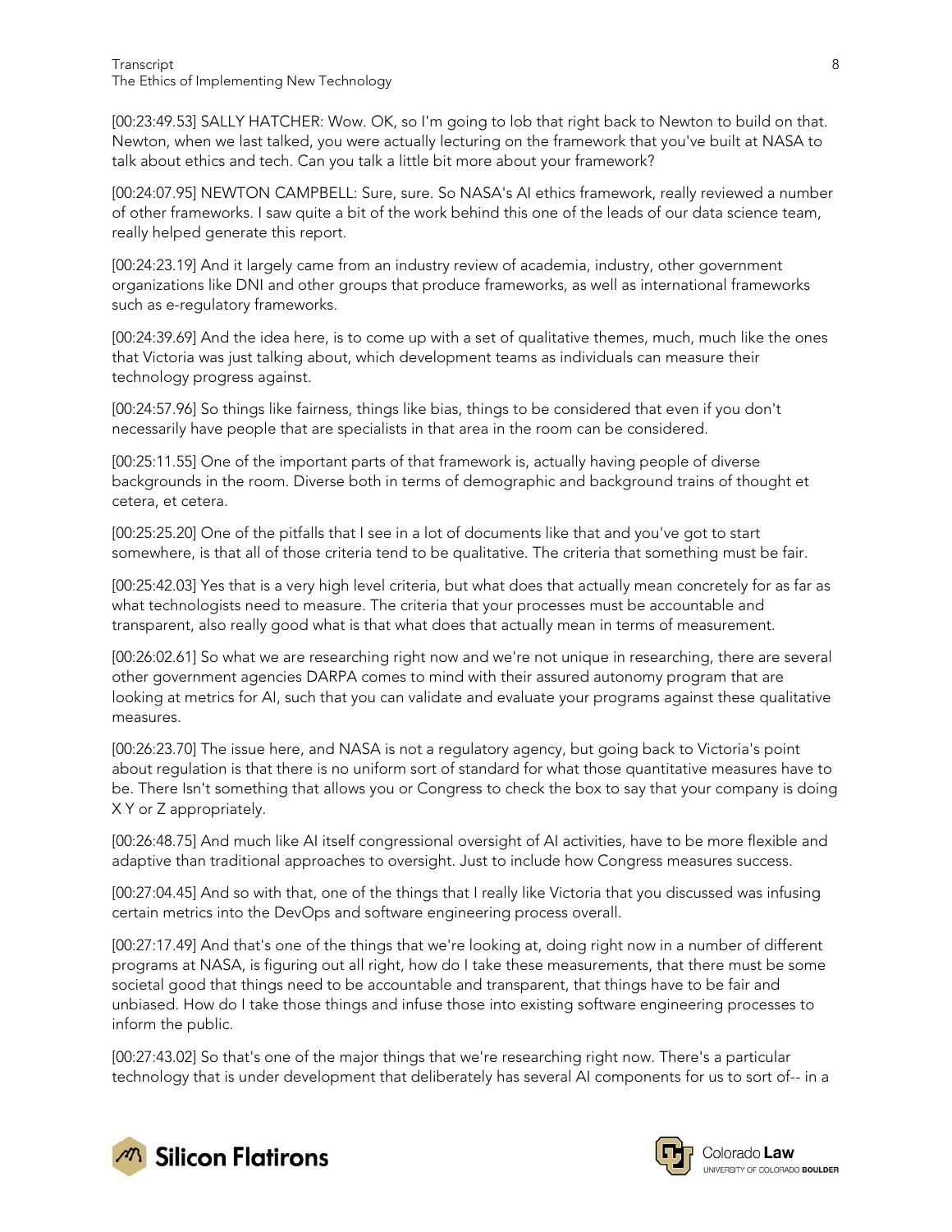[00:23:49.53] SALLY HATCHER: Wow. OK, so I'm going to lob that right back to Newton to build on that. Newton, when we last talked, you were actually lecturing on the framework that you've built at NASA to talk about ethics and tech. Can you talk a little bit more about your framework?

[00:24:07.95] NEWTON CAMPBELL: Sure, sure. So NASA's AI ethics framework, really reviewed a number of other frameworks. I saw quite a bit of the work behind this one of the leads of our data science team, really helped generate this report.

[00:24:23.19] And it largely came from an industry review of academia, industry, other government organizations like DNI and other groups that produce frameworks, as well as international frameworks such as e-regulatory frameworks.

[00:24:39.69] And the idea here, is to come up with a set of qualitative themes, much, much like the ones that Victoria was just talking about, which development teams as individuals can measure their technology progress against.

[00:24:57.96] So things like fairness, things like bias, things to be considered that even if you don't necessarily have people that are specialists in that area in the room can be considered.

[00:25:11.55] One of the important parts of that framework is, actually having people of diverse backgrounds in the room. Diverse both in terms of demographic and background trains of thought et cetera, et cetera.

[00:25:25.20] One of the pitfalls that I see in a lot of documents like that and you've got to start somewhere, is that all of those criteria tend to be qualitative. The criteria that something must be fair.

[00:25:42.03] Yes that is a very high level criteria, but what does that actually mean concretely for as far as what technologists need to measure. The criteria that your processes must be accountable and transparent, also really good what is that what does that actually mean in terms of measurement.

[00:26:02.61] So what we are researching right now and we're not unique in researching, there are several other government agencies DARPA comes to mind with their assured autonomy program that are looking at metrics for AI, such that you can validate and evaluate your programs against these qualitative measures.

[00:26:23.70] The issue here, and NASA is not a regulatory agency, but going back to Victoria's point about regulation is that there is no uniform sort of standard for what those quantitative measures have to be. There Isn't something that allows you or Congress to check the box to say that your company is doing X Y or Z appropriately.

[00:26:48.75] And much like AI itself congressional oversight of AI activities, have to be more flexible and adaptive than traditional approaches to oversight. Just to include how Congress measures success.

[00:27:04.45] And so with that, one of the things that I really like Victoria that you discussed was infusing certain metrics into the DevOps and software engineering process overall.

[00:27:17.49] And that's one of the things that we're looking at, doing right now in a number of different programs at NASA, is figuring out all right, how do I take these measurements, that there must be some societal good that things need to be accountable and transparent, that things have to be fair and unbiased. How do I take those things and infuse those into existing software engineering processes to inform the public.

[00:27:43.02] So that's one of the major things that we're researching right now. There's a particular technology that is under development that deliberately has several AI components for us to sort of-- in a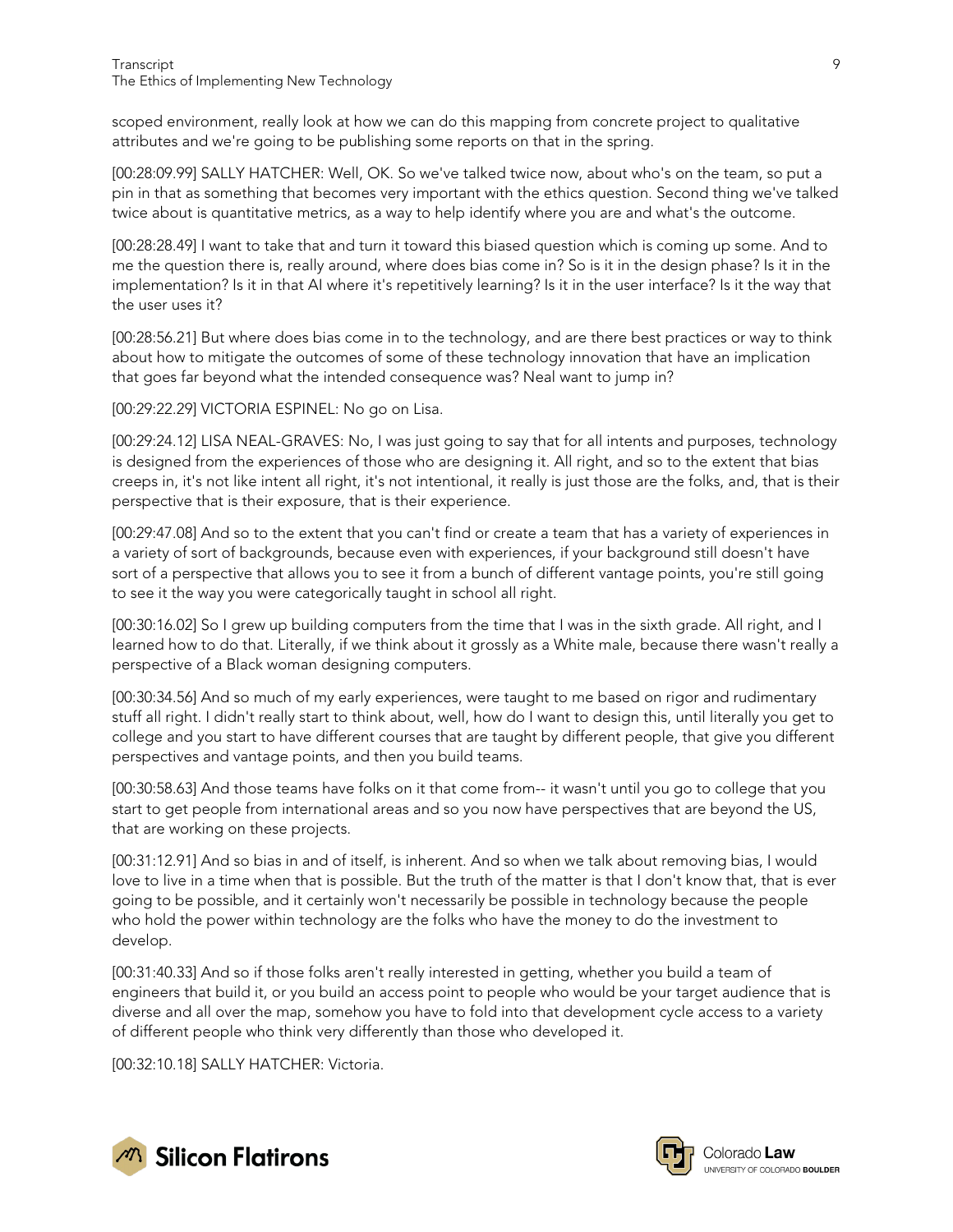scoped environment, really look at how we can do this mapping from concrete project to qualitative attributes and we're going to be publishing some reports on that in the spring.

[00:28:09.99] SALLY HATCHER: Well, OK. So we've talked twice now, about who's on the team, so put a pin in that as something that becomes very important with the ethics question. Second thing we've talked twice about is quantitative metrics, as a way to help identify where you are and what's the outcome.

[00:28:28.49] I want to take that and turn it toward this biased question which is coming up some. And to me the question there is, really around, where does bias come in? So is it in the design phase? Is it in the implementation? Is it in that AI where it's repetitively learning? Is it in the user interface? Is it the way that the user uses it?

[00:28:56.21] But where does bias come in to the technology, and are there best practices or way to think about how to mitigate the outcomes of some of these technology innovation that have an implication that goes far beyond what the intended consequence was? Neal want to jump in?

[00:29:22.29] VICTORIA ESPINEL: No go on Lisa.

[00:29:24.12] LISA NEAL-GRAVES: No, I was just going to say that for all intents and purposes, technology is designed from the experiences of those who are designing it. All right, and so to the extent that bias creeps in, it's not like intent all right, it's not intentional, it really is just those are the folks, and, that is their perspective that is their exposure, that is their experience.

[00:29:47.08] And so to the extent that you can't find or create a team that has a variety of experiences in a variety of sort of backgrounds, because even with experiences, if your background still doesn't have sort of a perspective that allows you to see it from a bunch of different vantage points, you're still going to see it the way you were categorically taught in school all right.

[00:30:16.02] So I grew up building computers from the time that I was in the sixth grade. All right, and I learned how to do that. Literally, if we think about it grossly as a White male, because there wasn't really a perspective of a Black woman designing computers.

[00:30:34.56] And so much of my early experiences, were taught to me based on rigor and rudimentary stuff all right. I didn't really start to think about, well, how do I want to design this, until literally you get to college and you start to have different courses that are taught by different people, that give you different perspectives and vantage points, and then you build teams.

[00:30:58.63] And those teams have folks on it that come from-- it wasn't until you go to college that you start to get people from international areas and so you now have perspectives that are beyond the US, that are working on these projects.

[00:31:12.91] And so bias in and of itself, is inherent. And so when we talk about removing bias, I would love to live in a time when that is possible. But the truth of the matter is that I don't know that, that is ever going to be possible, and it certainly won't necessarily be possible in technology because the people who hold the power within technology are the folks who have the money to do the investment to develop.

[00:31:40.33] And so if those folks aren't really interested in getting, whether you build a team of engineers that build it, or you build an access point to people who would be your target audience that is diverse and all over the map, somehow you have to fold into that development cycle access to a variety of different people who think very differently than those who developed it.

[00:32:10.18] SALLY HATCHER: Victoria.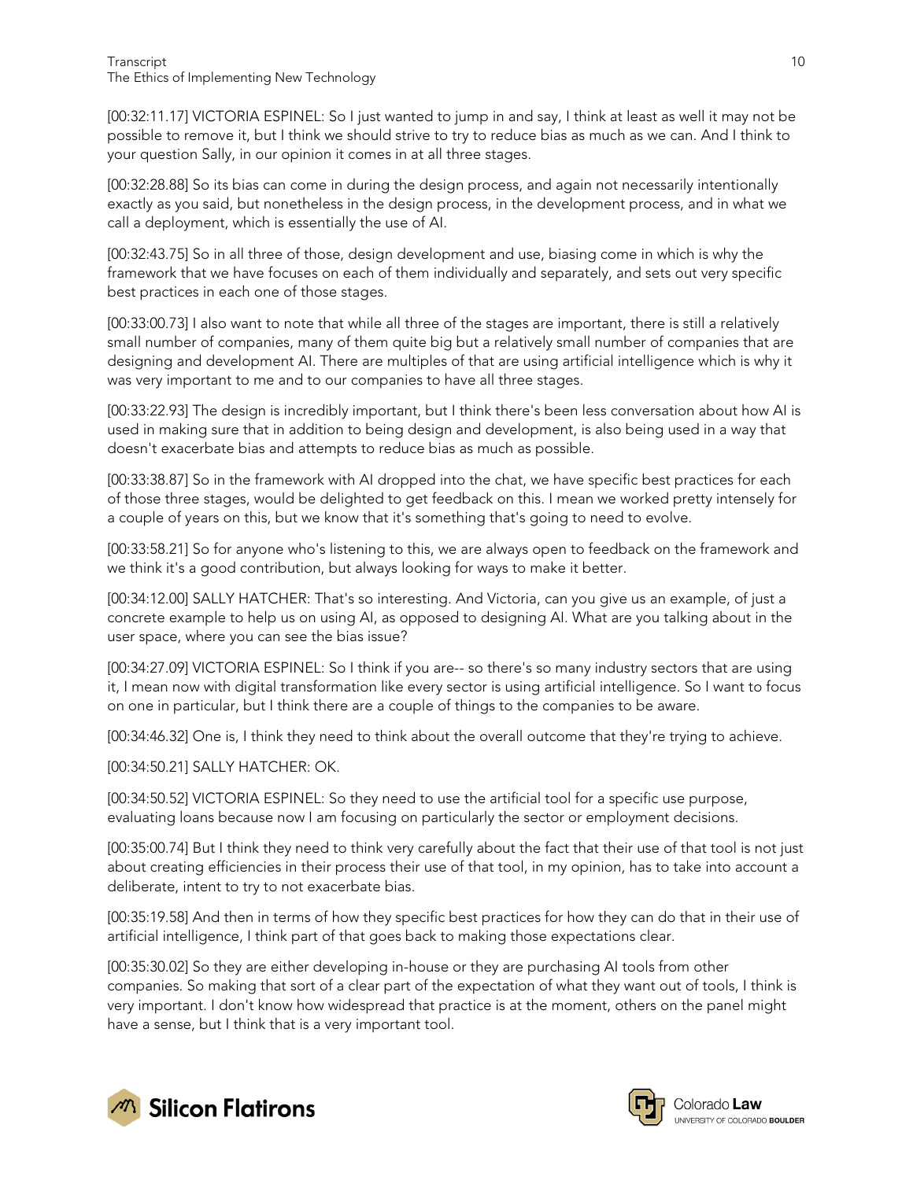[00:32:11.17] VICTORIA ESPINEL: So I just wanted to jump in and say, I think at least as well it may not be possible to remove it, but I think we should strive to try to reduce bias as much as we can. And I think to your question Sally, in our opinion it comes in at all three stages.

[00:32:28.88] So its bias can come in during the design process, and again not necessarily intentionally exactly as you said, but nonetheless in the design process, in the development process, and in what we call a deployment, which is essentially the use of AI.

[00:32:43.75] So in all three of those, design development and use, biasing come in which is why the framework that we have focuses on each of them individually and separately, and sets out very specific best practices in each one of those stages.

[00:33:00.73] I also want to note that while all three of the stages are important, there is still a relatively small number of companies, many of them quite big but a relatively small number of companies that are designing and development AI. There are multiples of that are using artificial intelligence which is why it was very important to me and to our companies to have all three stages.

[00:33:22.93] The design is incredibly important, but I think there's been less conversation about how AI is used in making sure that in addition to being design and development, is also being used in a way that doesn't exacerbate bias and attempts to reduce bias as much as possible.

[00:33:38.87] So in the framework with AI dropped into the chat, we have specific best practices for each of those three stages, would be delighted to get feedback on this. I mean we worked pretty intensely for a couple of years on this, but we know that it's something that's going to need to evolve.

[00:33:58.21] So for anyone who's listening to this, we are always open to feedback on the framework and we think it's a good contribution, but always looking for ways to make it better.

[00:34:12.00] SALLY HATCHER: That's so interesting. And Victoria, can you give us an example, of just a concrete example to help us on using AI, as opposed to designing AI. What are you talking about in the user space, where you can see the bias issue?

[00:34:27.09] VICTORIA ESPINEL: So I think if you are-- so there's so many industry sectors that are using it, I mean now with digital transformation like every sector is using artificial intelligence. So I want to focus on one in particular, but I think there are a couple of things to the companies to be aware.

[00:34:46.32] One is, I think they need to think about the overall outcome that they're trying to achieve.

[00:34:50.21] SALLY HATCHER: OK.

[00:34:50.52] VICTORIA ESPINEL: So they need to use the artificial tool for a specific use purpose, evaluating loans because now I am focusing on particularly the sector or employment decisions.

[00:35:00.74] But I think they need to think very carefully about the fact that their use of that tool is not just about creating efficiencies in their process their use of that tool, in my opinion, has to take into account a deliberate, intent to try to not exacerbate bias.

[00:35:19.58] And then in terms of how they specific best practices for how they can do that in their use of artificial intelligence, I think part of that goes back to making those expectations clear.

[00:35:30.02] So they are either developing in-house or they are purchasing AI tools from other companies. So making that sort of a clear part of the expectation of what they want out of tools, I think is very important. I don't know how widespread that practice is at the moment, others on the panel might have a sense, but I think that is a very important tool.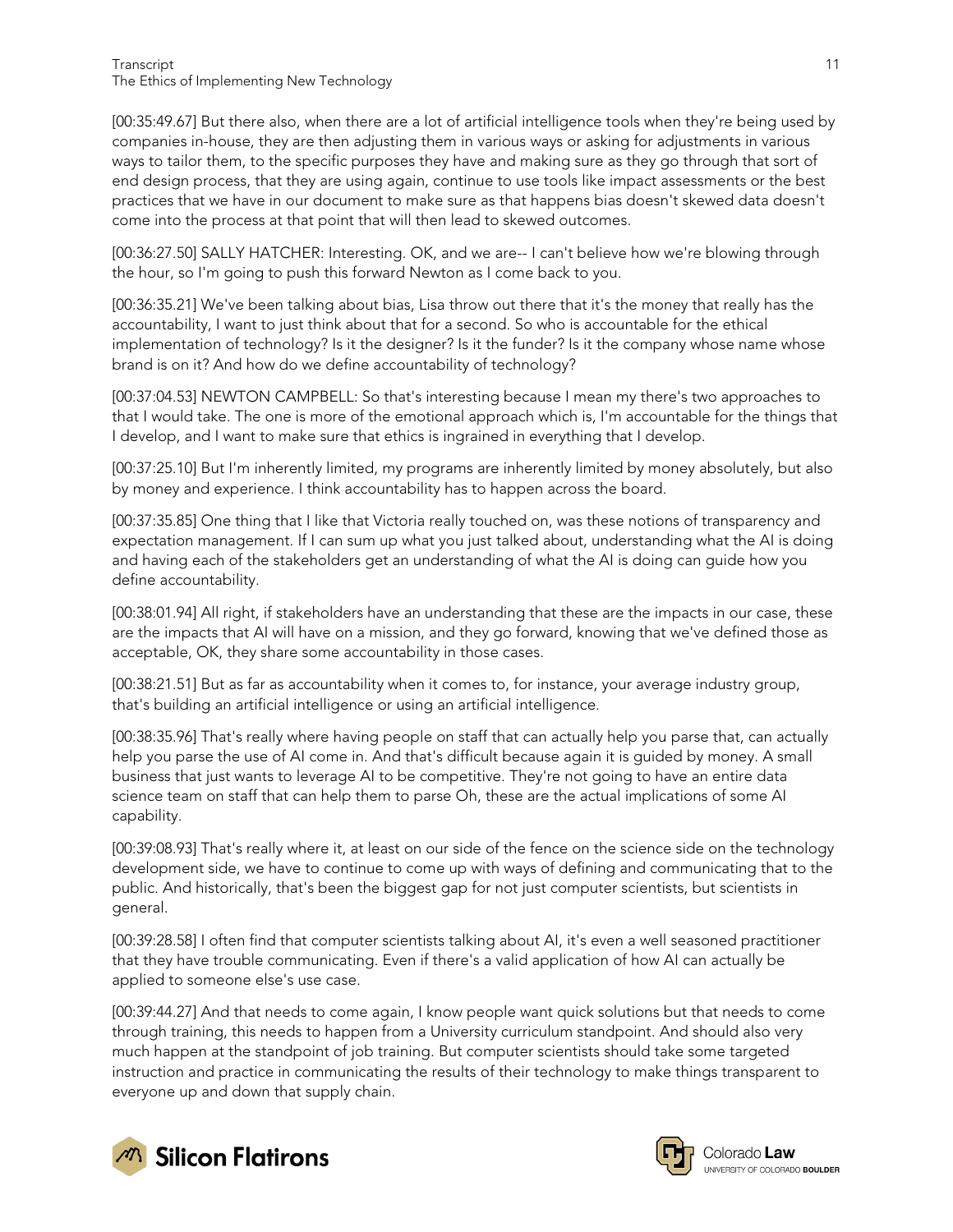[00:35:49.67] But there also, when there are a lot of artificial intelligence tools when they're being used by companies in-house, they are then adjusting them in various ways or asking for adjustments in various ways to tailor them, to the specific purposes they have and making sure as they go through that sort of end design process, that they are using again, continue to use tools like impact assessments or the best practices that we have in our document to make sure as that happens bias doesn't skewed data doesn't come into the process at that point that will then lead to skewed outcomes.

[00:36:27.50] SALLY HATCHER: Interesting. OK, and we are-- I can't believe how we're blowing through the hour, so I'm going to push this forward Newton as I come back to you.

[00:36:35.21] We've been talking about bias, Lisa throw out there that it's the money that really has the accountability, I want to just think about that for a second. So who is accountable for the ethical implementation of technology? Is it the designer? Is it the funder? Is it the company whose name whose brand is on it? And how do we define accountability of technology?

[00:37:04.53] NEWTON CAMPBELL: So that's interesting because I mean my there's two approaches to that I would take. The one is more of the emotional approach which is, I'm accountable for the things that I develop, and I want to make sure that ethics is ingrained in everything that I develop.

[00:37:25.10] But I'm inherently limited, my programs are inherently limited by money absolutely, but also by money and experience. I think accountability has to happen across the board.

[00:37:35.85] One thing that I like that Victoria really touched on, was these notions of transparency and expectation management. If I can sum up what you just talked about, understanding what the AI is doing and having each of the stakeholders get an understanding of what the AI is doing can guide how you define accountability.

[00:38:01.94] All right, if stakeholders have an understanding that these are the impacts in our case, these are the impacts that AI will have on a mission, and they go forward, knowing that we've defined those as acceptable, OK, they share some accountability in those cases.

[00:38:21.51] But as far as accountability when it comes to, for instance, your average industry group, that's building an artificial intelligence or using an artificial intelligence.

[00:38:35.96] That's really where having people on staff that can actually help you parse that, can actually help you parse the use of AI come in. And that's difficult because again it is guided by money. A small business that just wants to leverage AI to be competitive. They're not going to have an entire data science team on staff that can help them to parse Oh, these are the actual implications of some AI capability.

[00:39:08.93] That's really where it, at least on our side of the fence on the science side on the technology development side, we have to continue to come up with ways of defining and communicating that to the public. And historically, that's been the biggest gap for not just computer scientists, but scientists in general.

[00:39:28.58] I often find that computer scientists talking about AI, it's even a well seasoned practitioner that they have trouble communicating. Even if there's a valid application of how AI can actually be applied to someone else's use case.

[00:39:44.27] And that needs to come again, I know people want quick solutions but that needs to come through training, this needs to happen from a University curriculum standpoint. And should also very much happen at the standpoint of job training. But computer scientists should take some targeted instruction and practice in communicating the results of their technology to make things transparent to everyone up and down that supply chain.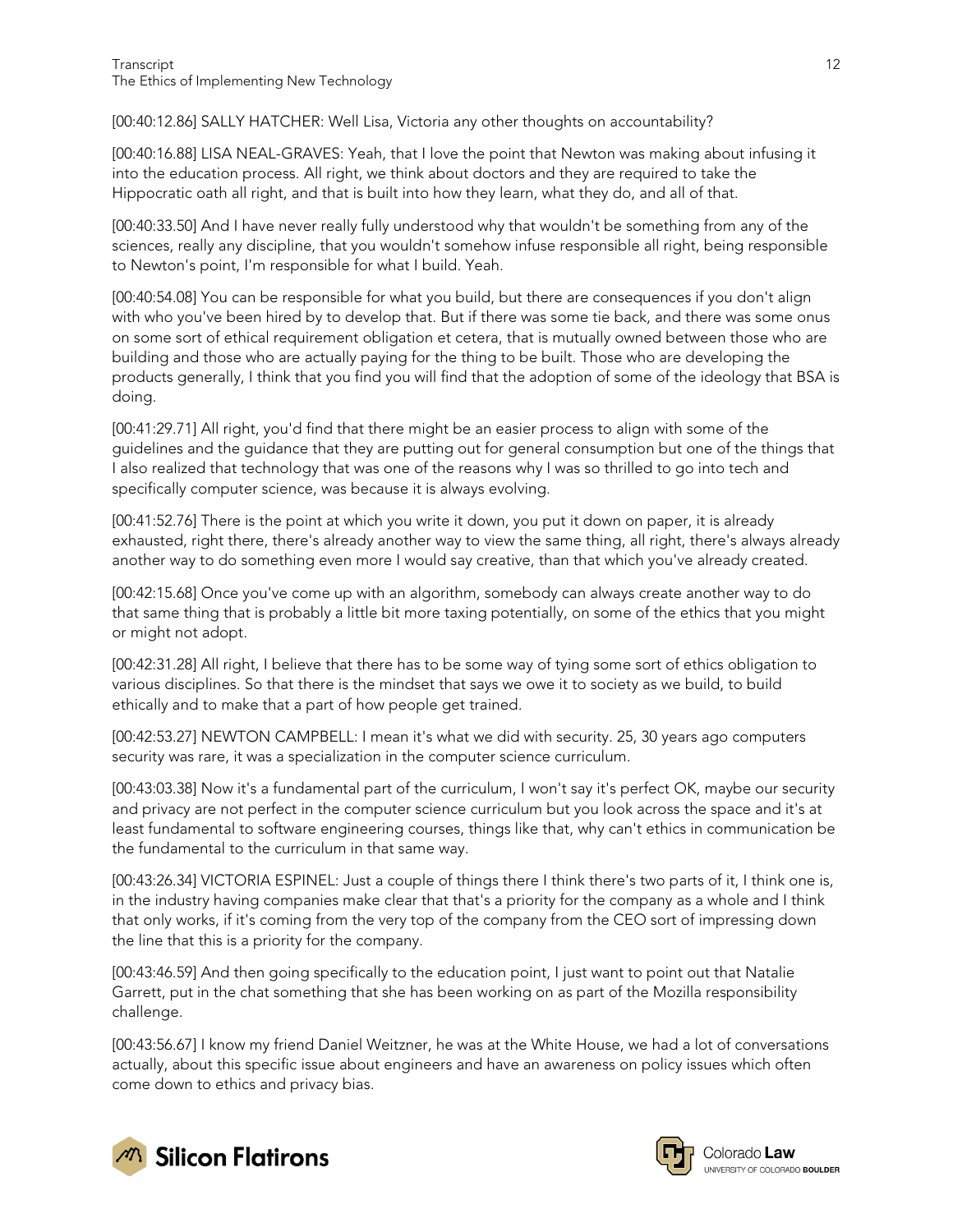[00:40:12.86] SALLY HATCHER: Well Lisa, Victoria any other thoughts on accountability?

[00:40:16.88] LISA NEAL-GRAVES: Yeah, that I love the point that Newton was making about infusing it into the education process. All right, we think about doctors and they are required to take the Hippocratic oath all right, and that is built into how they learn, what they do, and all of that.

[00:40:33.50] And I have never really fully understood why that wouldn't be something from any of the sciences, really any discipline, that you wouldn't somehow infuse responsible all right, being responsible to Newton's point, I'm responsible for what I build. Yeah.

[00:40:54.08] You can be responsible for what you build, but there are consequences if you don't align with who you've been hired by to develop that. But if there was some tie back, and there was some onus on some sort of ethical requirement obligation et cetera, that is mutually owned between those who are building and those who are actually paying for the thing to be built. Those who are developing the products generally, I think that you find you will find that the adoption of some of the ideology that BSA is doing.

[00:41:29.71] All right, you'd find that there might be an easier process to align with some of the guidelines and the guidance that they are putting out for general consumption but one of the things that I also realized that technology that was one of the reasons why I was so thrilled to go into tech and specifically computer science, was because it is always evolving.

[00:41:52.76] There is the point at which you write it down, you put it down on paper, it is already exhausted, right there, there's already another way to view the same thing, all right, there's always already another way to do something even more I would say creative, than that which you've already created.

[00:42:15.68] Once you've come up with an algorithm, somebody can always create another way to do that same thing that is probably a little bit more taxing potentially, on some of the ethics that you might or might not adopt.

[00:42:31.28] All right, I believe that there has to be some way of tying some sort of ethics obligation to various disciplines. So that there is the mindset that says we owe it to society as we build, to build ethically and to make that a part of how people get trained.

[00:42:53.27] NEWTON CAMPBELL: I mean it's what we did with security. 25, 30 years ago computers security was rare, it was a specialization in the computer science curriculum.

[00:43:03.38] Now it's a fundamental part of the curriculum, I won't say it's perfect OK, maybe our security and privacy are not perfect in the computer science curriculum but you look across the space and it's at least fundamental to software engineering courses, things like that, why can't ethics in communication be the fundamental to the curriculum in that same way.

[00:43:26.34] VICTORIA ESPINEL: Just a couple of things there I think there's two parts of it, I think one is, in the industry having companies make clear that that's a priority for the company as a whole and I think that only works, if it's coming from the very top of the company from the CEO sort of impressing down the line that this is a priority for the company.

[00:43:46.59] And then going specifically to the education point, I just want to point out that Natalie Garrett, put in the chat something that she has been working on as part of the Mozilla responsibility challenge.

[00:43:56.67] I know my friend Daniel Weitzner, he was at the White House, we had a lot of conversations actually, about this specific issue about engineers and have an awareness on policy issues which often come down to ethics and privacy bias.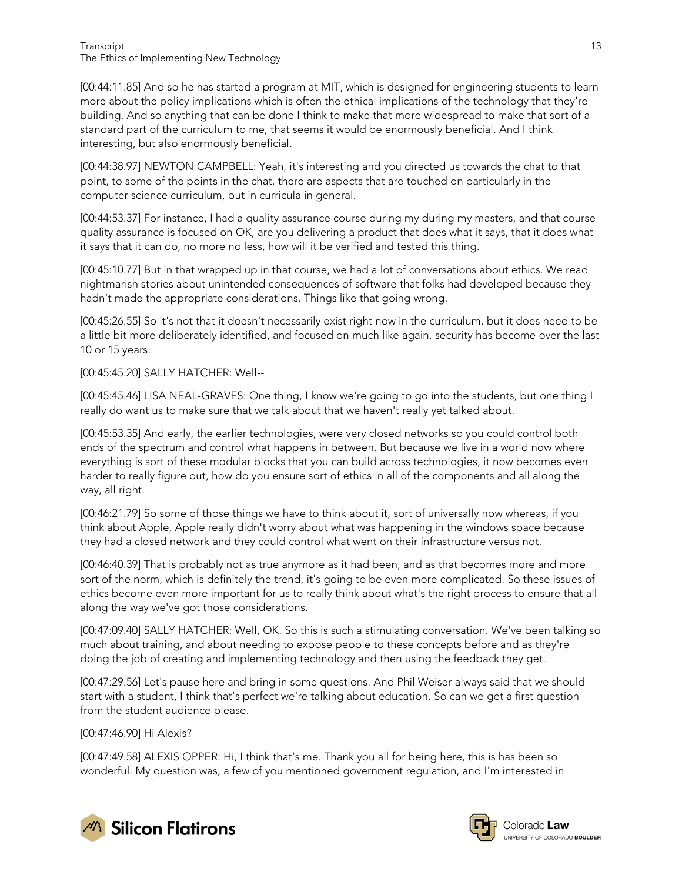[00:44:11.85] And so he has started a program at MIT, which is designed for engineering students to learn more about the policy implications which is often the ethical implications of the technology that they're building. And so anything that can be done I think to make that more widespread to make that sort of a standard part of the curriculum to me, that seems it would be enormously beneficial. And I think interesting, but also enormously beneficial.

[00:44:38.97] NEWTON CAMPBELL: Yeah, it's interesting and you directed us towards the chat to that point, to some of the points in the chat, there are aspects that are touched on particularly in the computer science curriculum, but in curricula in general.

[00:44:53.37] For instance, I had a quality assurance course during my during my masters, and that course quality assurance is focused on OK, are you delivering a product that does what it says, that it does what it says that it can do, no more no less, how will it be verified and tested this thing.

[00:45:10.77] But in that wrapped up in that course, we had a lot of conversations about ethics. We read nightmarish stories about unintended consequences of software that folks had developed because they hadn't made the appropriate considerations. Things like that going wrong.

[00:45:26.55] So it's not that it doesn't necessarily exist right now in the curriculum, but it does need to be a little bit more deliberately identified, and focused on much like again, security has become over the last 10 or 15 years.

[00:45:45.20] SALLY HATCHER: Well--

[00:45:45.46] LISA NEAL-GRAVES: One thing, I know we're going to go into the students, but one thing I really do want us to make sure that we talk about that we haven't really yet talked about.

[00:45:53.35] And early, the earlier technologies, were very closed networks so you could control both ends of the spectrum and control what happens in between. But because we live in a world now where everything is sort of these modular blocks that you can build across technologies, it now becomes even harder to really figure out, how do you ensure sort of ethics in all of the components and all along the way, all right.

[00:46:21.79] So some of those things we have to think about it, sort of universally now whereas, if you think about Apple, Apple really didn't worry about what was happening in the windows space because they had a closed network and they could control what went on their infrastructure versus not.

[00:46:40.39] That is probably not as true anymore as it had been, and as that becomes more and more sort of the norm, which is definitely the trend, it's going to be even more complicated. So these issues of ethics become even more important for us to really think about what's the right process to ensure that all along the way we've got those considerations.

[00:47:09.40] SALLY HATCHER: Well, OK. So this is such a stimulating conversation. We've been talking so much about training, and about needing to expose people to these concepts before and as they're doing the job of creating and implementing technology and then using the feedback they get.

[00:47:29.56] Let's pause here and bring in some questions. And Phil Weiser always said that we should start with a student, I think that's perfect we're talking about education. So can we get a first question from the student audience please.

[00:47:46.90] Hi Alexis?

[00:47:49.58] ALEXIS OPPER: Hi, I think that's me. Thank you all for being here, this is has been so wonderful. My question was, a few of you mentioned government regulation, and I'm interested in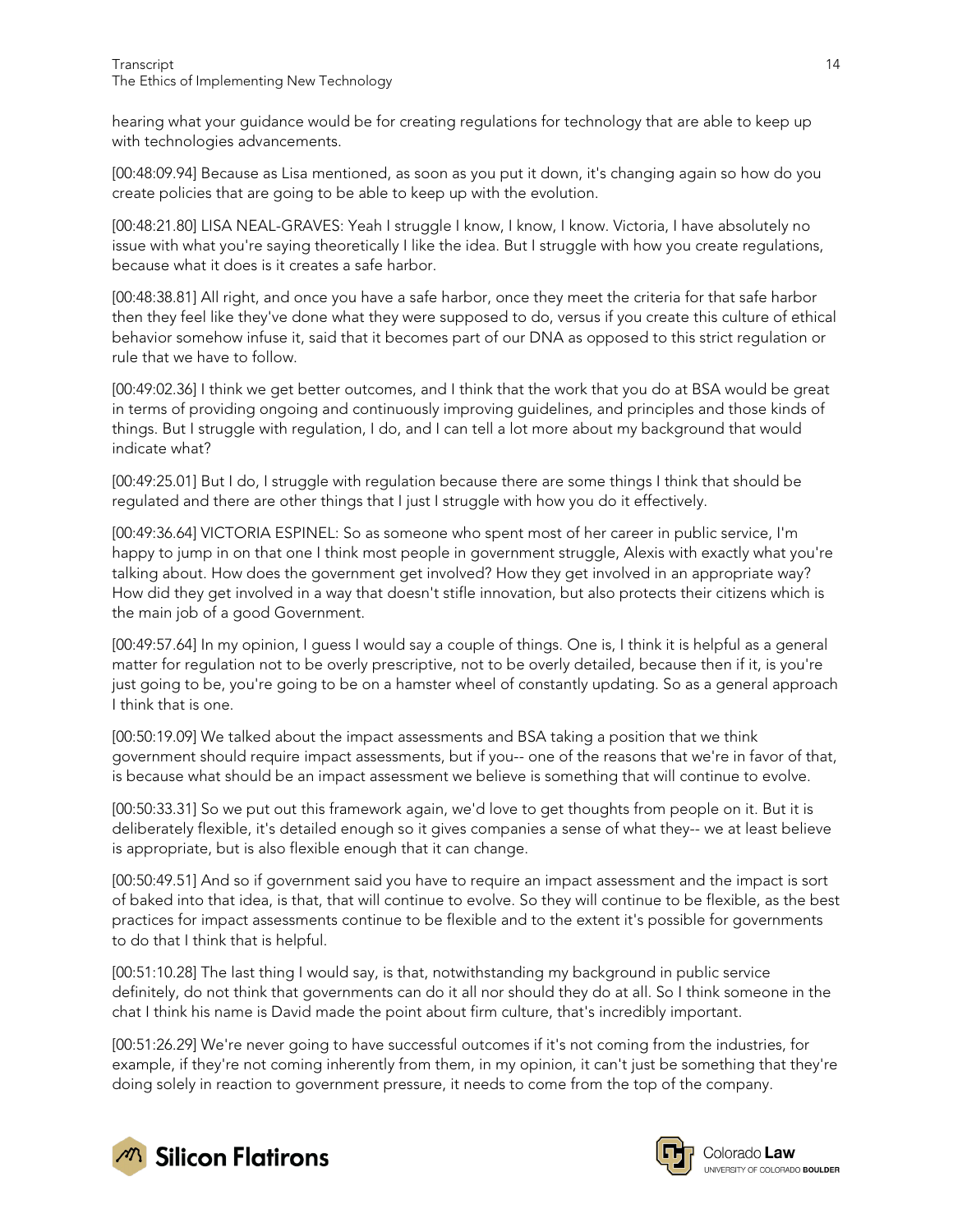hearing what your guidance would be for creating regulations for technology that are able to keep up with technologies advancements.

[00:48:09.94] Because as Lisa mentioned, as soon as you put it down, it's changing again so how do you create policies that are going to be able to keep up with the evolution.

[00:48:21.80] LISA NEAL-GRAVES: Yeah I struggle I know, I know, I know. Victoria, I have absolutely no issue with what you're saying theoretically I like the idea. But I struggle with how you create regulations, because what it does is it creates a safe harbor.

[00:48:38.81] All right, and once you have a safe harbor, once they meet the criteria for that safe harbor then they feel like they've done what they were supposed to do, versus if you create this culture of ethical behavior somehow infuse it, said that it becomes part of our DNA as opposed to this strict regulation or rule that we have to follow.

[00:49:02.36] I think we get better outcomes, and I think that the work that you do at BSA would be great in terms of providing ongoing and continuously improving guidelines, and principles and those kinds of things. But I struggle with regulation, I do, and I can tell a lot more about my background that would indicate what?

[00:49:25.01] But I do, I struggle with regulation because there are some things I think that should be regulated and there are other things that I just I struggle with how you do it effectively.

[00:49:36.64] VICTORIA ESPINEL: So as someone who spent most of her career in public service, I'm happy to jump in on that one I think most people in government struggle, Alexis with exactly what you're talking about. How does the government get involved? How they get involved in an appropriate way? How did they get involved in a way that doesn't stifle innovation, but also protects their citizens which is the main job of a good Government.

[00:49:57.64] In my opinion, I guess I would say a couple of things. One is, I think it is helpful as a general matter for regulation not to be overly prescriptive, not to be overly detailed, because then if it, is you're just going to be, you're going to be on a hamster wheel of constantly updating. So as a general approach I think that is one.

[00:50:19.09] We talked about the impact assessments and BSA taking a position that we think government should require impact assessments, but if you-- one of the reasons that we're in favor of that, is because what should be an impact assessment we believe is something that will continue to evolve.

[00:50:33.31] So we put out this framework again, we'd love to get thoughts from people on it. But it is deliberately flexible, it's detailed enough so it gives companies a sense of what they-- we at least believe is appropriate, but is also flexible enough that it can change.

[00:50:49.51] And so if government said you have to require an impact assessment and the impact is sort of baked into that idea, is that, that will continue to evolve. So they will continue to be flexible, as the best practices for impact assessments continue to be flexible and to the extent it's possible for governments to do that I think that is helpful.

[00:51:10.28] The last thing I would say, is that, notwithstanding my background in public service definitely, do not think that governments can do it all nor should they do at all. So I think someone in the chat I think his name is David made the point about firm culture, that's incredibly important.

[00:51:26.29] We're never going to have successful outcomes if it's not coming from the industries, for example, if they're not coming inherently from them, in my opinion, it can't just be something that they're doing solely in reaction to government pressure, it needs to come from the top of the company.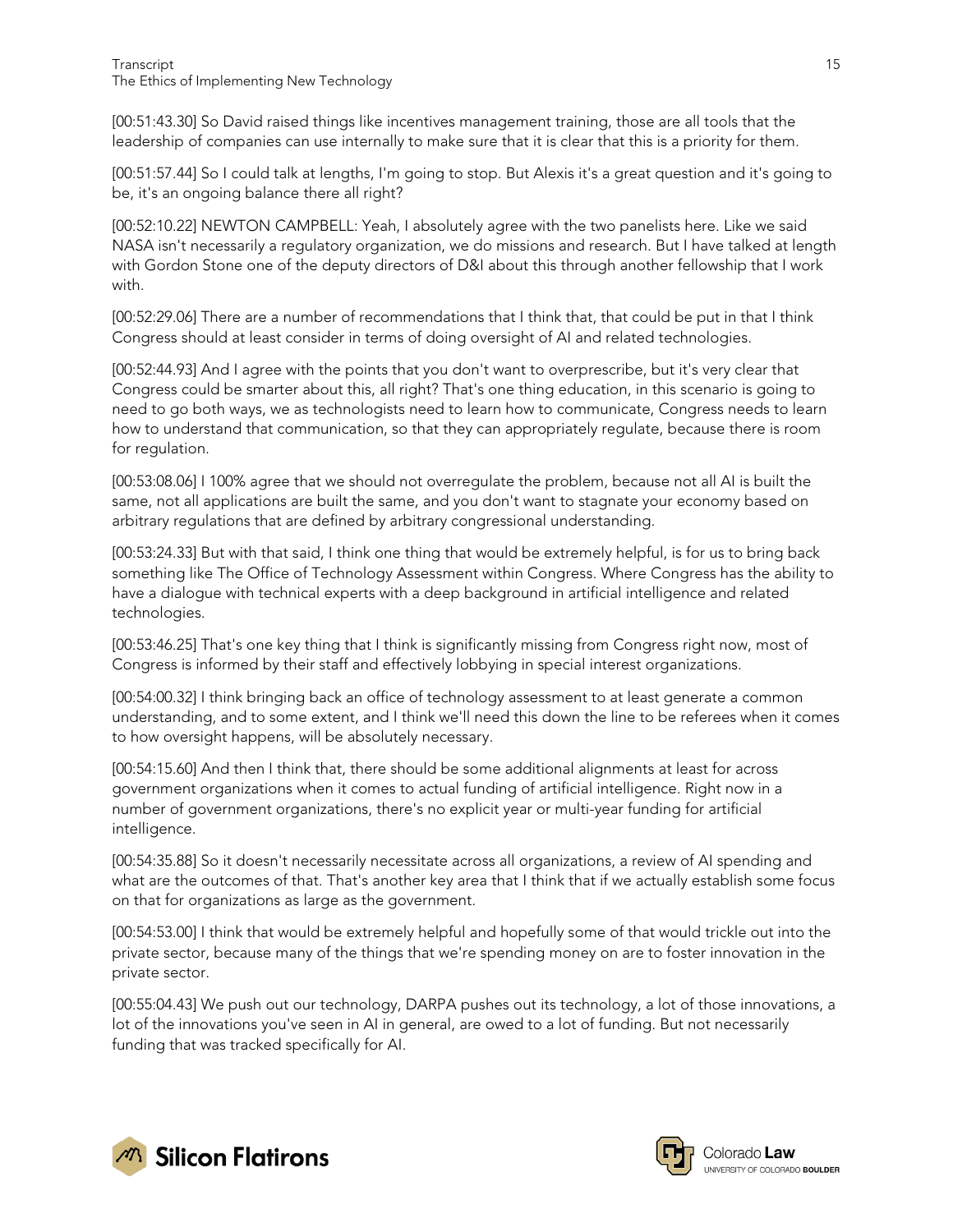[00:51:43.30] So David raised things like incentives management training, those are all tools that the leadership of companies can use internally to make sure that it is clear that this is a priority for them.

[00:51:57.44] So I could talk at lengths, I'm going to stop. But Alexis it's a great question and it's going to be, it's an ongoing balance there all right?

[00:52:10.22] NEWTON CAMPBELL: Yeah, I absolutely agree with the two panelists here. Like we said NASA isn't necessarily a regulatory organization, we do missions and research. But I have talked at length with Gordon Stone one of the deputy directors of D&I about this through another fellowship that I work with.

[00:52:29.06] There are a number of recommendations that I think that, that could be put in that I think Congress should at least consider in terms of doing oversight of AI and related technologies.

[00:52:44.93] And I agree with the points that you don't want to overprescribe, but it's very clear that Congress could be smarter about this, all right? That's one thing education, in this scenario is going to need to go both ways, we as technologists need to learn how to communicate, Congress needs to learn how to understand that communication, so that they can appropriately regulate, because there is room for regulation.

[00:53:08.06] I 100% agree that we should not overregulate the problem, because not all AI is built the same, not all applications are built the same, and you don't want to stagnate your economy based on arbitrary regulations that are defined by arbitrary congressional understanding.

[00:53:24.33] But with that said, I think one thing that would be extremely helpful, is for us to bring back something like The Office of Technology Assessment within Congress. Where Congress has the ability to have a dialogue with technical experts with a deep background in artificial intelligence and related technologies.

[00:53:46.25] That's one key thing that I think is significantly missing from Congress right now, most of Congress is informed by their staff and effectively lobbying in special interest organizations.

[00:54:00.32] I think bringing back an office of technology assessment to at least generate a common understanding, and to some extent, and I think we'll need this down the line to be referees when it comes to how oversight happens, will be absolutely necessary.

[00:54:15.60] And then I think that, there should be some additional alignments at least for across government organizations when it comes to actual funding of artificial intelligence. Right now in a number of government organizations, there's no explicit year or multi-year funding for artificial intelligence.

[00:54:35.88] So it doesn't necessarily necessitate across all organizations, a review of AI spending and what are the outcomes of that. That's another key area that I think that if we actually establish some focus on that for organizations as large as the government.

[00:54:53.00] I think that would be extremely helpful and hopefully some of that would trickle out into the private sector, because many of the things that we're spending money on are to foster innovation in the private sector.

[00:55:04.43] We push out our technology, DARPA pushes out its technology, a lot of those innovations, a lot of the innovations you've seen in AI in general, are owed to a lot of funding. But not necessarily funding that was tracked specifically for AI.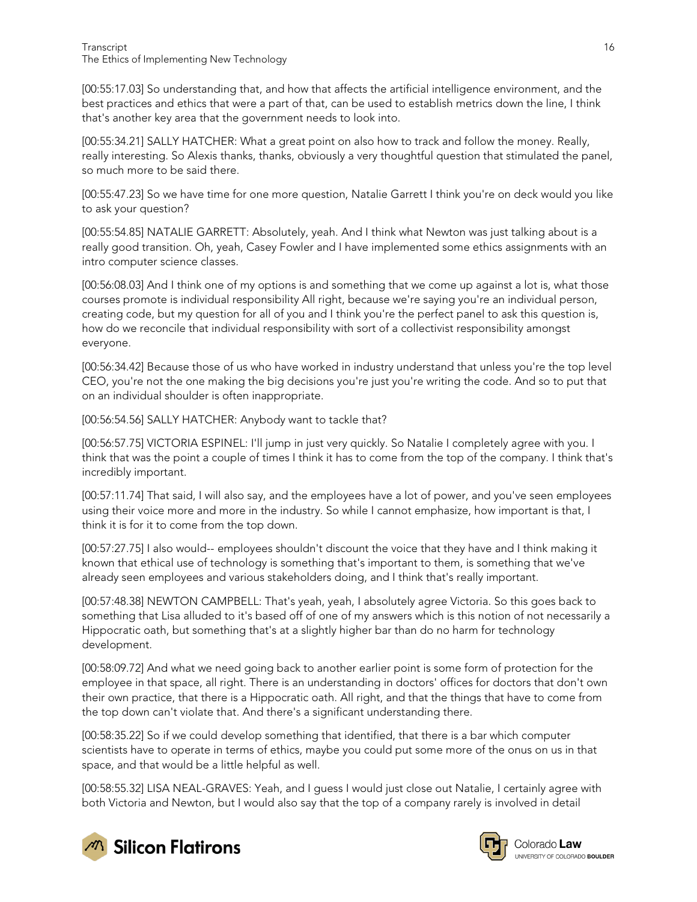[00:55:17.03] So understanding that, and how that affects the artificial intelligence environment, and the best practices and ethics that were a part of that, can be used to establish metrics down the line, I think that's another key area that the government needs to look into.

[00:55:34.21] SALLY HATCHER: What a great point on also how to track and follow the money. Really, really interesting. So Alexis thanks, thanks, obviously a very thoughtful question that stimulated the panel, so much more to be said there.

[00:55:47.23] So we have time for one more question, Natalie Garrett I think you're on deck would you like to ask your question?

[00:55:54.85] NATALIE GARRETT: Absolutely, yeah. And I think what Newton was just talking about is a really good transition. Oh, yeah, Casey Fowler and I have implemented some ethics assignments with an intro computer science classes.

[00:56:08.03] And I think one of my options is and something that we come up against a lot is, what those courses promote is individual responsibility All right, because we're saying you're an individual person, creating code, but my question for all of you and I think you're the perfect panel to ask this question is, how do we reconcile that individual responsibility with sort of a collectivist responsibility amongst everyone.

[00:56:34.42] Because those of us who have worked in industry understand that unless you're the top level CEO, you're not the one making the big decisions you're just you're writing the code. And so to put that on an individual shoulder is often inappropriate.

[00:56:54.56] SALLY HATCHER: Anybody want to tackle that?

[00:56:57.75] VICTORIA ESPINEL: I'll jump in just very quickly. So Natalie I completely agree with you. I think that was the point a couple of times I think it has to come from the top of the company. I think that's incredibly important.

[00:57:11.74] That said, I will also say, and the employees have a lot of power, and you've seen employees using their voice more and more in the industry. So while I cannot emphasize, how important is that, I think it is for it to come from the top down.

[00:57:27.75] I also would-- employees shouldn't discount the voice that they have and I think making it known that ethical use of technology is something that's important to them, is something that we've already seen employees and various stakeholders doing, and I think that's really important.

[00:57:48.38] NEWTON CAMPBELL: That's yeah, yeah, I absolutely agree Victoria. So this goes back to something that Lisa alluded to it's based off of one of my answers which is this notion of not necessarily a Hippocratic oath, but something that's at a slightly higher bar than do no harm for technology development.

[00:58:09.72] And what we need going back to another earlier point is some form of protection for the employee in that space, all right. There is an understanding in doctors' offices for doctors that don't own their own practice, that there is a Hippocratic oath. All right, and that the things that have to come from the top down can't violate that. And there's a significant understanding there.

[00:58:35.22] So if we could develop something that identified, that there is a bar which computer scientists have to operate in terms of ethics, maybe you could put some more of the onus on us in that space, and that would be a little helpful as well.

[00:58:55.32] LISA NEAL-GRAVES: Yeah, and I guess I would just close out Natalie, I certainly agree with both Victoria and Newton, but I would also say that the top of a company rarely is involved in detail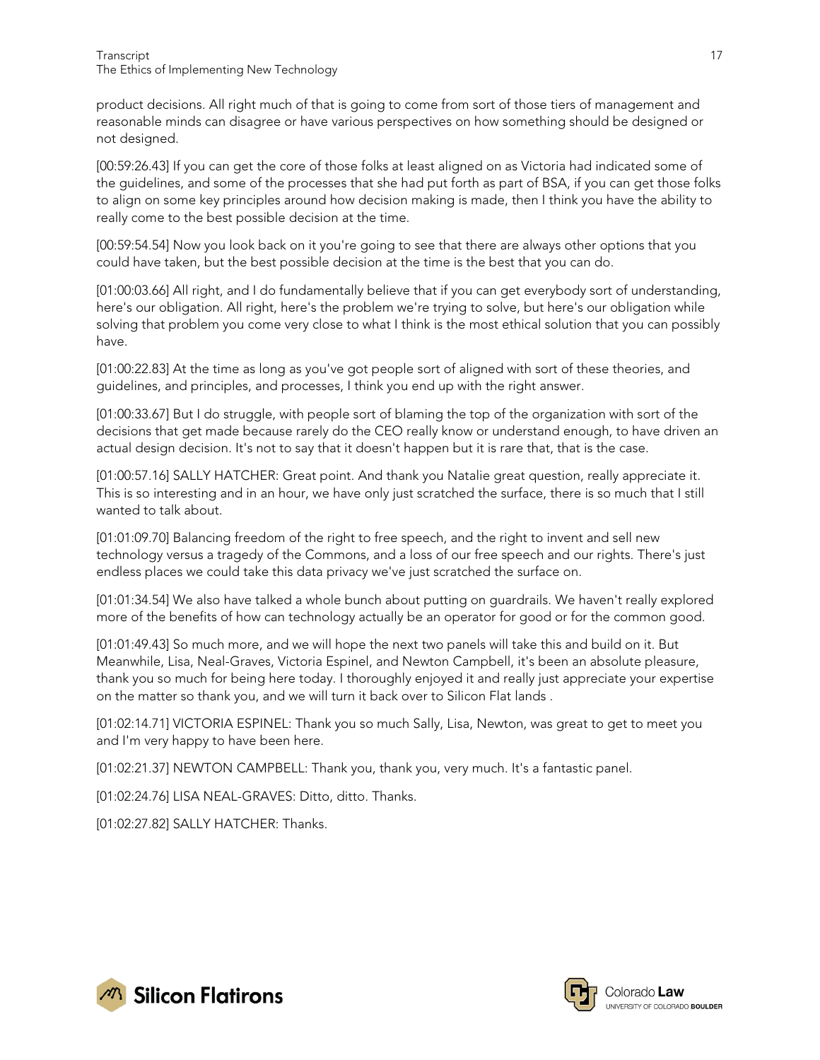product decisions. All right much of that is going to come from sort of those tiers of management and reasonable minds can disagree or have various perspectives on how something should be designed or not designed.

[00:59:26.43] If you can get the core of those folks at least aligned on as Victoria had indicated some of the guidelines, and some of the processes that she had put forth as part of BSA, if you can get those folks to align on some key principles around how decision making is made, then I think you have the ability to really come to the best possible decision at the time.

[00:59:54.54] Now you look back on it you're going to see that there are always other options that you could have taken, but the best possible decision at the time is the best that you can do.

[01:00:03.66] All right, and I do fundamentally believe that if you can get everybody sort of understanding, here's our obligation. All right, here's the problem we're trying to solve, but here's our obligation while solving that problem you come very close to what I think is the most ethical solution that you can possibly have.

[01:00:22.83] At the time as long as you've got people sort of aligned with sort of these theories, and guidelines, and principles, and processes, I think you end up with the right answer.

[01:00:33.67] But I do struggle, with people sort of blaming the top of the organization with sort of the decisions that get made because rarely do the CEO really know or understand enough, to have driven an actual design decision. It's not to say that it doesn't happen but it is rare that, that is the case.

[01:00:57.16] SALLY HATCHER: Great point. And thank you Natalie great question, really appreciate it. This is so interesting and in an hour, we have only just scratched the surface, there is so much that I still wanted to talk about.

[01:01:09.70] Balancing freedom of the right to free speech, and the right to invent and sell new technology versus a tragedy of the Commons, and a loss of our free speech and our rights. There's just endless places we could take this data privacy we've just scratched the surface on.

[01:01:34.54] We also have talked a whole bunch about putting on guardrails. We haven't really explored more of the benefits of how can technology actually be an operator for good or for the common good.

[01:01:49.43] So much more, and we will hope the next two panels will take this and build on it. But Meanwhile, Lisa, Neal-Graves, Victoria Espinel, and Newton Campbell, it's been an absolute pleasure, thank you so much for being here today. I thoroughly enjoyed it and really just appreciate your expertise on the matter so thank you, and we will turn it back over to Silicon Flat lands .

[01:02:14.71] VICTORIA ESPINEL: Thank you so much Sally, Lisa, Newton, was great to get to meet you and I'm very happy to have been here.

[01:02:21.37] NEWTON CAMPBELL: Thank you, thank you, very much. It's a fantastic panel.

[01:02:24.76] LISA NEAL-GRAVES: Ditto, ditto. Thanks.

[01:02:27.82] SALLY HATCHER: Thanks.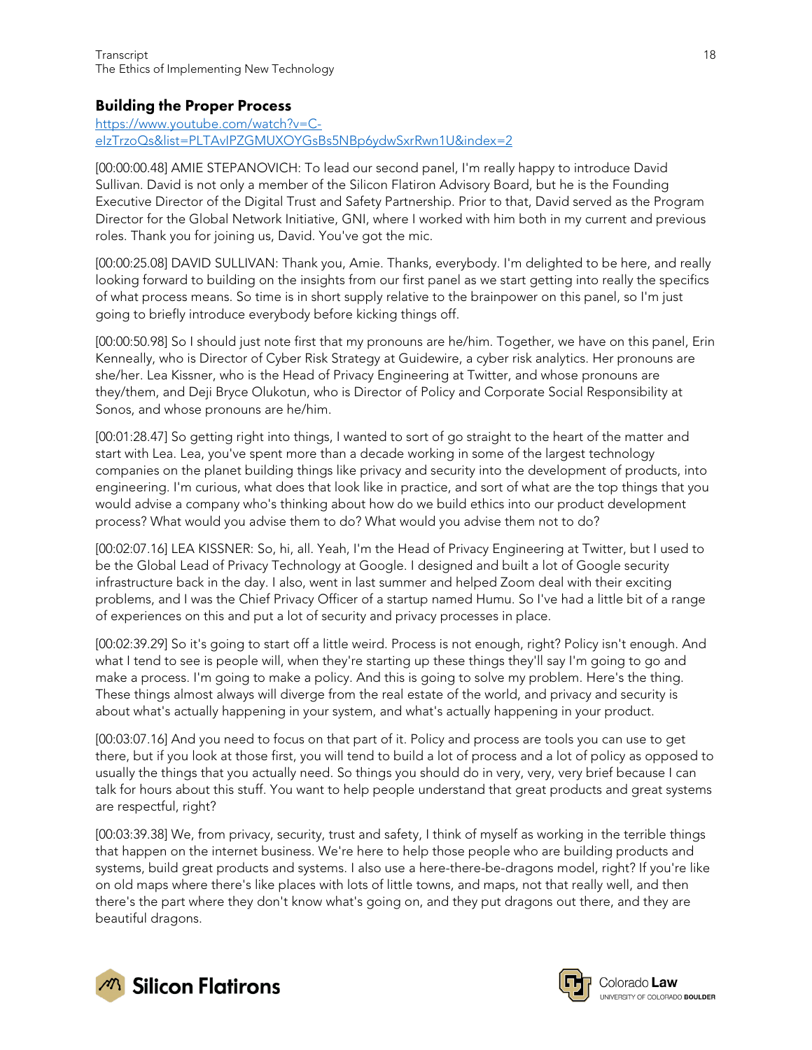## Building the Proper Process

https://www.youtube.com/watch?v=C-eIzTrzoQs&list=PLTAvIPZGMUXOYGsBs5NBp6ydwSxrRwn1U&index=2

[00:00:00.48] AMIE STEPANOVICH: To lead our second panel, I'm really happy to introduce David Sullivan. David is not only a member of the Silicon Flatiron Advisory Board, but he is the Founding Executive Director of the Digital Trust and Safety Partnership. Prior to that, David served as the Program Director for the Global Network Initiative, GNI, where I worked with him both in my current and previous roles. Thank you for joining us, David. You've got the mic.

[00:00:25.08] DAVID SULLIVAN: Thank you, Amie. Thanks, everybody. I'm delighted to be here, and really looking forward to building on the insights from our first panel as we start getting into really the specifics of what process means. So time is in short supply relative to the brainpower on this panel, so I'm just going to briefly introduce everybody before kicking things off.

[00:00:50.98] So I should just note first that my pronouns are he/him. Together, we have on this panel, Erin Kenneally, who is Director of Cyber Risk Strategy at Guidewire, a cyber risk analytics. Her pronouns are she/her. Lea Kissner, who is the Head of Privacy Engineering at Twitter, and whose pronouns are they/them, and Deji Bryce Olukotun, who is Director of Policy and Corporate Social Responsibility at Sonos, and whose pronouns are he/him.

[00:01:28.47] So getting right into things, I wanted to sort of go straight to the heart of the matter and start with Lea. Lea, you've spent more than a decade working in some of the largest technology companies on the planet building things like privacy and security into the development of products, into engineering. I'm curious, what does that look like in practice, and sort of what are the top things that you would advise a company who's thinking about how do we build ethics into our product development process? What would you advise them to do? What would you advise them not to do?

[00:02:07.16] LEA KISSNER: So, hi, all. Yeah, I'm the Head of Privacy Engineering at Twitter, but I used to be the Global Lead of Privacy Technology at Google. I designed and built a lot of Google security infrastructure back in the day. I also, went in last summer and helped Zoom deal with their exciting problems, and I was the Chief Privacy Officer of a startup named Humu. So I've had a little bit of a range of experiences on this and put a lot of security and privacy processes in place.

[00:02:39.29] So it's going to start off a little weird. Process is not enough, right? Policy isn't enough. And what I tend to see is people will, when they're starting up these things they'll say I'm going to go and make a process. I'm going to make a policy. And this is going to solve my problem. Here's the thing. These things almost always will diverge from the real estate of the world, and privacy and security is about what's actually happening in your system, and what's actually happening in your product.

[00:03:07.16] And you need to focus on that part of it. Policy and process are tools you can use to get there, but if you look at those first, you will tend to build a lot of process and a lot of policy as opposed to usually the things that you actually need. So things you should do in very, very, very brief because I can talk for hours about this stuff. You want to help people understand that great products and great systems are respectful, right?

[00:03:39.38] We, from privacy, security, trust and safety, I think of myself as working in the terrible things that happen on the internet business. We're here to help those people who are building products and systems, build great products and systems. I also use a here-there-be-dragons model, right? If you're like on old maps where there's like places with lots of little towns, and maps, not that really well, and then there's the part where they don't know what's going on, and they put dragons out there, and they are beautiful dragons.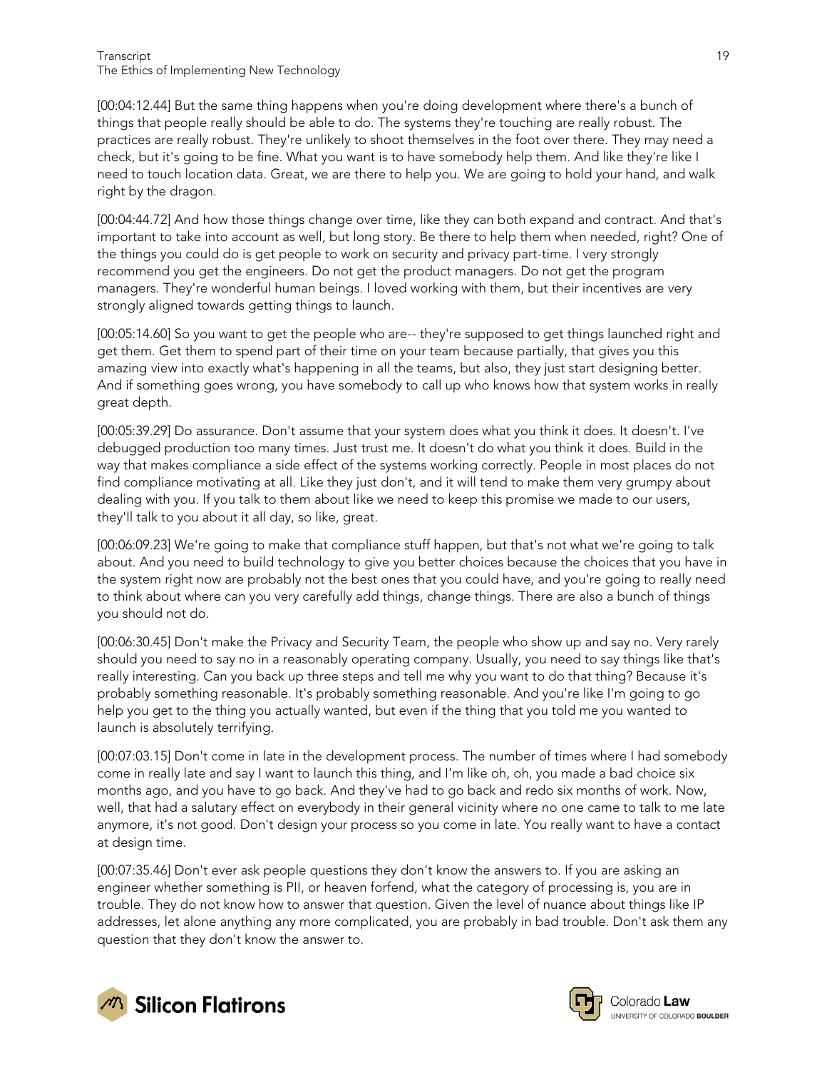[00:04:12.44] But the same thing happens when you're doing development where there's a bunch of things that people really should be able to do. The systems they're touching are really robust. The practices are really robust. They're unlikely to shoot themselves in the foot over there. They may need a check, but it's going to be fine. What you want is to have somebody help them. And like they're like I need to touch location data. Great, we are there to help you. We are going to hold your hand, and walk right by the dragon.

[00:04:44.72] And how those things change over time, like they can both expand and contract. And that's important to take into account as well, but long story. Be there to help them when needed, right? One of the things you could do is get people to work on security and privacy part-time. I very strongly recommend you get the engineers. Do not get the product managers. Do not get the program managers. They're wonderful human beings. I loved working with them, but their incentives are very strongly aligned towards getting things to launch.

[00:05:14.60] So you want to get the people who are-- they're supposed to get things launched right and get them. Get them to spend part of their time on your team because partially, that gives you this amazing view into exactly what's happening in all the teams, but also, they just start designing better. And if something goes wrong, you have somebody to call up who knows how that system works in really great depth.

[00:05:39.29] Do assurance. Don't assume that your system does what you think it does. It doesn't. I've debugged production too many times. Just trust me. It doesn't do what you think it does. Build in the way that makes compliance a side effect of the systems working correctly. People in most places do not find compliance motivating at all. Like they just don't, and it will tend to make them very grumpy about dealing with you. If you talk to them about like we need to keep this promise we made to our users, they'll talk to you about it all day, so like, great.

[00:06:09.23] We're going to make that compliance stuff happen, but that's not what we're going to talk about. And you need to build technology to give you better choices because the choices that you have in the system right now are probably not the best ones that you could have, and you're going to really need to think about where can you very carefully add things, change things. There are also a bunch of things you should not do.

[00:06:30.45] Don't make the Privacy and Security Team, the people who show up and say no. Very rarely should you need to say no in a reasonably operating company. Usually, you need to say things like that's really interesting. Can you back up three steps and tell me why you want to do that thing? Because it's probably something reasonable. It's probably something reasonable. And you're like I'm going to go help you get to the thing you actually wanted, but even if the thing that you told me you wanted to launch is absolutely terrifying.

[00:07:03.15] Don't come in late in the development process. The number of times where I had somebody come in really late and say I want to launch this thing, and I'm like oh, oh, you made a bad choice six months ago, and you have to go back. And they've had to go back and redo six months of work. Now, well, that had a salutary effect on everybody in their general vicinity where no one came to talk to me late anymore, it's not good. Don't design your process so you come in late. You really want to have a contact at design time.

[00:07:35.46] Don't ever ask people questions they don't know the answers to. If you are asking an engineer whether something is PII, or heaven forfend, what the category of processing is, you are in trouble. They do not know how to answer that question. Given the level of nuance about things like IP addresses, let alone anything any more complicated, you are probably in bad trouble. Don't ask them any question that they don't know the answer to.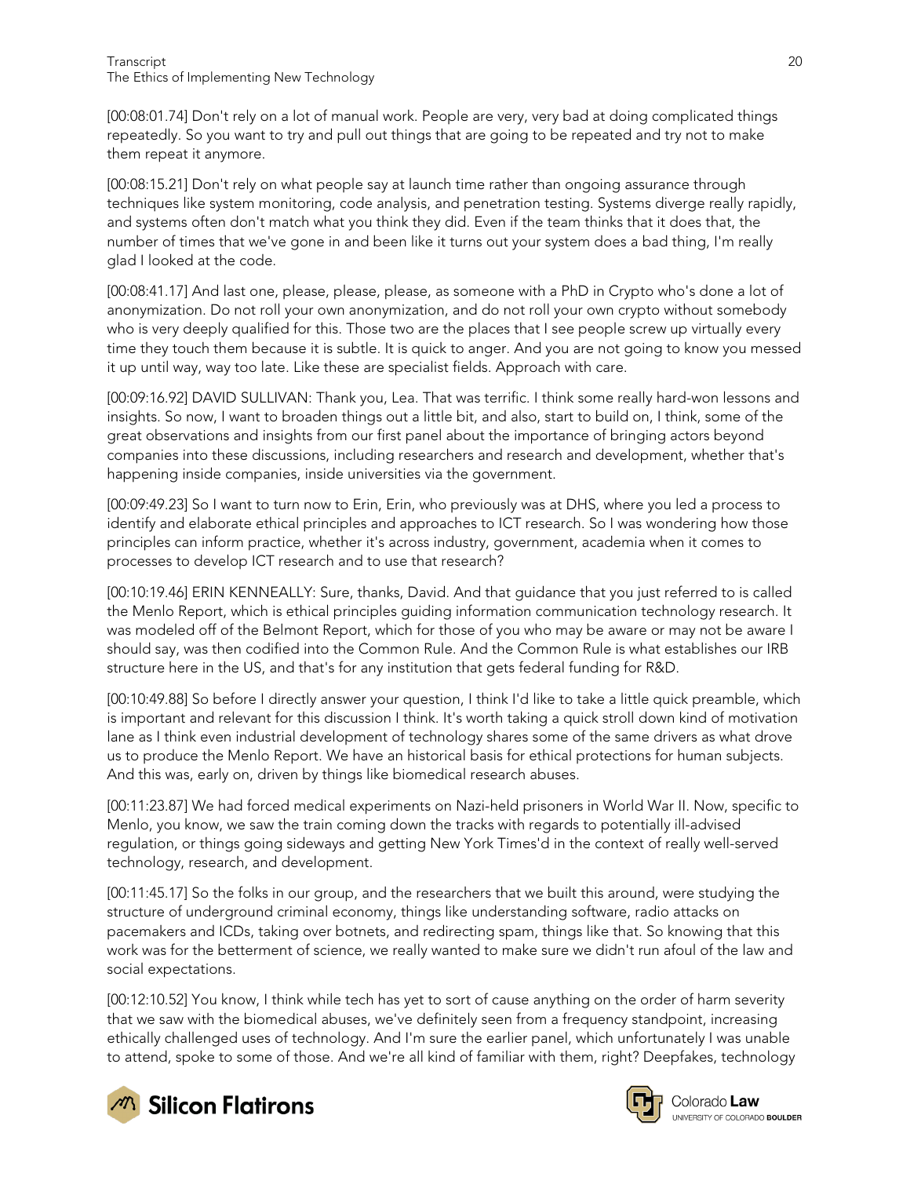[00:08:01.74] Don't rely on a lot of manual work. People are very, very bad at doing complicated things repeatedly. So you want to try and pull out things that are going to be repeated and try not to make them repeat it anymore.

[00:08:15.21] Don't rely on what people say at launch time rather than ongoing assurance through techniques like system monitoring, code analysis, and penetration testing. Systems diverge really rapidly, and systems often don't match what you think they did. Even if the team thinks that it does that, the number of times that we've gone in and been like it turns out your system does a bad thing, I'm really glad I looked at the code.

[00:08:41.17] And last one, please, please, please, as someone with a PhD in Crypto who's done a lot of anonymization. Do not roll your own anonymization, and do not roll your own crypto without somebody who is very deeply qualified for this. Those two are the places that I see people screw up virtually every time they touch them because it is subtle. It is quick to anger. And you are not going to know you messed it up until way, way too late. Like these are specialist fields. Approach with care.

[00:09:16.92] DAVID SULLIVAN: Thank you, Lea. That was terrific. I think some really hard-won lessons and insights. So now, I want to broaden things out a little bit, and also, start to build on, I think, some of the great observations and insights from our first panel about the importance of bringing actors beyond companies into these discussions, including researchers and research and development, whether that's happening inside companies, inside universities via the government.

[00:09:49.23] So I want to turn now to Erin, Erin, who previously was at DHS, where you led a process to identify and elaborate ethical principles and approaches to ICT research. So I was wondering how those principles can inform practice, whether it's across industry, government, academia when it comes to processes to develop ICT research and to use that research?

[00:10:19.46] ERIN KENNEALLY: Sure, thanks, David. And that guidance that you just referred to is called the Menlo Report, which is ethical principles guiding information communication technology research. It was modeled off of the Belmont Report, which for those of you who may be aware or may not be aware I should say, was then codified into the Common Rule. And the Common Rule is what establishes our IRB structure here in the US, and that's for any institution that gets federal funding for R&D.

[00:10:49.88] So before I directly answer your question, I think I'd like to take a little quick preamble, which is important and relevant for this discussion I think. It's worth taking a quick stroll down kind of motivation lane as I think even industrial development of technology shares some of the same drivers as what drove us to produce the Menlo Report. We have an historical basis for ethical protections for human subjects. And this was, early on, driven by things like biomedical research abuses.

[00:11:23.87] We had forced medical experiments on Nazi-held prisoners in World War II. Now, specific to Menlo, you know, we saw the train coming down the tracks with regards to potentially ill-advised regulation, or things going sideways and getting New York Times'd in the context of really well-served technology, research, and development.

[00:11:45.17] So the folks in our group, and the researchers that we built this around, were studying the structure of underground criminal economy, things like understanding software, radio attacks on pacemakers and ICDs, taking over botnets, and redirecting spam, things like that. So knowing that this work was for the betterment of science, we really wanted to make sure we didn't run afoul of the law and social expectations.

[00:12:10.52] You know, I think while tech has yet to sort of cause anything on the order of harm severity that we saw with the biomedical abuses, we've definitely seen from a frequency standpoint, increasing ethically challenged uses of technology. And I'm sure the earlier panel, which unfortunately I was unable to attend, spoke to some of those. And we're all kind of familiar with them, right? Deepfakes, technology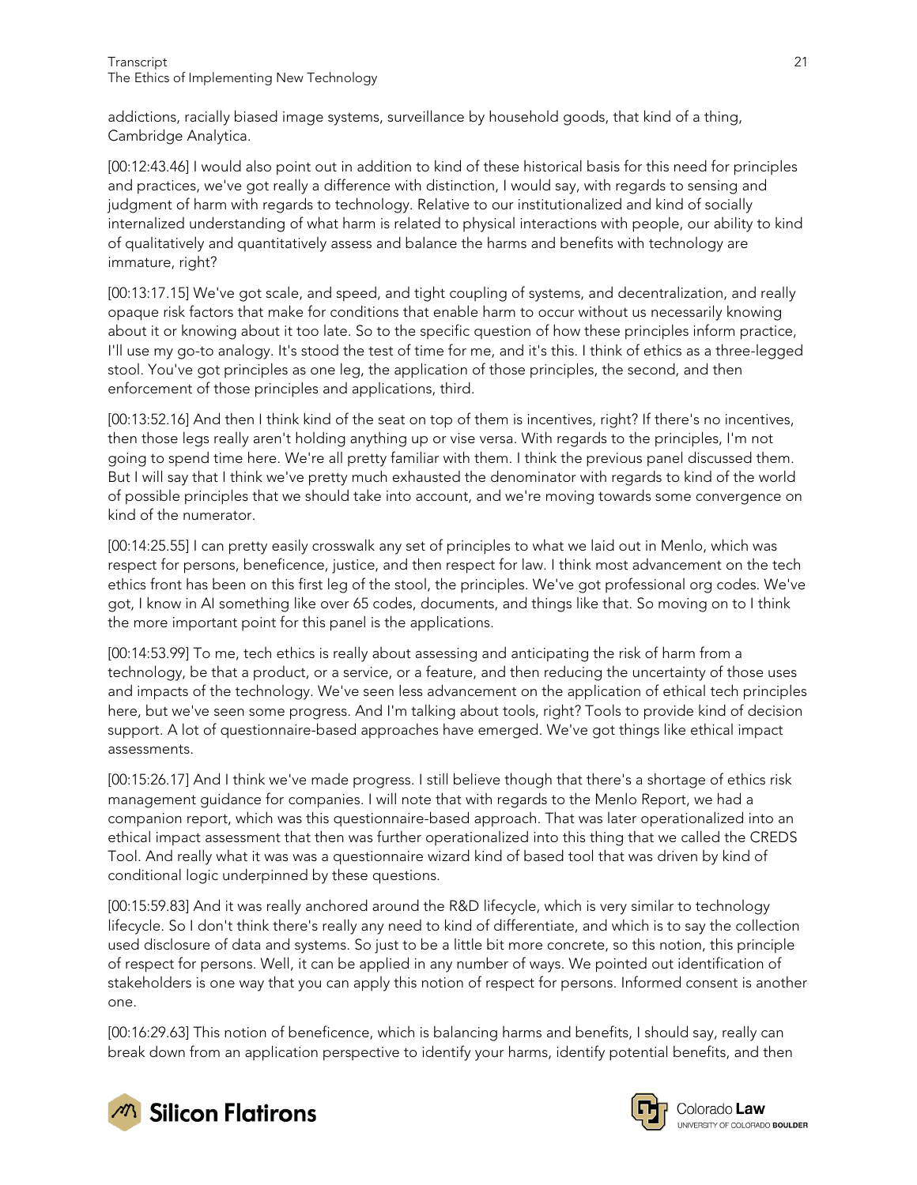addictions, racially biased image systems, surveillance by household goods, that kind of a thing, Cambridge Analytica.

[00:12:43.46] I would also point out in addition to kind of these historical basis for this need for principles and practices, we've got really a difference with distinction, I would say, with regards to sensing and judgment of harm with regards to technology. Relative to our institutionalized and kind of socially internalized understanding of what harm is related to physical interactions with people, our ability to kind of qualitatively and quantitatively assess and balance the harms and benefits with technology are immature, right?

[00:13:17.15] We've got scale, and speed, and tight coupling of systems, and decentralization, and really opaque risk factors that make for conditions that enable harm to occur without us necessarily knowing about it or knowing about it too late. So to the specific question of how these principles inform practice, I'll use my go-to analogy. It's stood the test of time for me, and it's this. I think of ethics as a three-legged stool. You've got principles as one leg, the application of those principles, the second, and then enforcement of those principles and applications, third.

[00:13:52.16] And then I think kind of the seat on top of them is incentives, right? If there's no incentives, then those legs really aren't holding anything up or vise versa. With regards to the principles, I'm not going to spend time here. We're all pretty familiar with them. I think the previous panel discussed them. But I will say that I think we've pretty much exhausted the denominator with regards to kind of the world of possible principles that we should take into account, and we're moving towards some convergence on kind of the numerator.

[00:14:25.55] I can pretty easily crosswalk any set of principles to what we laid out in Menlo, which was respect for persons, beneficence, justice, and then respect for law. I think most advancement on the tech ethics front has been on this first leg of the stool, the principles. We've got professional org codes. We've got, I know in AI something like over 65 codes, documents, and things like that. So moving on to I think the more important point for this panel is the applications.

[00:14:53.99] To me, tech ethics is really about assessing and anticipating the risk of harm from a technology, be that a product, or a service, or a feature, and then reducing the uncertainty of those uses and impacts of the technology. We've seen less advancement on the application of ethical tech principles here, but we've seen some progress. And I'm talking about tools, right? Tools to provide kind of decision support. A lot of questionnaire-based approaches have emerged. We've got things like ethical impact assessments.

[00:15:26.17] And I think we've made progress. I still believe though that there's a shortage of ethics risk management guidance for companies. I will note that with regards to the Menlo Report, we had a companion report, which was this questionnaire-based approach. That was later operationalized into an ethical impact assessment that then was further operationalized into this thing that we called the CREDS Tool. And really what it was was a questionnaire wizard kind of based tool that was driven by kind of conditional logic underpinned by these questions.

[00:15:59.83] And it was really anchored around the R&D lifecycle, which is very similar to technology lifecycle. So I don't think there's really any need to kind of differentiate, and which is to say the collection used disclosure of data and systems. So just to be a little bit more concrete, so this notion, this principle of respect for persons. Well, it can be applied in any number of ways. We pointed out identification of stakeholders is one way that you can apply this notion of respect for persons. Informed consent is another one.

[00:16:29.63] This notion of beneficence, which is balancing harms and benefits, I should say, really can break down from an application perspective to identify your harms, identify potential benefits, and then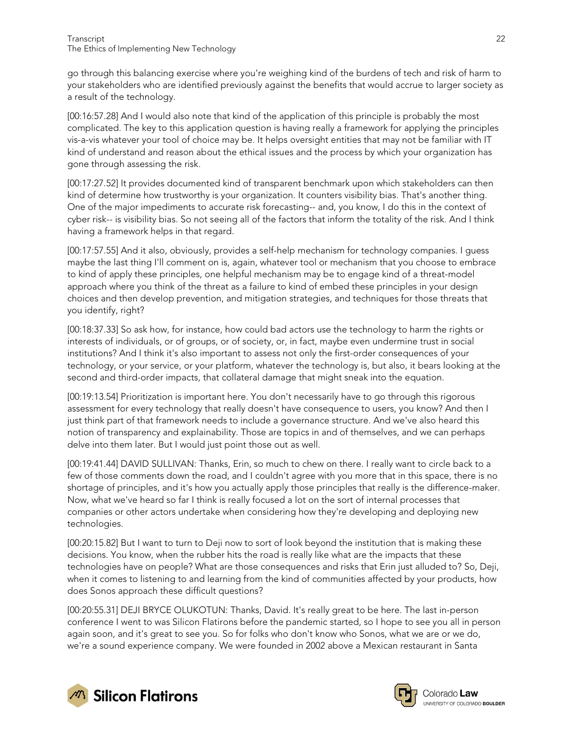go through this balancing exercise where you're weighing kind of the burdens of tech and risk of harm to your stakeholders who are identified previously against the benefits that would accrue to larger society as a result of the technology.

[00:16:57.28] And I would also note that kind of the application of this principle is probably the most complicated. The key to this application question is having really a framework for applying the principles vis-a-vis whatever your tool of choice may be. It helps oversight entities that may not be familiar with IT kind of understand and reason about the ethical issues and the process by which your organization has gone through assessing the risk.

[00:17:27.52] It provides documented kind of transparent benchmark upon which stakeholders can then kind of determine how trustworthy is your organization. It counters visibility bias. That's another thing. One of the major impediments to accurate risk forecasting-- and, you know, I do this in the context of cyber risk-- is visibility bias. So not seeing all of the factors that inform the totality of the risk. And I think having a framework helps in that regard.

[00:17:57.55] And it also, obviously, provides a self-help mechanism for technology companies. I guess maybe the last thing I'll comment on is, again, whatever tool or mechanism that you choose to embrace to kind of apply these principles, one helpful mechanism may be to engage kind of a threat-model approach where you think of the threat as a failure to kind of embed these principles in your design choices and then develop prevention, and mitigation strategies, and techniques for those threats that you identify, right?

[00:18:37.33] So ask how, for instance, how could bad actors use the technology to harm the rights or interests of individuals, or of groups, or of society, or, in fact, maybe even undermine trust in social institutions? And I think it's also important to assess not only the first-order consequences of your technology, or your service, or your platform, whatever the technology is, but also, it bears looking at the second and third-order impacts, that collateral damage that might sneak into the equation.

[00:19:13.54] Prioritization is important here. You don't necessarily have to go through this rigorous assessment for every technology that really doesn't have consequence to users, you know? And then I just think part of that framework needs to include a governance structure. And we've also heard this notion of transparency and explainability. Those are topics in and of themselves, and we can perhaps delve into them later. But I would just point those out as well.

[00:19:41.44] DAVID SULLIVAN: Thanks, Erin, so much to chew on there. I really want to circle back to a few of those comments down the road, and I couldn't agree with you more that in this space, there is no shortage of principles, and it's how you actually apply those principles that really is the difference-maker. Now, what we've heard so far I think is really focused a lot on the sort of internal processes that companies or other actors undertake when considering how they're developing and deploying new technologies.

[00:20:15.82] But I want to turn to Deji now to sort of look beyond the institution that is making these decisions. You know, when the rubber hits the road is really like what are the impacts that these technologies have on people? What are those consequences and risks that Erin just alluded to? So, Deji, when it comes to listening to and learning from the kind of communities affected by your products, how does Sonos approach these difficult questions?

[00:20:55.31] DEJI BRYCE OLUKOTUN: Thanks, David. It's really great to be here. The last in-person conference I went to was Silicon Flatirons before the pandemic started, so I hope to see you all in person again soon, and it's great to see you. So for folks who don't know who Sonos, what we are or we do, we're a sound experience company. We were founded in 2002 above a Mexican restaurant in Santa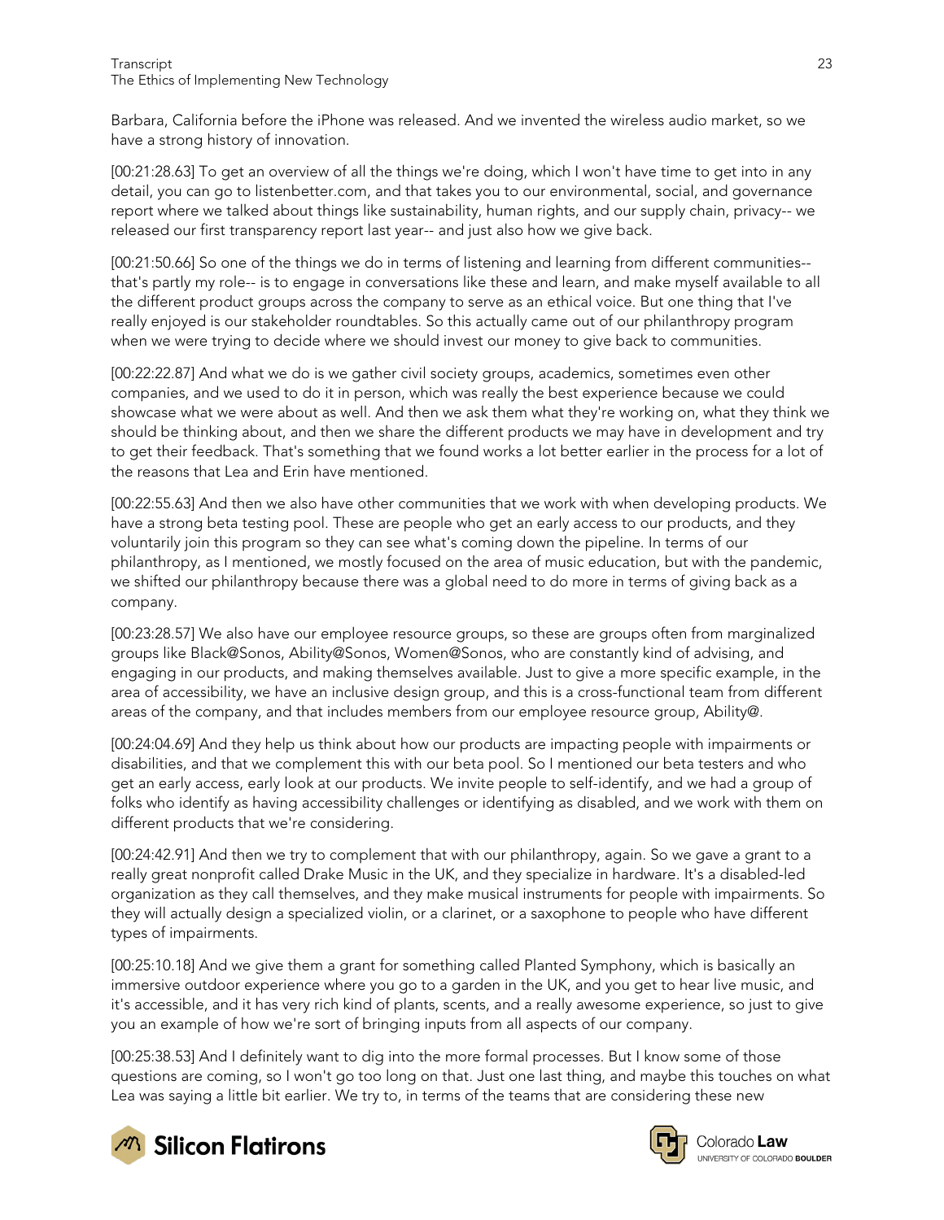Barbara, California before the iPhone was released. And we invented the wireless audio market, so we have a strong history of innovation.

[00:21:28.63] To get an overview of all the things we're doing, which I won't have time to get into in any detail, you can go to listenbetter.com, and that takes you to our environmental, social, and governance report where we talked about things like sustainability, human rights, and our supply chain, privacy-- we released our first transparency report last year-- and just also how we give back.

[00:21:50.66] So one of the things we do in terms of listening and learning from different communities-- that's partly my role-- is to engage in conversations like these and learn, and make myself available to all the different product groups across the company to serve as an ethical voice. But one thing that I've really enjoyed is our stakeholder roundtables. So this actually came out of our philanthropy program when we were trying to decide where we should invest our money to give back to communities.

[00:22:22.87] And what we do is we gather civil society groups, academics, sometimes even other companies, and we used to do it in person, which was really the best experience because we could showcase what we were about as well. And then we ask them what they're working on, what they think we should be thinking about, and then we share the different products we may have in development and try to get their feedback. That's something that we found works a lot better earlier in the process for a lot of the reasons that Lea and Erin have mentioned.

[00:22:55.63] And then we also have other communities that we work with when developing products. We have a strong beta testing pool. These are people who get an early access to our products, and they voluntarily join this program so they can see what's coming down the pipeline. In terms of our philanthropy, as I mentioned, we mostly focused on the area of music education, but with the pandemic, we shifted our philanthropy because there was a global need to do more in terms of giving back as a company.

[00:23:28.57] We also have our employee resource groups, so these are groups often from marginalized groups like Black@Sonos, Ability@Sonos, Women@Sonos, who are constantly kind of advising, and engaging in our products, and making themselves available. Just to give a more specific example, in the area of accessibility, we have an inclusive design group, and this is a cross-functional team from different areas of the company, and that includes members from our employee resource group, Ability@.

[00:24:04.69] And they help us think about how our products are impacting people with impairments or disabilities, and that we complement this with our beta pool. So I mentioned our beta testers and who get an early access, early look at our products. We invite people to self-identify, and we had a group of folks who identify as having accessibility challenges or identifying as disabled, and we work with them on different products that we're considering.

[00:24:42.91] And then we try to complement that with our philanthropy, again. So we gave a grant to a really great nonprofit called Drake Music in the UK, and they specialize in hardware. It's a disabled-led organization as they call themselves, and they make musical instruments for people with impairments. So they will actually design a specialized violin, or a clarinet, or a saxophone to people who have different types of impairments.

[00:25:10.18] And we give them a grant for something called Planted Symphony, which is basically an immersive outdoor experience where you go to a garden in the UK, and you get to hear live music, and it's accessible, and it has very rich kind of plants, scents, and a really awesome experience, so just to give you an example of how we're sort of bringing inputs from all aspects of our company.

[00:25:38.53] And I definitely want to dig into the more formal processes. But I know some of those questions are coming, so I won't go too long on that. Just one last thing, and maybe this touches on what Lea was saying a little bit earlier. We try to, in terms of the teams that are considering these new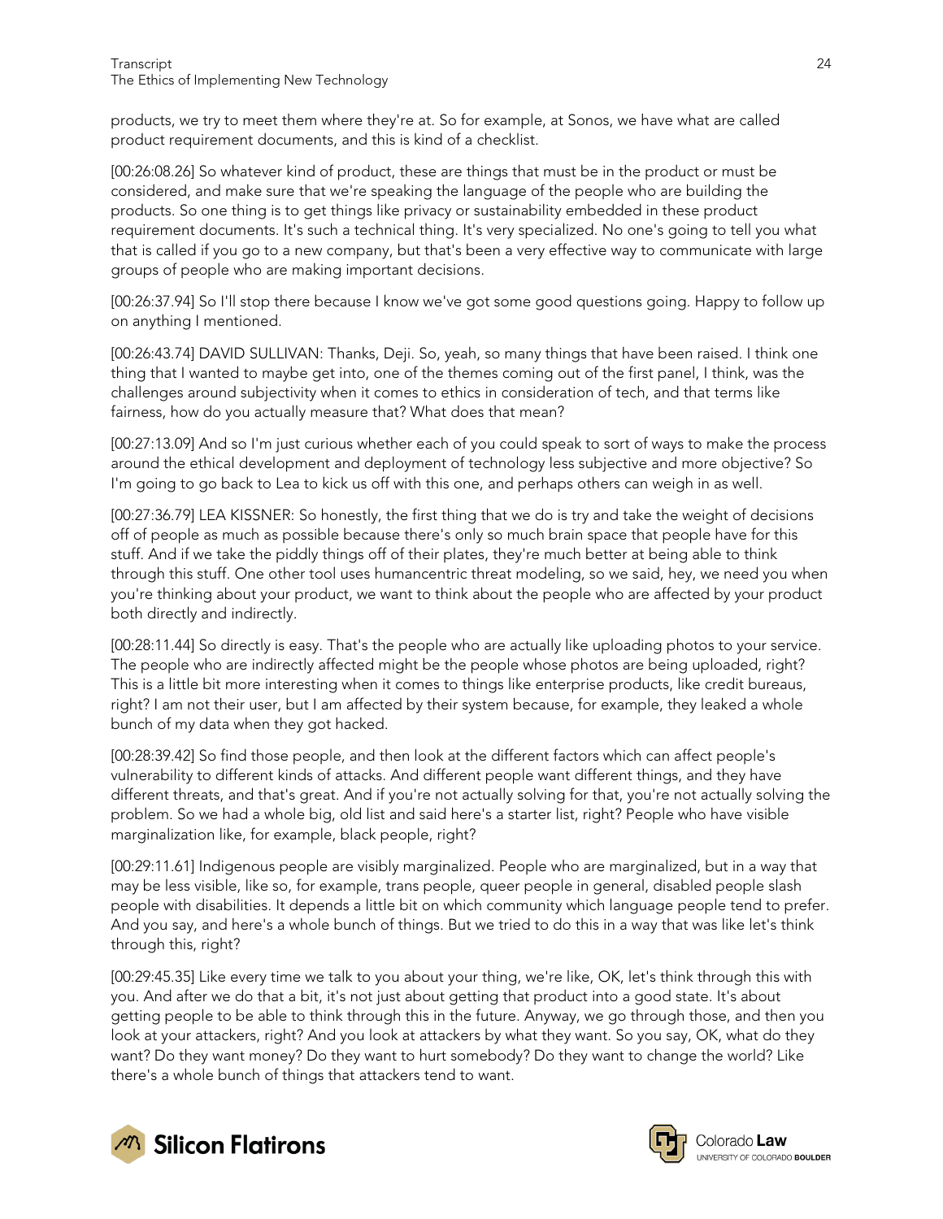products, we try to meet them where they're at. So for example, at Sonos, we have what are called product requirement documents, and this is kind of a checklist.

[00:26:08.26] So whatever kind of product, these are things that must be in the product or must be considered, and make sure that we're speaking the language of the people who are building the products. So one thing is to get things like privacy or sustainability embedded in these product requirement documents. It's such a technical thing. It's very specialized. No one's going to tell you what that is called if you go to a new company, but that's been a very effective way to communicate with large groups of people who are making important decisions.

[00:26:37.94] So I'll stop there because I know we've got some good questions going. Happy to follow up on anything I mentioned.

[00:26:43.74] DAVID SULLIVAN: Thanks, Deji. So, yeah, so many things that have been raised. I think one thing that I wanted to maybe get into, one of the themes coming out of the first panel, I think, was the challenges around subjectivity when it comes to ethics in consideration of tech, and that terms like fairness, how do you actually measure that? What does that mean?

[00:27:13.09] And so I'm just curious whether each of you could speak to sort of ways to make the process around the ethical development and deployment of technology less subjective and more objective? So I'm going to go back to Lea to kick us off with this one, and perhaps others can weigh in as well.

[00:27:36.79] LEA KISSNER: So honestly, the first thing that we do is try and take the weight of decisions off of people as much as possible because there's only so much brain space that people have for this stuff. And if we take the piddly things off of their plates, they're much better at being able to think through this stuff. One other tool uses humancentric threat modeling, so we said, hey, we need you when you're thinking about your product, we want to think about the people who are affected by your product both directly and indirectly.

[00:28:11.44] So directly is easy. That's the people who are actually like uploading photos to your service. The people who are indirectly affected might be the people whose photos are being uploaded, right? This is a little bit more interesting when it comes to things like enterprise products, like credit bureaus, right? I am not their user, but I am affected by their system because, for example, they leaked a whole bunch of my data when they got hacked.

[00:28:39.42] So find those people, and then look at the different factors which can affect people's vulnerability to different kinds of attacks. And different people want different things, and they have different threats, and that's great. And if you're not actually solving for that, you're not actually solving the problem. So we had a whole big, old list and said here's a starter list, right? People who have visible marginalization like, for example, black people, right?

[00:29:11.61] Indigenous people are visibly marginalized. People who are marginalized, but in a way that may be less visible, like so, for example, trans people, queer people in general, disabled people slash people with disabilities. It depends a little bit on which community which language people tend to prefer. And you say, and here's a whole bunch of things. But we tried to do this in a way that was like let's think through this, right?

[00:29:45.35] Like every time we talk to you about your thing, we're like, OK, let's think through this with you. And after we do that a bit, it's not just about getting that product into a good state. It's about getting people to be able to think through this in the future. Anyway, we go through those, and then you look at your attackers, right? And you look at attackers by what they want. So you say, OK, what do they want? Do they want money? Do they want to hurt somebody? Do they want to change the world? Like there's a whole bunch of things that attackers tend to want.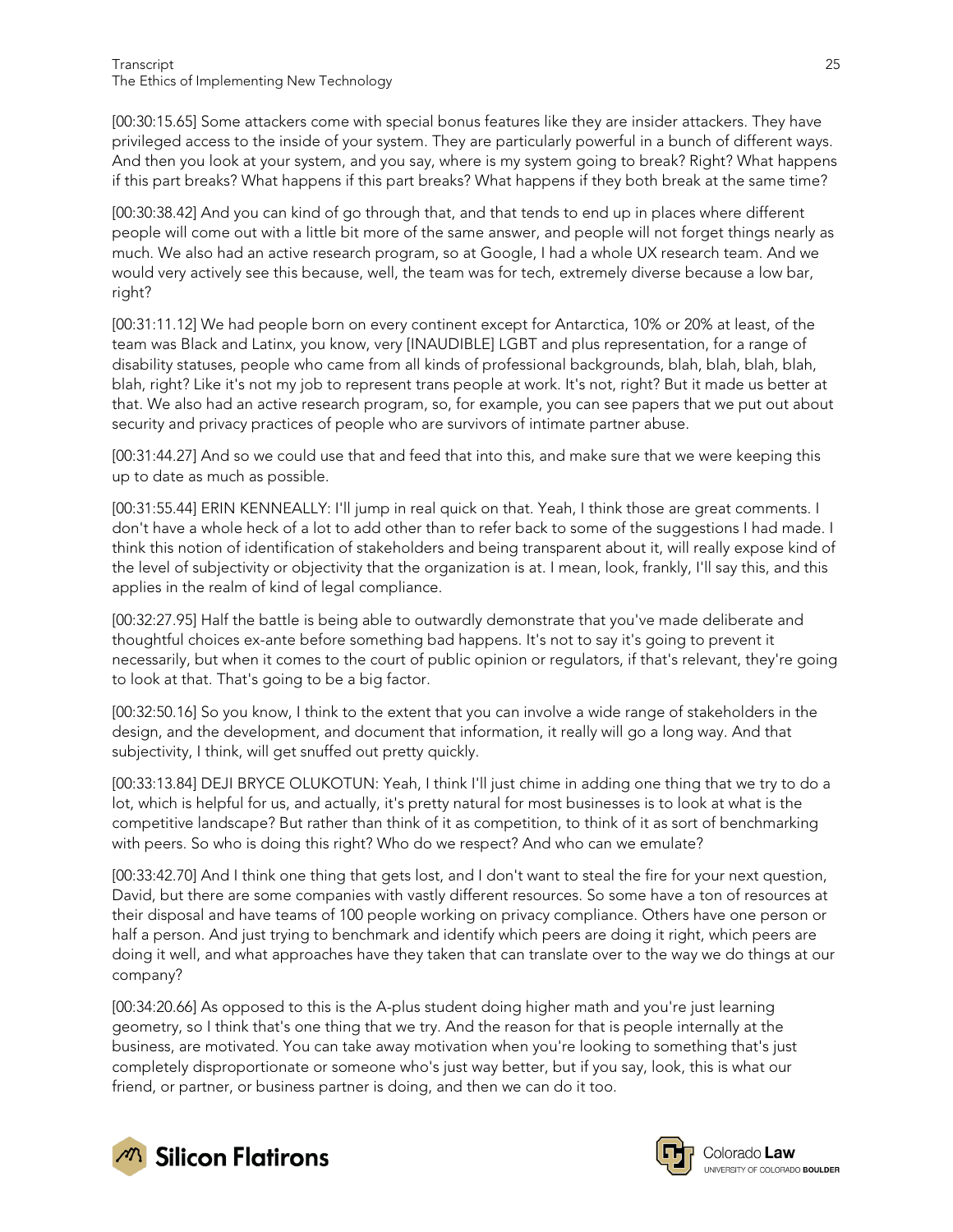[00:30:15.65] Some attackers come with special bonus features like they are insider attackers. They have privileged access to the inside of your system. They are particularly powerful in a bunch of different ways. And then you look at your system, and you say, where is my system going to break? Right? What happens if this part breaks? What happens if this part breaks? What happens if they both break at the same time?

[00:30:38.42] And you can kind of go through that, and that tends to end up in places where different people will come out with a little bit more of the same answer, and people will not forget things nearly as much. We also had an active research program, so at Google, I had a whole UX research team. And we would very actively see this because, well, the team was for tech, extremely diverse because a low bar, right?

[00:31:11.12] We had people born on every continent except for Antarctica, 10% or 20% at least, of the team was Black and Latinx, you know, very [INAUDIBLE] LGBT and plus representation, for a range of disability statuses, people who came from all kinds of professional backgrounds, blah, blah, blah, blah, blah, right? Like it's not my job to represent trans people at work. It's not, right? But it made us better at that. We also had an active research program, so, for example, you can see papers that we put out about security and privacy practices of people who are survivors of intimate partner abuse.

[00:31:44.27] And so we could use that and feed that into this, and make sure that we were keeping this up to date as much as possible.

[00:31:55.44] ERIN KENNEALLY: I'll jump in real quick on that. Yeah, I think those are great comments. I don't have a whole heck of a lot to add other than to refer back to some of the suggestions I had made. I think this notion of identification of stakeholders and being transparent about it, will really expose kind of the level of subjectivity or objectivity that the organization is at. I mean, look, frankly, I'll say this, and this applies in the realm of kind of legal compliance.

[00:32:27.95] Half the battle is being able to outwardly demonstrate that you've made deliberate and thoughtful choices ex-ante before something bad happens. It's not to say it's going to prevent it necessarily, but when it comes to the court of public opinion or regulators, if that's relevant, they're going to look at that. That's going to be a big factor.

[00:32:50.16] So you know, I think to the extent that you can involve a wide range of stakeholders in the design, and the development, and document that information, it really will go a long way. And that subjectivity, I think, will get snuffed out pretty quickly.

[00:33:13.84] DEJI BRYCE OLUKOTUN: Yeah, I think I'll just chime in adding one thing that we try to do a lot, which is helpful for us, and actually, it's pretty natural for most businesses is to look at what is the competitive landscape? But rather than think of it as competition, to think of it as sort of benchmarking with peers. So who is doing this right? Who do we respect? And who can we emulate?

[00:33:42.70] And I think one thing that gets lost, and I don't want to steal the fire for your next question, David, but there are some companies with vastly different resources. So some have a ton of resources at their disposal and have teams of 100 people working on privacy compliance. Others have one person or half a person. And just trying to benchmark and identify which peers are doing it right, which peers are doing it well, and what approaches have they taken that can translate over to the way we do things at our company?

[00:34:20.66] As opposed to this is the A-plus student doing higher math and you're just learning geometry, so I think that's one thing that we try. And the reason for that is people internally at the business, are motivated. You can take away motivation when you're looking to something that's just completely disproportionate or someone who's just way better, but if you say, look, this is what our friend, or partner, or business partner is doing, and then we can do it too.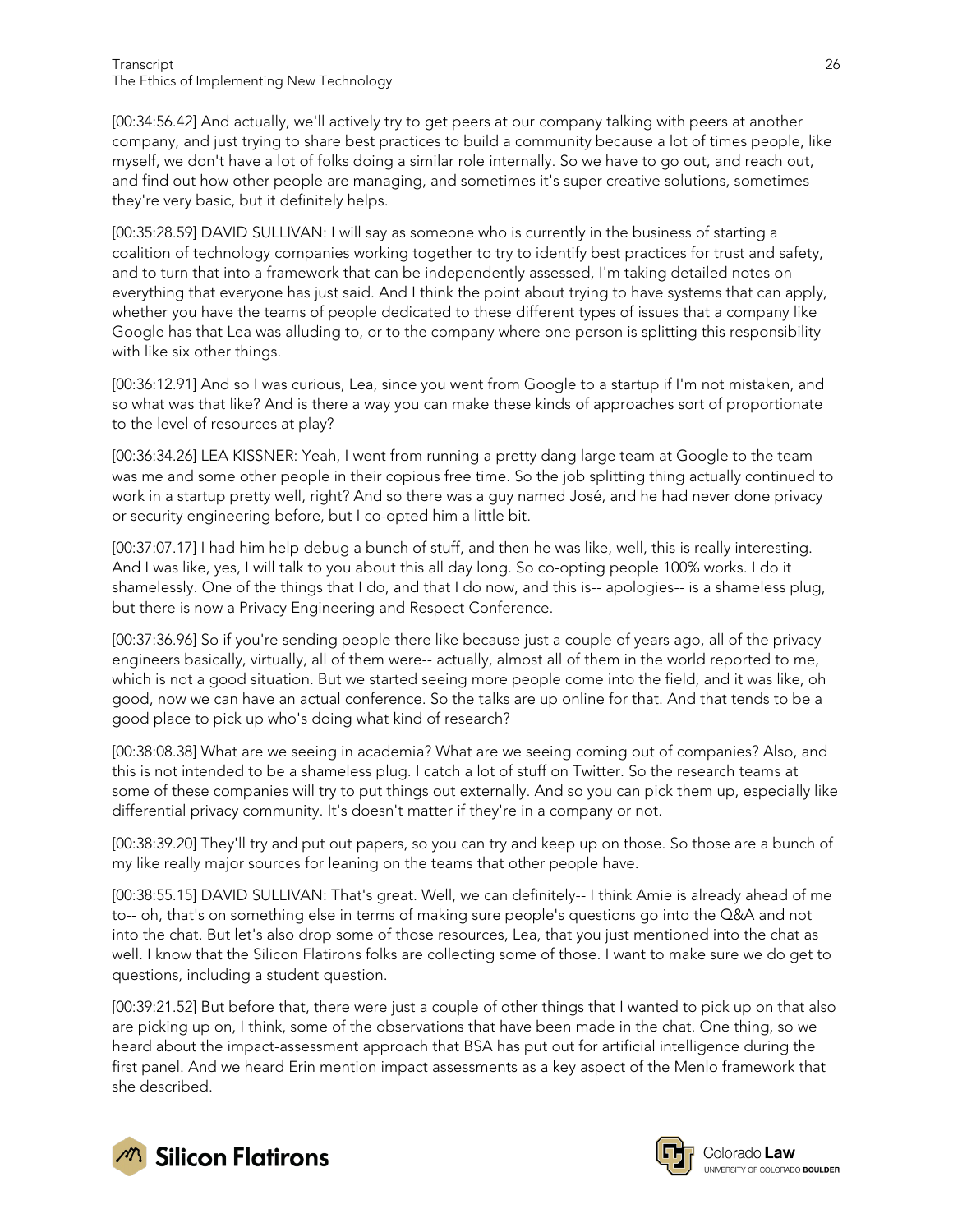[00:34:56.42] And actually, we'll actively try to get peers at our company talking with peers at another company, and just trying to share best practices to build a community because a lot of times people, like myself, we don't have a lot of folks doing a similar role internally. So we have to go out, and reach out, and find out how other people are managing, and sometimes it's super creative solutions, sometimes they're very basic, but it definitely helps.

[00:35:28.59] DAVID SULLIVAN: I will say as someone who is currently in the business of starting a coalition of technology companies working together to try to identify best practices for trust and safety, and to turn that into a framework that can be independently assessed, I'm taking detailed notes on everything that everyone has just said. And I think the point about trying to have systems that can apply, whether you have the teams of people dedicated to these different types of issues that a company like Google has that Lea was alluding to, or to the company where one person is splitting this responsibility with like six other things.

[00:36:12.91] And so I was curious, Lea, since you went from Google to a startup if I'm not mistaken, and so what was that like? And is there a way you can make these kinds of approaches sort of proportionate to the level of resources at play?

[00:36:34.26] LEA KISSNER: Yeah, I went from running a pretty dang large team at Google to the team was me and some other people in their copious free time. So the job splitting thing actually continued to work in a startup pretty well, right? And so there was a guy named José, and he had never done privacy or security engineering before, but I co-opted him a little bit.

[00:37:07.17] I had him help debug a bunch of stuff, and then he was like, well, this is really interesting. And I was like, yes, I will talk to you about this all day long. So co-opting people 100% works. I do it shamelessly. One of the things that I do, and that I do now, and this is-- apologies-- is a shameless plug, but there is now a Privacy Engineering and Respect Conference.

[00:37:36.96] So if you're sending people there like because just a couple of years ago, all of the privacy engineers basically, virtually, all of them were-- actually, almost all of them in the world reported to me, which is not a good situation. But we started seeing more people come into the field, and it was like, oh good, now we can have an actual conference. So the talks are up online for that. And that tends to be a good place to pick up who's doing what kind of research?

[00:38:08.38] What are we seeing in academia? What are we seeing coming out of companies? Also, and this is not intended to be a shameless plug. I catch a lot of stuff on Twitter. So the research teams at some of these companies will try to put things out externally. And so you can pick them up, especially like differential privacy community. It's doesn't matter if they're in a company or not.

[00:38:39.20] They'll try and put out papers, so you can try and keep up on those. So those are a bunch of my like really major sources for leaning on the teams that other people have.

[00:38:55.15] DAVID SULLIVAN: That's great. Well, we can definitely-- I think Amie is already ahead of me to-- oh, that's on something else in terms of making sure people's questions go into the Q&A and not into the chat. But let's also drop some of those resources, Lea, that you just mentioned into the chat as well. I know that the Silicon Flatirons folks are collecting some of those. I want to make sure we do get to questions, including a student question.

[00:39:21.52] But before that, there were just a couple of other things that I wanted to pick up on that also are picking up on, I think, some of the observations that have been made in the chat. One thing, so we heard about the impact-assessment approach that BSA has put out for artificial intelligence during the first panel. And we heard Erin mention impact assessments as a key aspect of the Menlo framework that she described.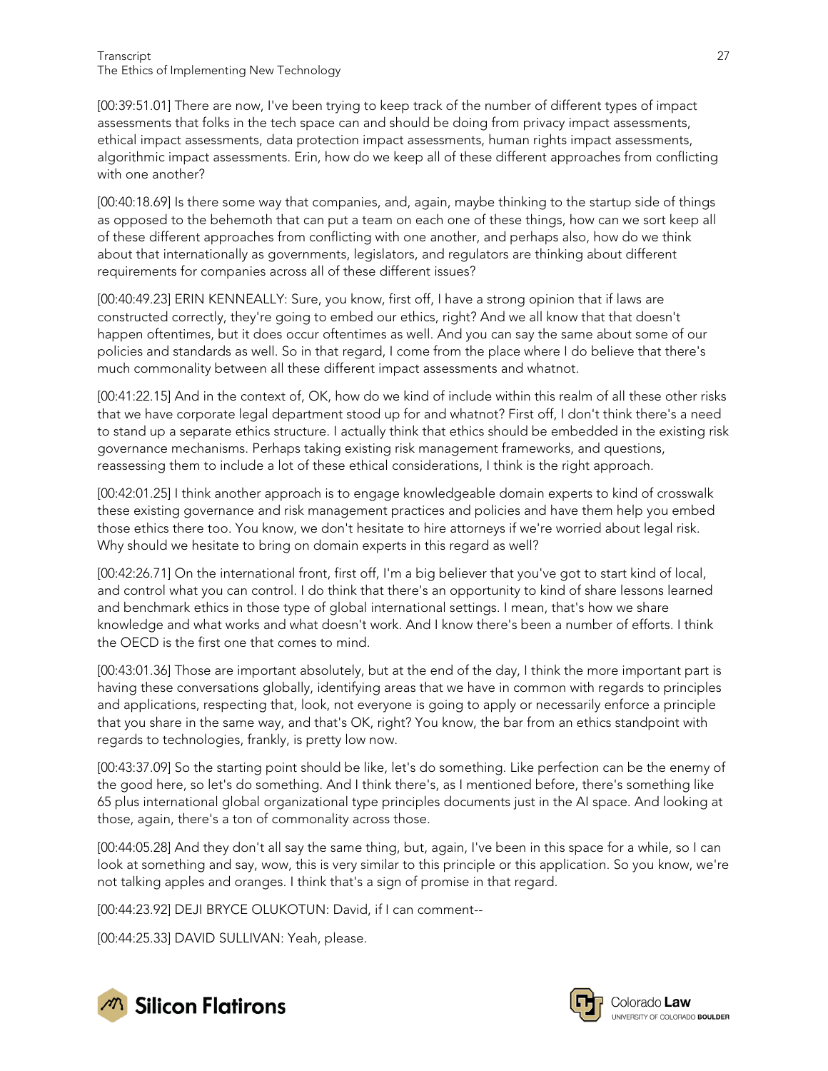[00:39:51.01] There are now, I've been trying to keep track of the number of different types of impact assessments that folks in the tech space can and should be doing from privacy impact assessments, ethical impact assessments, data protection impact assessments, human rights impact assessments, algorithmic impact assessments. Erin, how do we keep all of these different approaches from conflicting with one another?

[00:40:18.69] Is there some way that companies, and, again, maybe thinking to the startup side of things as opposed to the behemoth that can put a team on each one of these things, how can we sort keep all of these different approaches from conflicting with one another, and perhaps also, how do we think about that internationally as governments, legislators, and regulators are thinking about different requirements for companies across all of these different issues?

[00:40:49.23] ERIN KENNEALLY: Sure, you know, first off, I have a strong opinion that if laws are constructed correctly, they're going to embed our ethics, right? And we all know that that doesn't happen oftentimes, but it does occur oftentimes as well. And you can say the same about some of our policies and standards as well. So in that regard, I come from the place where I do believe that there's much commonality between all these different impact assessments and whatnot.

[00:41:22.15] And in the context of, OK, how do we kind of include within this realm of all these other risks that we have corporate legal department stood up for and whatnot? First off, I don't think there's a need to stand up a separate ethics structure. I actually think that ethics should be embedded in the existing risk governance mechanisms. Perhaps taking existing risk management frameworks, and questions, reassessing them to include a lot of these ethical considerations, I think is the right approach.

[00:42:01.25] I think another approach is to engage knowledgeable domain experts to kind of crosswalk these existing governance and risk management practices and policies and have them help you embed those ethics there too. You know, we don't hesitate to hire attorneys if we're worried about legal risk. Why should we hesitate to bring on domain experts in this regard as well?

[00:42:26.71] On the international front, first off, I'm a big believer that you've got to start kind of local, and control what you can control. I do think that there's an opportunity to kind of share lessons learned and benchmark ethics in those type of global international settings. I mean, that's how we share knowledge and what works and what doesn't work. And I know there's been a number of efforts. I think the OECD is the first one that comes to mind.

[00:43:01.36] Those are important absolutely, but at the end of the day, I think the more important part is having these conversations globally, identifying areas that we have in common with regards to principles and applications, respecting that, look, not everyone is going to apply or necessarily enforce a principle that you share in the same way, and that's OK, right? You know, the bar from an ethics standpoint with regards to technologies, frankly, is pretty low now.

[00:43:37.09] So the starting point should be like, let's do something. Like perfection can be the enemy of the good here, so let's do something. And I think there's, as I mentioned before, there's something like 65 plus international global organizational type principles documents just in the AI space. And looking at those, again, there's a ton of commonality across those.

[00:44:05.28] And they don't all say the same thing, but, again, I've been in this space for a while, so I can look at something and say, wow, this is very similar to this principle or this application. So you know, we're not talking apples and oranges. I think that's a sign of promise in that regard.

[00:44:23.92] DEJI BRYCE OLUKOTUN: David, if I can comment--

[00:44:25.33] DAVID SULLIVAN: Yeah, please.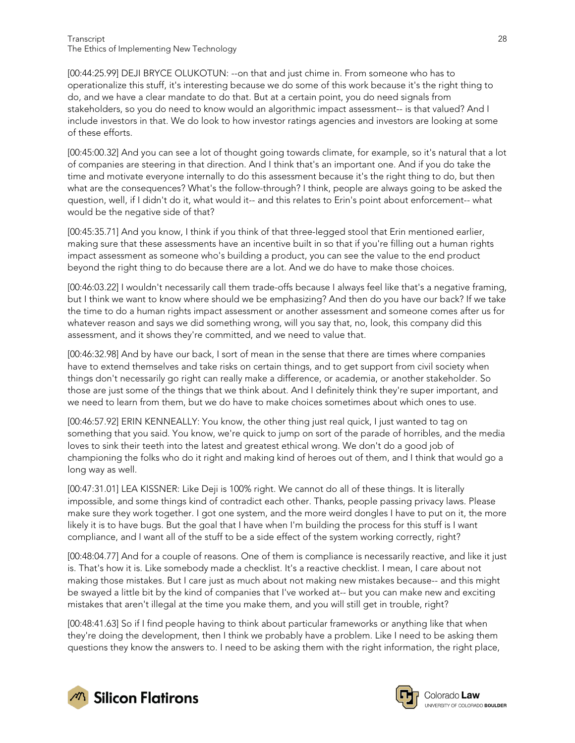[00:44:25.99] DEJI BRYCE OLUKOTUN: --on that and just chime in. From someone who has to operationalize this stuff, it's interesting because we do some of this work because it's the right thing to do, and we have a clear mandate to do that. But at a certain point, you do need signals from stakeholders, so you do need to know would an algorithmic impact assessment-- is that valued? And I include investors in that. We do look to how investor ratings agencies and investors are looking at some of these efforts.

[00:45:00.32] And you can see a lot of thought going towards climate, for example, so it's natural that a lot of companies are steering in that direction. And I think that's an important one. And if you do take the time and motivate everyone internally to do this assessment because it's the right thing to do, but then what are the consequences? What's the follow-through? I think, people are always going to be asked the question, well, if I didn't do it, what would it-- and this relates to Erin's point about enforcement-- what would be the negative side of that?

[00:45:35.71] And you know, I think if you think of that three-legged stool that Erin mentioned earlier, making sure that these assessments have an incentive built in so that if you're filling out a human rights impact assessment as someone who's building a product, you can see the value to the end product beyond the right thing to do because there are a lot. And we do have to make those choices.

[00:46:03.22] I wouldn't necessarily call them trade-offs because I always feel like that's a negative framing, but I think we want to know where should we be emphasizing? And then do you have our back? If we take the time to do a human rights impact assessment or another assessment and someone comes after us for whatever reason and says we did something wrong, will you say that, no, look, this company did this assessment, and it shows they're committed, and we need to value that.

[00:46:32.98] And by have our back, I sort of mean in the sense that there are times where companies have to extend themselves and take risks on certain things, and to get support from civil society when things don't necessarily go right can really make a difference, or academia, or another stakeholder. So those are just some of the things that we think about. And I definitely think they're super important, and we need to learn from them, but we do have to make choices sometimes about which ones to use.

[00:46:57.92] ERIN KENNEALLY: You know, the other thing just real quick, I just wanted to tag on something that you said. You know, we're quick to jump on sort of the parade of horribles, and the media loves to sink their teeth into the latest and greatest ethical wrong. We don't do a good job of championing the folks who do it right and making kind of heroes out of them, and I think that would go a long way as well.

[00:47:31.01] LEA KISSNER: Like Deji is 100% right. We cannot do all of these things. It is literally impossible, and some things kind of contradict each other. Thanks, people passing privacy laws. Please make sure they work together. I got one system, and the more weird dongles I have to put on it, the more likely it is to have bugs. But the goal that I have when I'm building the process for this stuff is I want compliance, and I want all of the stuff to be a side effect of the system working correctly, right?

[00:48:04.77] And for a couple of reasons. One of them is compliance is necessarily reactive, and like it just is. That's how it is. Like somebody made a checklist. It's a reactive checklist. I mean, I care about not making those mistakes. But I care just as much about not making new mistakes because-- and this might be swayed a little bit by the kind of companies that I've worked at-- but you can make new and exciting mistakes that aren't illegal at the time you make them, and you will still get in trouble, right?

[00:48:41.63] So if I find people having to think about particular frameworks or anything like that when they're doing the development, then I think we probably have a problem. Like I need to be asking them questions they know the answers to. I need to be asking them with the right information, the right place,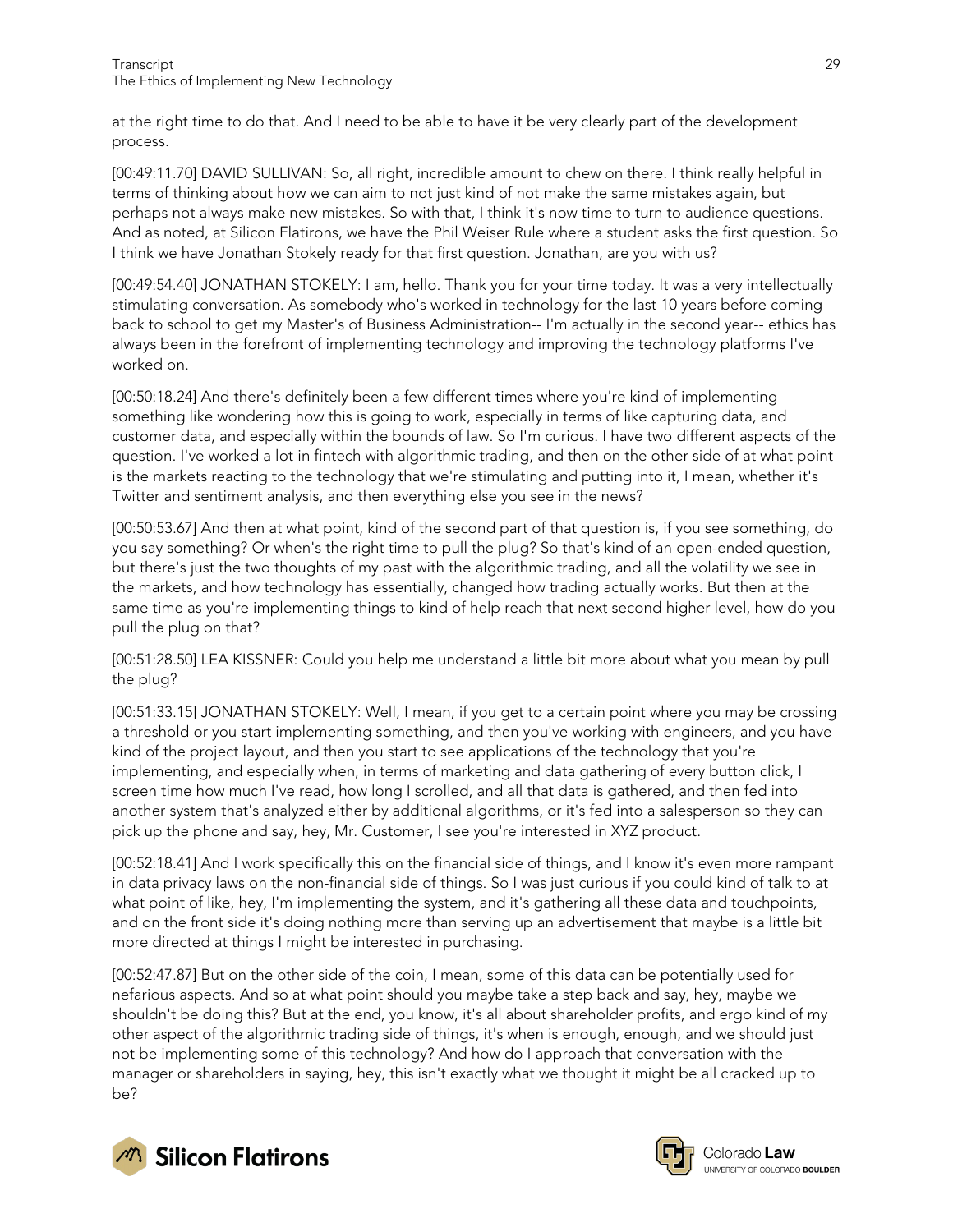at the right time to do that. And I need to be able to have it be very clearly part of the development process.

[00:49:11.70] DAVID SULLIVAN: So, all right, incredible amount to chew on there. I think really helpful in terms of thinking about how we can aim to not just kind of not make the same mistakes again, but perhaps not always make new mistakes. So with that, I think it's now time to turn to audience questions. And as noted, at Silicon Flatirons, we have the Phil Weiser Rule where a student asks the first question. So I think we have Jonathan Stokely ready for that first question. Jonathan, are you with us?

[00:49:54.40] JONATHAN STOKELY: I am, hello. Thank you for your time today. It was a very intellectually stimulating conversation. As somebody who's worked in technology for the last 10 years before coming back to school to get my Master's of Business Administration-- I'm actually in the second year-- ethics has always been in the forefront of implementing technology and improving the technology platforms I've worked on.

[00:50:18.24] And there's definitely been a few different times where you're kind of implementing something like wondering how this is going to work, especially in terms of like capturing data, and customer data, and especially within the bounds of law. So I'm curious. I have two different aspects of the question. I've worked a lot in fintech with algorithmic trading, and then on the other side of at what point is the markets reacting to the technology that we're stimulating and putting into it, I mean, whether it's Twitter and sentiment analysis, and then everything else you see in the news?

[00:50:53.67] And then at what point, kind of the second part of that question is, if you see something, do you say something? Or when's the right time to pull the plug? So that's kind of an open-ended question, but there's just the two thoughts of my past with the algorithmic trading, and all the volatility we see in the markets, and how technology has essentially, changed how trading actually works. But then at the same time as you're implementing things to kind of help reach that next second higher level, how do you pull the plug on that?

[00:51:28.50] LEA KISSNER: Could you help me understand a little bit more about what you mean by pull the plug?

[00:51:33.15] JONATHAN STOKELY: Well, I mean, if you get to a certain point where you may be crossing a threshold or you start implementing something, and then you've working with engineers, and you have kind of the project layout, and then you start to see applications of the technology that you're implementing, and especially when, in terms of marketing and data gathering of every button click, I screen time how much I've read, how long I scrolled, and all that data is gathered, and then fed into another system that's analyzed either by additional algorithms, or it's fed into a salesperson so they can pick up the phone and say, hey, Mr. Customer, I see you're interested in XYZ product.

[00:52:18.41] And I work specifically this on the financial side of things, and I know it's even more rampant in data privacy laws on the non-financial side of things. So I was just curious if you could kind of talk to at what point of like, hey, I'm implementing the system, and it's gathering all these data and touchpoints, and on the front side it's doing nothing more than serving up an advertisement that maybe is a little bit more directed at things I might be interested in purchasing.

[00:52:47.87] But on the other side of the coin, I mean, some of this data can be potentially used for nefarious aspects. And so at what point should you maybe take a step back and say, hey, maybe we shouldn't be doing this? But at the end, you know, it's all about shareholder profits, and ergo kind of my other aspect of the algorithmic trading side of things, it's when is enough, enough, and we should just not be implementing some of this technology? And how do I approach that conversation with the manager or shareholders in saying, hey, this isn't exactly what we thought it might be all cracked up to be?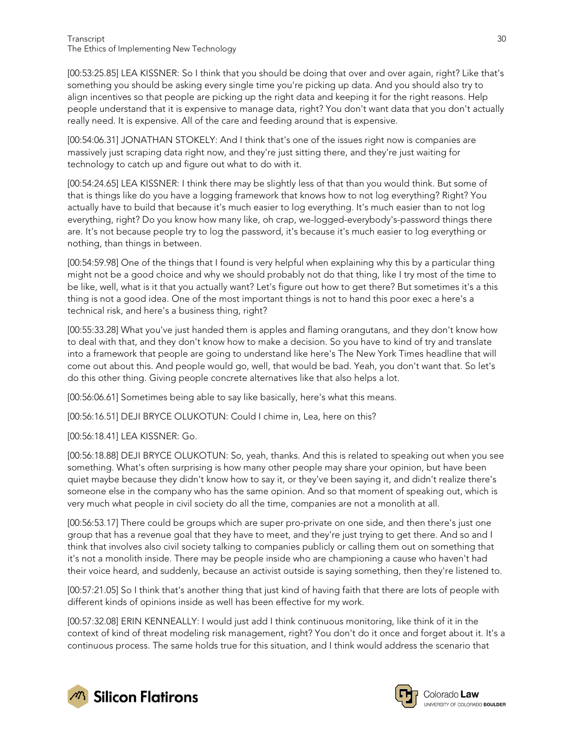[00:53:25.85] LEA KISSNER: So I think that you should be doing that over and over again, right? Like that's something you should be asking every single time you're picking up data. And you should also try to align incentives so that people are picking up the right data and keeping it for the right reasons. Help people understand that it is expensive to manage data, right? You don't want data that you don't actually really need. It is expensive. All of the care and feeding around that is expensive.

[00:54:06.31] JONATHAN STOKELY: And I think that's one of the issues right now is companies are massively just scraping data right now, and they're just sitting there, and they're just waiting for technology to catch up and figure out what to do with it.

[00:54:24.65] LEA KISSNER: I think there may be slightly less of that than you would think. But some of that is things like do you have a logging framework that knows how to not log everything? Right? You actually have to build that because it's much easier to log everything. It's much easier than to not log everything, right? Do you know how many like, oh crap, we-logged-everybody's-password things there are. It's not because people try to log the password, it's because it's much easier to log everything or nothing, than things in between.

[00:54:59.98] One of the things that I found is very helpful when explaining why this by a particular thing might not be a good choice and why we should probably not do that thing, like I try most of the time to be like, well, what is it that you actually want? Let's figure out how to get there? But sometimes it's a this thing is not a good idea. One of the most important things is not to hand this poor exec a here's a technical risk, and here's a business thing, right?

[00:55:33.28] What you've just handed them is apples and flaming orangutans, and they don't know how to deal with that, and they don't know how to make a decision. So you have to kind of try and translate into a framework that people are going to understand like here's The New York Times headline that will come out about this. And people would go, well, that would be bad. Yeah, you don't want that. So let's do this other thing. Giving people concrete alternatives like that also helps a lot.

[00:56:06.61] Sometimes being able to say like basically, here's what this means.

[00:56:16.51] DEJI BRYCE OLUKOTUN: Could I chime in, Lea, here on this?

[00:56:18.41] LEA KISSNER: Go.

[00:56:18.88] DEJI BRYCE OLUKOTUN: So, yeah, thanks. And this is related to speaking out when you see something. What's often surprising is how many other people may share your opinion, but have been quiet maybe because they didn't know how to say it, or they've been saying it, and didn't realize there's someone else in the company who has the same opinion. And so that moment of speaking out, which is very much what people in civil society do all the time, companies are not a monolith at all.

[00:56:53.17] There could be groups which are super pro-private on one side, and then there's just one group that has a revenue goal that they have to meet, and they're just trying to get there. And so and I think that involves also civil society talking to companies publicly or calling them out on something that it's not a monolith inside. There may be people inside who are championing a cause who haven't had their voice heard, and suddenly, because an activist outside is saying something, then they're listened to.

[00:57:21.05] So I think that's another thing that just kind of having faith that there are lots of people with different kinds of opinions inside as well has been effective for my work.

[00:57:32.08] ERIN KENNEALLY: I would just add I think continuous monitoring, like think of it in the context of kind of threat modeling risk management, right? You don't do it once and forget about it. It's a continuous process. The same holds true for this situation, and I think would address the scenario that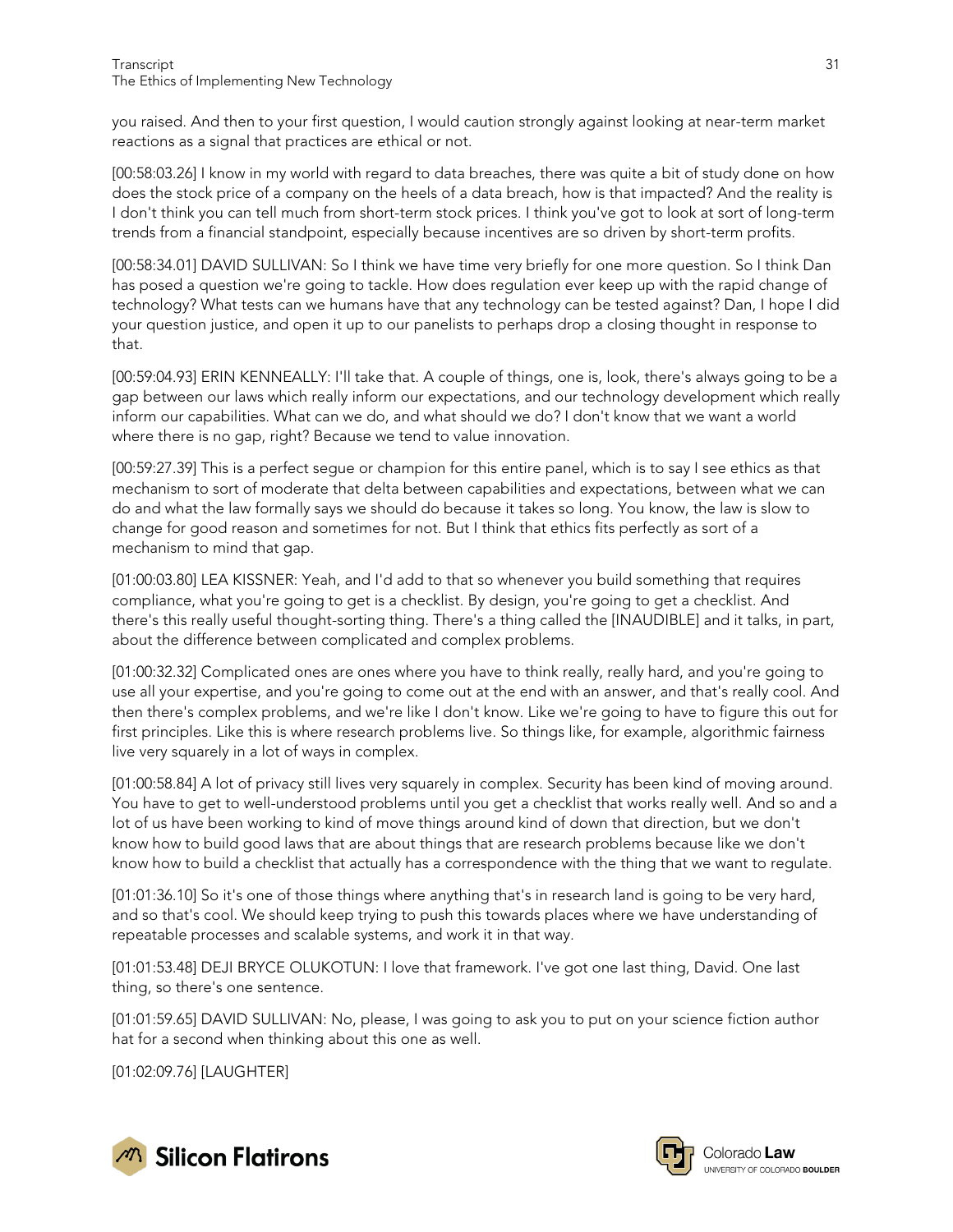you raised. And then to your first question, I would caution strongly against looking at near-term market reactions as a signal that practices are ethical or not.

[00:58:03.26] I know in my world with regard to data breaches, there was quite a bit of study done on how does the stock price of a company on the heels of a data breach, how is that impacted? And the reality is I don't think you can tell much from short-term stock prices. I think you've got to look at sort of long-term trends from a financial standpoint, especially because incentives are so driven by short-term profits.

[00:58:34.01] DAVID SULLIVAN: So I think we have time very briefly for one more question. So I think Dan has posed a question we're going to tackle. How does regulation ever keep up with the rapid change of technology? What tests can we humans have that any technology can be tested against? Dan, I hope I did your question justice, and open it up to our panelists to perhaps drop a closing thought in response to that.

[00:59:04.93] ERIN KENNEALLY: I'll take that. A couple of things, one is, look, there's always going to be a gap between our laws which really inform our expectations, and our technology development which really inform our capabilities. What can we do, and what should we do? I don't know that we want a world where there is no gap, right? Because we tend to value innovation.

[00:59:27.39] This is a perfect segue or champion for this entire panel, which is to say I see ethics as that mechanism to sort of moderate that delta between capabilities and expectations, between what we can do and what the law formally says we should do because it takes so long. You know, the law is slow to change for good reason and sometimes for not. But I think that ethics fits perfectly as sort of a mechanism to mind that gap.

[01:00:03.80] LEA KISSNER: Yeah, and I'd add to that so whenever you build something that requires compliance, what you're going to get is a checklist. By design, you're going to get a checklist. And there's this really useful thought-sorting thing. There's a thing called the [INAUDIBLE] and it talks, in part, about the difference between complicated and complex problems.

[01:00:32.32] Complicated ones are ones where you have to think really, really hard, and you're going to use all your expertise, and you're going to come out at the end with an answer, and that's really cool. And then there's complex problems, and we're like I don't know. Like we're going to have to figure this out for first principles. Like this is where research problems live. So things like, for example, algorithmic fairness live very squarely in a lot of ways in complex.

[01:00:58.84] A lot of privacy still lives very squarely in complex. Security has been kind of moving around. You have to get to well-understood problems until you get a checklist that works really well. And so and a lot of us have been working to kind of move things around kind of down that direction, but we don't know how to build good laws that are about things that are research problems because like we don't know how to build a checklist that actually has a correspondence with the thing that we want to regulate.

[01:01:36.10] So it's one of those things where anything that's in research land is going to be very hard, and so that's cool. We should keep trying to push this towards places where we have understanding of repeatable processes and scalable systems, and work it in that way.

[01:01:53.48] DEJI BRYCE OLUKOTUN: I love that framework. I've got one last thing, David. One last thing, so there's one sentence.

[01:01:59.65] DAVID SULLIVAN: No, please, I was going to ask you to put on your science fiction author hat for a second when thinking about this one as well.

[01:02:09.76] [LAUGHTER]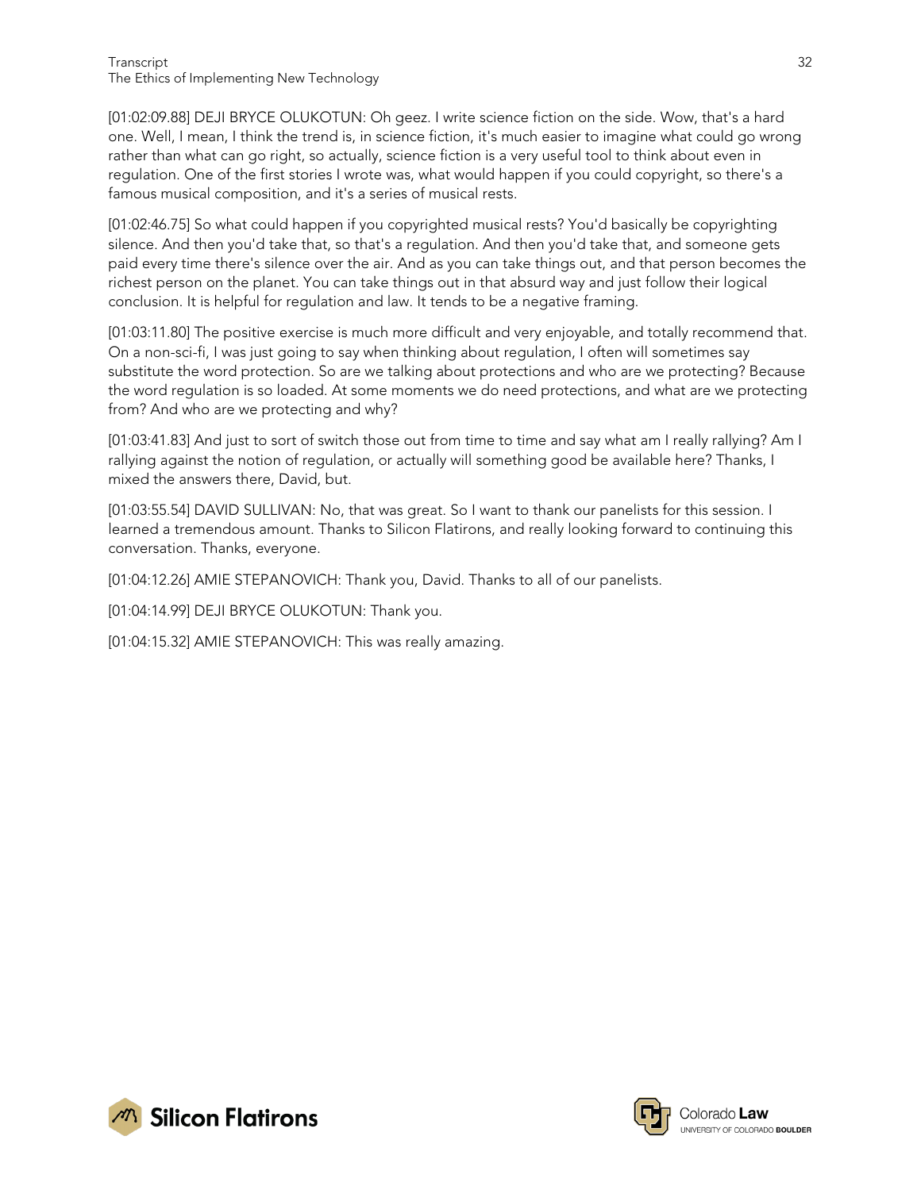[01:02:09.88] DEJI BRYCE OLUKOTUN: Oh geez. I write science fiction on the side. Wow, that's a hard one. Well, I mean, I think the trend is, in science fiction, it's much easier to imagine what could go wrong rather than what can go right, so actually, science fiction is a very useful tool to think about even in regulation. One of the first stories I wrote was, what would happen if you could copyright, so there's a famous musical composition, and it's a series of musical rests.

[01:02:46.75] So what could happen if you copyrighted musical rests? You'd basically be copyrighting silence. And then you'd take that, so that's a regulation. And then you'd take that, and someone gets paid every time there's silence over the air. And as you can take things out, and that person becomes the richest person on the planet. You can take things out in that absurd way and just follow their logical conclusion. It is helpful for regulation and law. It tends to be a negative framing.

[01:03:11.80] The positive exercise is much more difficult and very enjoyable, and totally recommend that. On a non-sci-fi, I was just going to say when thinking about regulation, I often will sometimes say substitute the word protection. So are we talking about protections and who are we protecting? Because the word regulation is so loaded. At some moments we do need protections, and what are we protecting from? And who are we protecting and why?

[01:03:41.83] And just to sort of switch those out from time to time and say what am I really rallying? Am I rallying against the notion of regulation, or actually will something good be available here? Thanks, I mixed the answers there, David, but.

[01:03:55.54] DAVID SULLIVAN: No, that was great. So I want to thank our panelists for this session. I learned a tremendous amount. Thanks to Silicon Flatirons, and really looking forward to continuing this conversation. Thanks, everyone.

[01:04:12.26] AMIE STEPANOVICH: Thank you, David. Thanks to all of our panelists.

[01:04:14.99] DEJI BRYCE OLUKOTUN: Thank you.

[01:04:15.32] AMIE STEPANOVICH: This was really amazing.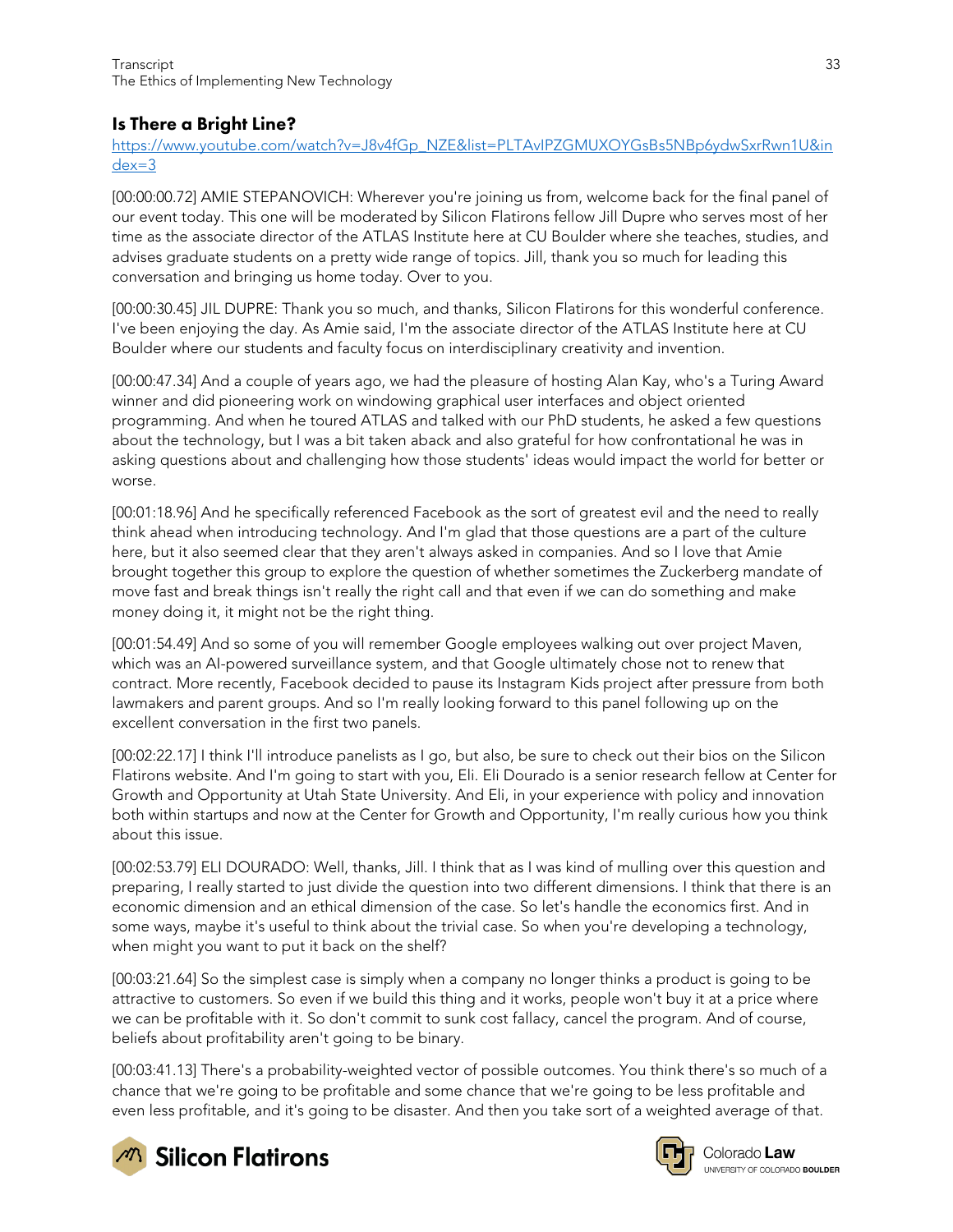## Is There a Bright Line?

https://www.youtube.com/watch?v=J8v4fGp_NZE&list=PLTAvIPZGMUXOYGsBs5NBp6ydwSxrRwn1U&index=3

[00:00:00.72] AMIE STEPANOVICH: Wherever you're joining us from, welcome back for the final panel of our event today. This one will be moderated by Silicon Flatirons fellow Jill Dupre who serves most of her time as the associate director of the ATLAS Institute here at CU Boulder where she teaches, studies, and advises graduate students on a pretty wide range of topics. Jill, thank you so much for leading this conversation and bringing us home today. Over to you.

[00:00:30.45] JIL DUPRE: Thank you so much, and thanks, Silicon Flatirons for this wonderful conference. I've been enjoying the day. As Amie said, I'm the associate director of the ATLAS Institute here at CU Boulder where our students and faculty focus on interdisciplinary creativity and invention.

[00:00:47.34] And a couple of years ago, we had the pleasure of hosting Alan Kay, who's a Turing Award winner and did pioneering work on windowing graphical user interfaces and object oriented programming. And when he toured ATLAS and talked with our PhD students, he asked a few questions about the technology, but I was a bit taken aback and also grateful for how confrontational he was in asking questions about and challenging how those students' ideas would impact the world for better or worse.

[00:01:18.96] And he specifically referenced Facebook as the sort of greatest evil and the need to really think ahead when introducing technology. And I'm glad that those questions are a part of the culture here, but it also seemed clear that they aren't always asked in companies. And so I love that Amie brought together this group to explore the question of whether sometimes the Zuckerberg mandate of move fast and break things isn't really the right call and that even if we can do something and make money doing it, it might not be the right thing.

[00:01:54.49] And so some of you will remember Google employees walking out over project Maven, which was an AI-powered surveillance system, and that Google ultimately chose not to renew that contract. More recently, Facebook decided to pause its Instagram Kids project after pressure from both lawmakers and parent groups. And so I'm really looking forward to this panel following up on the excellent conversation in the first two panels.

[00:02:22.17] I think I'll introduce panelists as I go, but also, be sure to check out their bios on the Silicon Flatirons website. And I'm going to start with you, Eli. Eli Dourado is a senior research fellow at Center for Growth and Opportunity at Utah State University. And Eli, in your experience with policy and innovation both within startups and now at the Center for Growth and Opportunity, I'm really curious how you think about this issue.

[00:02:53.79] ELI DOURADO: Well, thanks, Jill. I think that as I was kind of mulling over this question and preparing, I really started to just divide the question into two different dimensions. I think that there is an economic dimension and an ethical dimension of the case. So let's handle the economics first. And in some ways, maybe it's useful to think about the trivial case. So when you're developing a technology, when might you want to put it back on the shelf?

[00:03:21.64] So the simplest case is simply when a company no longer thinks a product is going to be attractive to customers. So even if we build this thing and it works, people won't buy it at a price where we can be profitable with it. So don't commit to sunk cost fallacy, cancel the program. And of course, beliefs about profitability aren't going to be binary.

[00:03:41.13] There's a probability-weighted vector of possible outcomes. You think there's so much of a chance that we're going to be profitable and some chance that we're going to be less profitable and even less profitable, and it's going to be disaster. And then you take sort of a weighted average of that.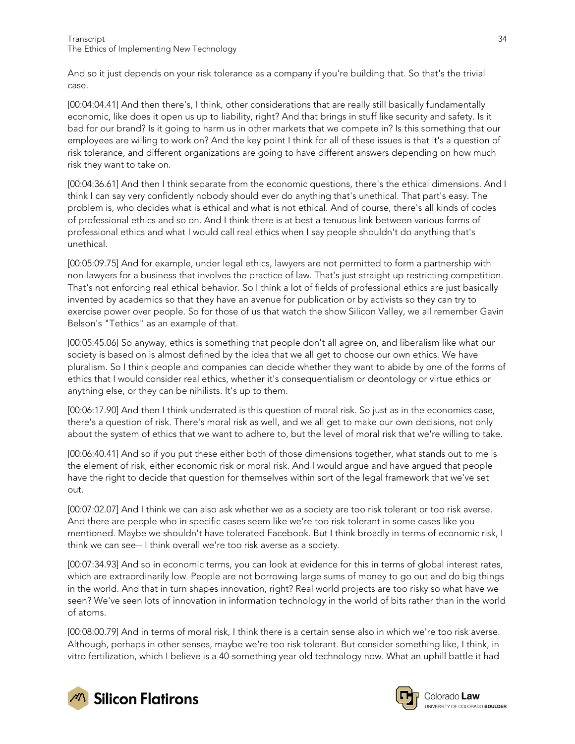And so it just depends on your risk tolerance as a company if you're building that. So that's the trivial case.

[00:04:04.41] And then there's, I think, other considerations that are really still basically fundamentally economic, like does it open us up to liability, right? And that brings in stuff like security and safety. Is it bad for our brand? Is it going to harm us in other markets that we compete in? Is this something that our employees are willing to work on? And the key point I think for all of these issues is that it's a question of risk tolerance, and different organizations are going to have different answers depending on how much risk they want to take on.

[00:04:36.61] And then I think separate from the economic questions, there's the ethical dimensions. And I think I can say very confidently nobody should ever do anything that's unethical. That part's easy. The problem is, who decides what is ethical and what is not ethical. And of course, there's all kinds of codes of professional ethics and so on. And I think there is at best a tenuous link between various forms of professional ethics and what I would call real ethics when I say people shouldn't do anything that's unethical.

[00:05:09.75] And for example, under legal ethics, lawyers are not permitted to form a partnership with non-lawyers for a business that involves the practice of law. That's just straight up restricting competition. That's not enforcing real ethical behavior. So I think a lot of fields of professional ethics are just basically invented by academics so that they have an avenue for publication or by activists so they can try to exercise power over people. So for those of us that watch the show Silicon Valley, we all remember Gavin Belson's "Tethics" as an example of that.

[00:05:45.06] So anyway, ethics is something that people don't all agree on, and liberalism like what our society is based on is almost defined by the idea that we all get to choose our own ethics. We have pluralism. So I think people and companies can decide whether they want to abide by one of the forms of ethics that I would consider real ethics, whether it's consequentialism or deontology or virtue ethics or anything else, or they can be nihilists. It's up to them.

[00:06:17.90] And then I think underrated is this question of moral risk. So just as in the economics case, there's a question of risk. There's moral risk as well, and we all get to make our own decisions, not only about the system of ethics that we want to adhere to, but the level of moral risk that we're willing to take.

[00:06:40.41] And so if you put these either both of those dimensions together, what stands out to me is the element of risk, either economic risk or moral risk. And I would argue and have argued that people have the right to decide that question for themselves within sort of the legal framework that we've set out.

[00:07:02.07] And I think we can also ask whether we as a society are too risk tolerant or too risk averse. And there are people who in specific cases seem like we're too risk tolerant in some cases like you mentioned. Maybe we shouldn't have tolerated Facebook. But I think broadly in terms of economic risk, I think we can see-- I think overall we're too risk averse as a society.

[00:07:34.93] And so in economic terms, you can look at evidence for this in terms of global interest rates, which are extraordinarily low. People are not borrowing large sums of money to go out and do big things in the world. And that in turn shapes innovation, right? Real world projects are too risky so what have we seen? We've seen lots of innovation in information technology in the world of bits rather than in the world of atoms.

[00:08:00.79] And in terms of moral risk, I think there is a certain sense also in which we're too risk averse. Although, perhaps in other senses, maybe we're too risk tolerant. But consider something like, I think, in vitro fertilization, which I believe is a 40-something year old technology now. What an uphill battle it had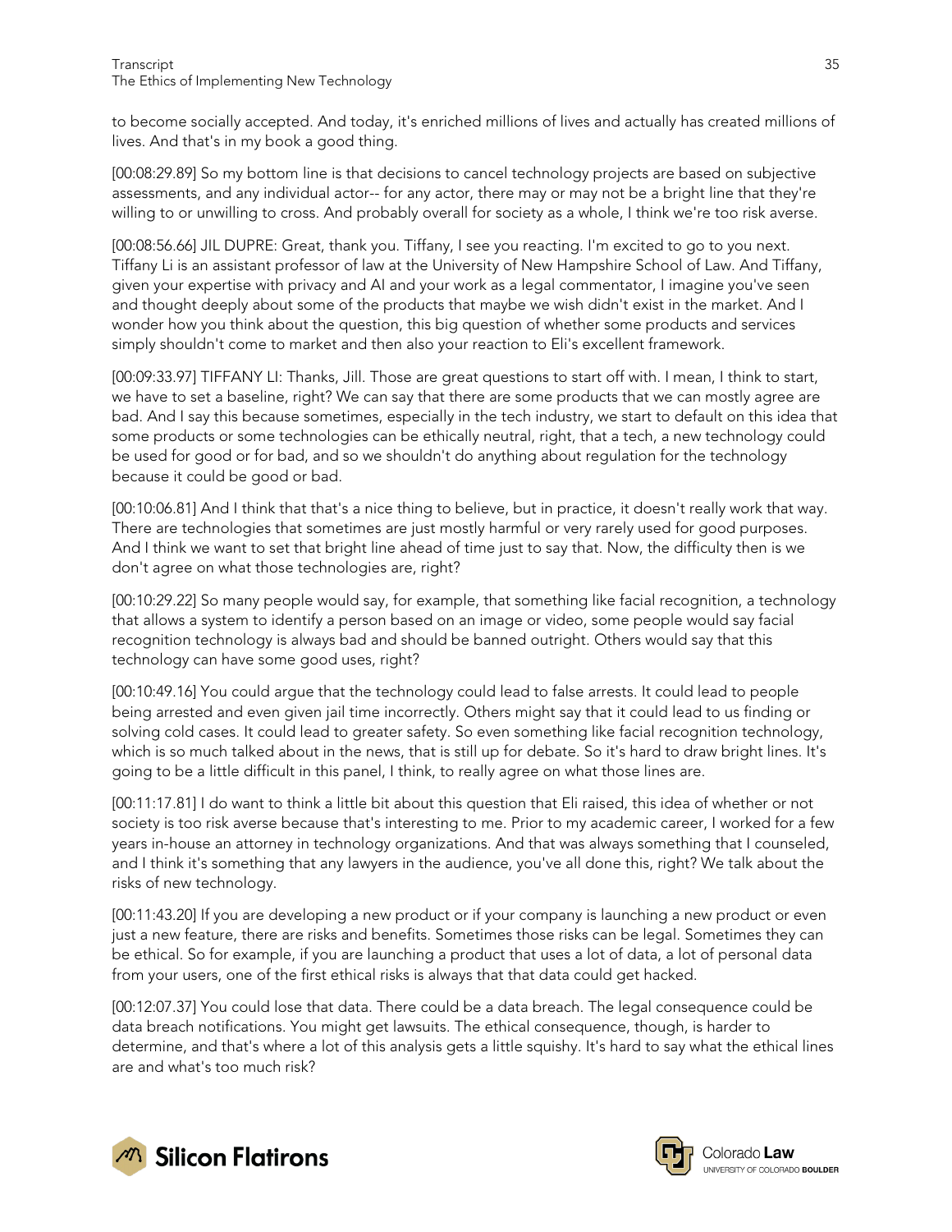to become socially accepted. And today, it's enriched millions of lives and actually has created millions of lives. And that's in my book a good thing.

[00:08:29.89] So my bottom line is that decisions to cancel technology projects are based on subjective assessments, and any individual actor-- for any actor, there may or may not be a bright line that they're willing to or unwilling to cross. And probably overall for society as a whole, I think we're too risk averse.

[00:08:56.66] JIL DUPRE: Great, thank you. Tiffany, I see you reacting. I'm excited to go to you next. Tiffany Li is an assistant professor of law at the University of New Hampshire School of Law. And Tiffany, given your expertise with privacy and AI and your work as a legal commentator, I imagine you've seen and thought deeply about some of the products that maybe we wish didn't exist in the market. And I wonder how you think about the question, this big question of whether some products and services simply shouldn't come to market and then also your reaction to Eli's excellent framework.

[00:09:33.97] TIFFANY LI: Thanks, Jill. Those are great questions to start off with. I mean, I think to start, we have to set a baseline, right? We can say that there are some products that we can mostly agree are bad. And I say this because sometimes, especially in the tech industry, we start to default on this idea that some products or some technologies can be ethically neutral, right, that a tech, a new technology could be used for good or for bad, and so we shouldn't do anything about regulation for the technology because it could be good or bad.

[00:10:06.81] And I think that that's a nice thing to believe, but in practice, it doesn't really work that way. There are technologies that sometimes are just mostly harmful or very rarely used for good purposes. And I think we want to set that bright line ahead of time just to say that. Now, the difficulty then is we don't agree on what those technologies are, right?

[00:10:29.22] So many people would say, for example, that something like facial recognition, a technology that allows a system to identify a person based on an image or video, some people would say facial recognition technology is always bad and should be banned outright. Others would say that this technology can have some good uses, right?

[00:10:49.16] You could argue that the technology could lead to false arrests. It could lead to people being arrested and even given jail time incorrectly. Others might say that it could lead to us finding or solving cold cases. It could lead to greater safety. So even something like facial recognition technology, which is so much talked about in the news, that is still up for debate. So it's hard to draw bright lines. It's going to be a little difficult in this panel, I think, to really agree on what those lines are.

[00:11:17.81] I do want to think a little bit about this question that Eli raised, this idea of whether or not society is too risk averse because that's interesting to me. Prior to my academic career, I worked for a few years in-house an attorney in technology organizations. And that was always something that I counseled, and I think it's something that any lawyers in the audience, you've all done this, right? We talk about the risks of new technology.

[00:11:43.20] If you are developing a new product or if your company is launching a new product or even just a new feature, there are risks and benefits. Sometimes those risks can be legal. Sometimes they can be ethical. So for example, if you are launching a product that uses a lot of data, a lot of personal data from your users, one of the first ethical risks is always that that data could get hacked.

[00:12:07.37] You could lose that data. There could be a data breach. The legal consequence could be data breach notifications. You might get lawsuits. The ethical consequence, though, is harder to determine, and that's where a lot of this analysis gets a little squishy. It's hard to say what the ethical lines are and what's too much risk?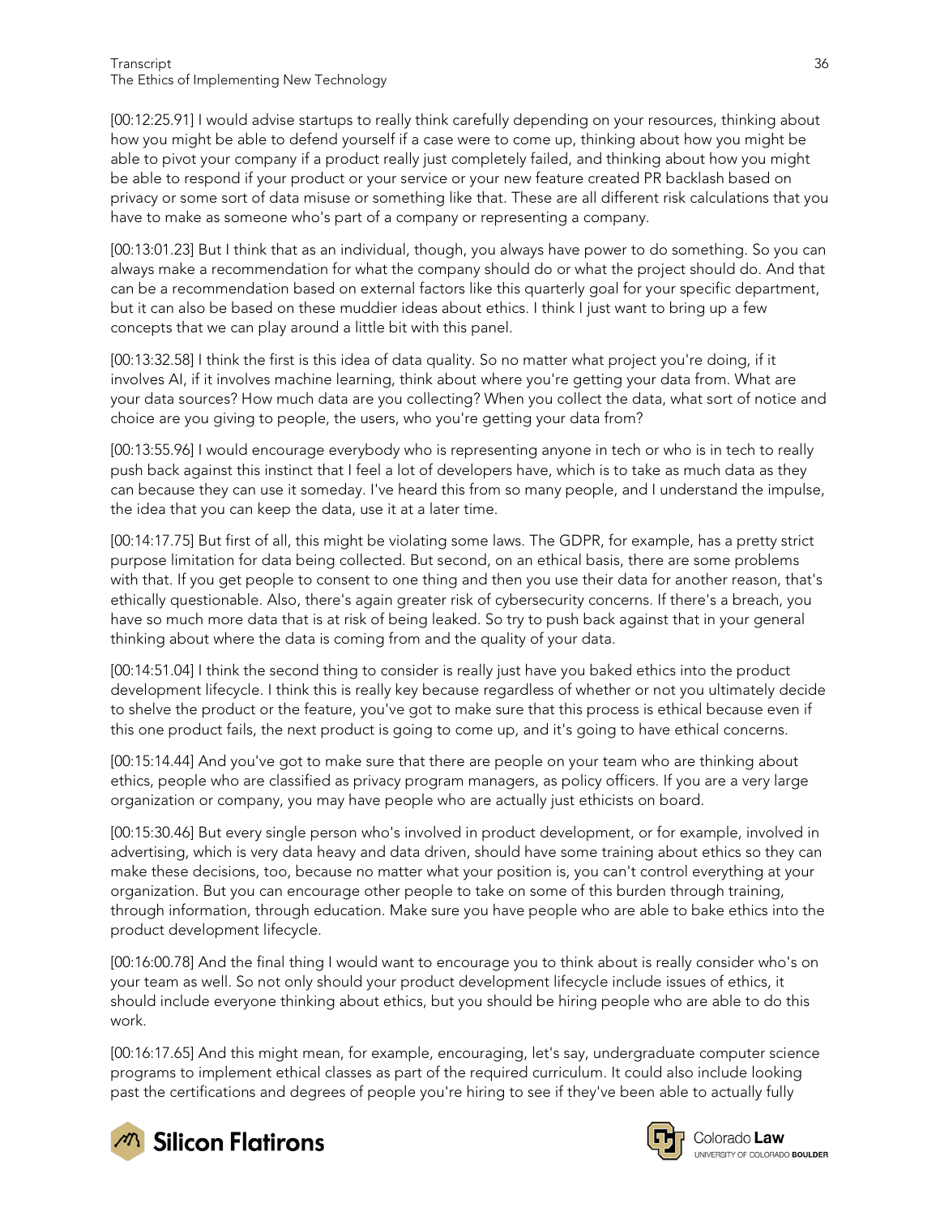[00:12:25.91] I would advise startups to really think carefully depending on your resources, thinking about how you might be able to defend yourself if a case were to come up, thinking about how you might be able to pivot your company if a product really just completely failed, and thinking about how you might be able to respond if your product or your service or your new feature created PR backlash based on privacy or some sort of data misuse or something like that. These are all different risk calculations that you have to make as someone who's part of a company or representing a company.

[00:13:01.23] But I think that as an individual, though, you always have power to do something. So you can always make a recommendation for what the company should do or what the project should do. And that can be a recommendation based on external factors like this quarterly goal for your specific department, but it can also be based on these muddier ideas about ethics. I think I just want to bring up a few concepts that we can play around a little bit with this panel.

[00:13:32.58] I think the first is this idea of data quality. So no matter what project you're doing, if it involves AI, if it involves machine learning, think about where you're getting your data from. What are your data sources? How much data are you collecting? When you collect the data, what sort of notice and choice are you giving to people, the users, who you're getting your data from?

[00:13:55.96] I would encourage everybody who is representing anyone in tech or who is in tech to really push back against this instinct that I feel a lot of developers have, which is to take as much data as they can because they can use it someday. I've heard this from so many people, and I understand the impulse, the idea that you can keep the data, use it at a later time.

[00:14:17.75] But first of all, this might be violating some laws. The GDPR, for example, has a pretty strict purpose limitation for data being collected. But second, on an ethical basis, there are some problems with that. If you get people to consent to one thing and then you use their data for another reason, that's ethically questionable. Also, there's again greater risk of cybersecurity concerns. If there's a breach, you have so much more data that is at risk of being leaked. So try to push back against that in your general thinking about where the data is coming from and the quality of your data.

[00:14:51.04] I think the second thing to consider is really just have you baked ethics into the product development lifecycle. I think this is really key because regardless of whether or not you ultimately decide to shelve the product or the feature, you've got to make sure that this process is ethical because even if this one product fails, the next product is going to come up, and it's going to have ethical concerns.

[00:15:14.44] And you've got to make sure that there are people on your team who are thinking about ethics, people who are classified as privacy program managers, as policy officers. If you are a very large organization or company, you may have people who are actually just ethicists on board.

[00:15:30.46] But every single person who's involved in product development, or for example, involved in advertising, which is very data heavy and data driven, should have some training about ethics so they can make these decisions, too, because no matter what your position is, you can't control everything at your organization. But you can encourage other people to take on some of this burden through training, through information, through education. Make sure you have people who are able to bake ethics into the product development lifecycle.

[00:16:00.78] And the final thing I would want to encourage you to think about is really consider who's on your team as well. So not only should your product development lifecycle include issues of ethics, it should include everyone thinking about ethics, but you should be hiring people who are able to do this work.

[00:16:17.65] And this might mean, for example, encouraging, let's say, undergraduate computer science programs to implement ethical classes as part of the required curriculum. It could also include looking past the certifications and degrees of people you're hiring to see if they've been able to actually fully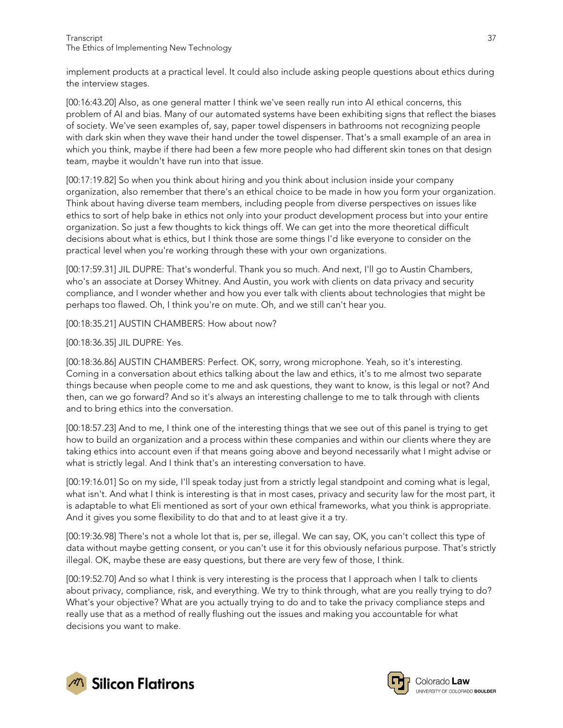implement products at a practical level. It could also include asking people questions about ethics during the interview stages.

[00:16:43.20] Also, as one general matter I think we've seen really run into AI ethical concerns, this problem of AI and bias. Many of our automated systems have been exhibiting signs that reflect the biases of society. We've seen examples of, say, paper towel dispensers in bathrooms not recognizing people with dark skin when they wave their hand under the towel dispenser. That's a small example of an area in which you think, maybe if there had been a few more people who had different skin tones on that design team, maybe it wouldn't have run into that issue.

[00:17:19.82] So when you think about hiring and you think about inclusion inside your company organization, also remember that there's an ethical choice to be made in how you form your organization. Think about having diverse team members, including people from diverse perspectives on issues like ethics to sort of help bake in ethics not only into your product development process but into your entire organization. So just a few thoughts to kick things off. We can get into the more theoretical difficult decisions about what is ethics, but I think those are some things I'd like everyone to consider on the practical level when you're working through these with your own organizations.

[00:17:59.31] JIL DUPRE: That's wonderful. Thank you so much. And next, I'll go to Austin Chambers, who's an associate at Dorsey Whitney. And Austin, you work with clients on data privacy and security compliance, and I wonder whether and how you ever talk with clients about technologies that might be perhaps too flawed. Oh, I think you're on mute. Oh, and we still can't hear you.

[00:18:35.21] AUSTIN CHAMBERS: How about now?

[00:18:36.35] JIL DUPRE: Yes.

[00:18:36.86] AUSTIN CHAMBERS: Perfect. OK, sorry, wrong microphone. Yeah, so it's interesting. Coming in a conversation about ethics talking about the law and ethics, it's to me almost two separate things because when people come to me and ask questions, they want to know, is this legal or not? And then, can we go forward? And so it's always an interesting challenge to me to talk through with clients and to bring ethics into the conversation.

[00:18:57.23] And to me, I think one of the interesting things that we see out of this panel is trying to get how to build an organization and a process within these companies and within our clients where they are taking ethics into account even if that means going above and beyond necessarily what I might advise or what is strictly legal. And I think that's an interesting conversation to have.

[00:19:16.01] So on my side, I'll speak today just from a strictly legal standpoint and coming what is legal, what isn't. And what I think is interesting is that in most cases, privacy and security law for the most part, it is adaptable to what Eli mentioned as sort of your own ethical frameworks, what you think is appropriate. And it gives you some flexibility to do that and to at least give it a try.

[00:19:36.98] There's not a whole lot that is, per se, illegal. We can say, OK, you can't collect this type of data without maybe getting consent, or you can't use it for this obviously nefarious purpose. That's strictly illegal. OK, maybe these are easy questions, but there are very few of those, I think.

[00:19:52.70] And so what I think is very interesting is the process that I approach when I talk to clients about privacy, compliance, risk, and everything. We try to think through, what are you really trying to do? What's your objective? What are you actually trying to do and to take the privacy compliance steps and really use that as a method of really flushing out the issues and making you accountable for what decisions you want to make.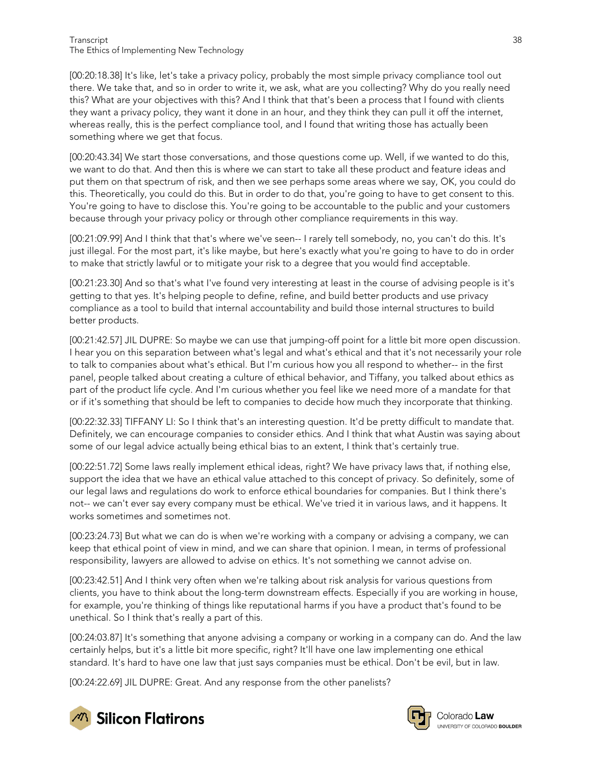[00:20:18.38] It's like, let's take a privacy policy, probably the most simple privacy compliance tool out there. We take that, and so in order to write it, we ask, what are you collecting? Why do you really need this? What are your objectives with this? And I think that that's been a process that I found with clients they want a privacy policy, they want it done in an hour, and they think they can pull it off the internet, whereas really, this is the perfect compliance tool, and I found that writing those has actually been something where we get that focus.

[00:20:43.34] We start those conversations, and those questions come up. Well, if we wanted to do this, we want to do that. And then this is where we can start to take all these product and feature ideas and put them on that spectrum of risk, and then we see perhaps some areas where we say, OK, you could do this. Theoretically, you could do this. But in order to do that, you're going to have to get consent to this. You're going to have to disclose this. You're going to be accountable to the public and your customers because through your privacy policy or through other compliance requirements in this way.

[00:21:09.99] And I think that that's where we've seen-- I rarely tell somebody, no, you can't do this. It's just illegal. For the most part, it's like maybe, but here's exactly what you're going to have to do in order to make that strictly lawful or to mitigate your risk to a degree that you would find acceptable.

[00:21:23.30] And so that's what I've found very interesting at least in the course of advising people is it's getting to that yes. It's helping people to define, refine, and build better products and use privacy compliance as a tool to build that internal accountability and build those internal structures to build better products.

[00:21:42.57] JIL DUPRE: So maybe we can use that jumping-off point for a little bit more open discussion. I hear you on this separation between what's legal and what's ethical and that it's not necessarily your role to talk to companies about what's ethical. But I'm curious how you all respond to whether-- in the first panel, people talked about creating a culture of ethical behavior, and Tiffany, you talked about ethics as part of the product life cycle. And I'm curious whether you feel like we need more of a mandate for that or if it's something that should be left to companies to decide how much they incorporate that thinking.

[00:22:32.33] TIFFANY LI: So I think that's an interesting question. It'd be pretty difficult to mandate that. Definitely, we can encourage companies to consider ethics. And I think that what Austin was saying about some of our legal advice actually being ethical bias to an extent, I think that's certainly true.

[00:22:51.72] Some laws really implement ethical ideas, right? We have privacy laws that, if nothing else, support the idea that we have an ethical value attached to this concept of privacy. So definitely, some of our legal laws and regulations do work to enforce ethical boundaries for companies. But I think there's not-- we can't ever say every company must be ethical. We've tried it in various laws, and it happens. It works sometimes and sometimes not.

[00:23:24.73] But what we can do is when we're working with a company or advising a company, we can keep that ethical point of view in mind, and we can share that opinion. I mean, in terms of professional responsibility, lawyers are allowed to advise on ethics. It's not something we cannot advise on.

[00:23:42.51] And I think very often when we're talking about risk analysis for various questions from clients, you have to think about the long-term downstream effects. Especially if you are working in house, for example, you're thinking of things like reputational harms if you have a product that's found to be unethical. So I think that's really a part of this.

[00:24:03.87] It's something that anyone advising a company or working in a company can do. And the law certainly helps, but it's a little bit more specific, right? It'll have one law implementing one ethical standard. It's hard to have one law that just says companies must be ethical. Don't be evil, but in law.

[00:24:22.69] JIL DUPRE: Great. And any response from the other panelists?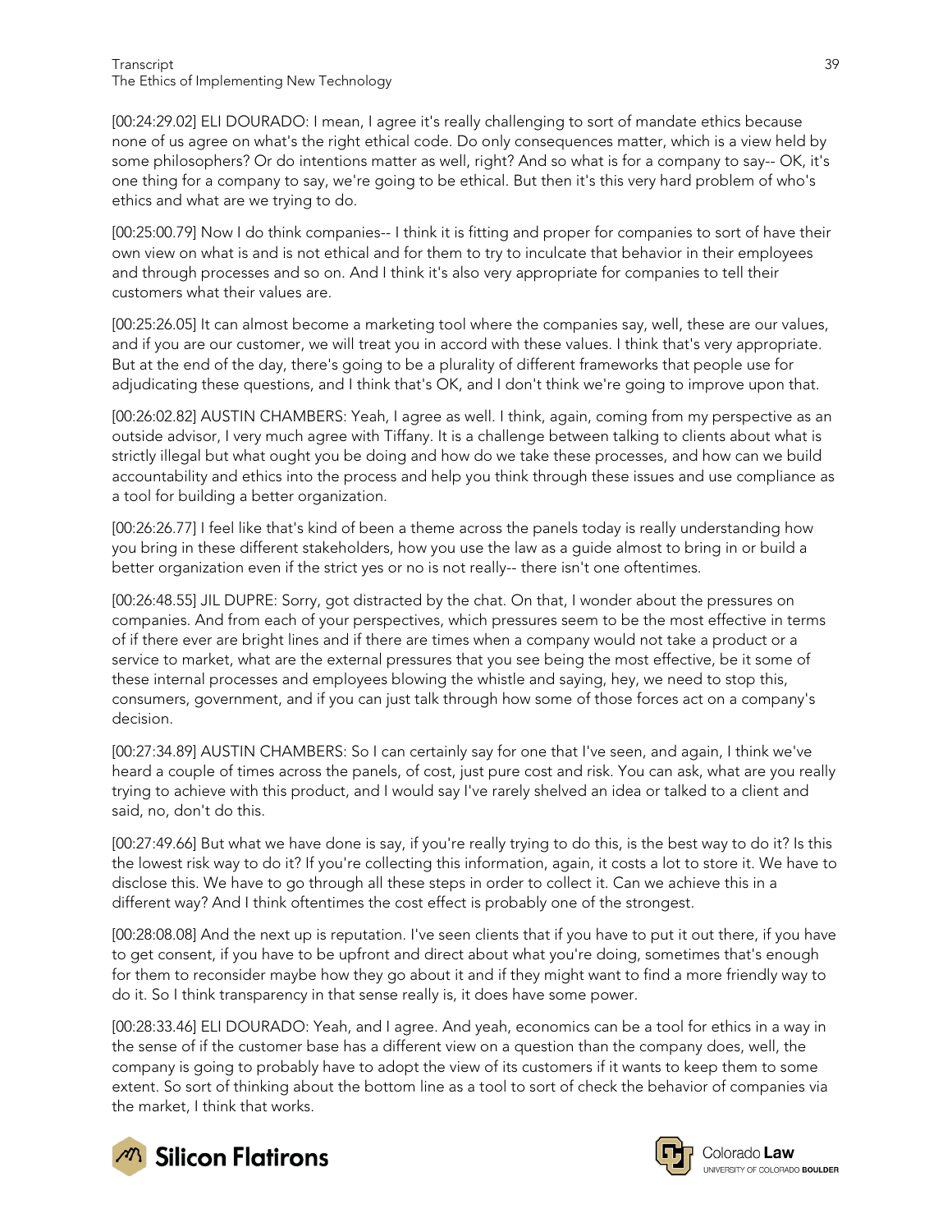[00:24:29.02] ELI DOURADO: I mean, I agree it's really challenging to sort of mandate ethics because none of us agree on what's the right ethical code. Do only consequences matter, which is a view held by some philosophers? Or do intentions matter as well, right? And so what is for a company to say-- OK, it's one thing for a company to say, we're going to be ethical. But then it's this very hard problem of who's ethics and what are we trying to do.

[00:25:00.79] Now I do think companies-- I think it is fitting and proper for companies to sort of have their own view on what is and is not ethical and for them to try to inculcate that behavior in their employees and through processes and so on. And I think it's also very appropriate for companies to tell their customers what their values are.

[00:25:26.05] It can almost become a marketing tool where the companies say, well, these are our values, and if you are our customer, we will treat you in accord with these values. I think that's very appropriate. But at the end of the day, there's going to be a plurality of different frameworks that people use for adjudicating these questions, and I think that's OK, and I don't think we're going to improve upon that.

[00:26:02.82] AUSTIN CHAMBERS: Yeah, I agree as well. I think, again, coming from my perspective as an outside advisor, I very much agree with Tiffany. It is a challenge between talking to clients about what is strictly illegal but what ought you be doing and how do we take these processes, and how can we build accountability and ethics into the process and help you think through these issues and use compliance as a tool for building a better organization.

[00:26:26.77] I feel like that's kind of been a theme across the panels today is really understanding how you bring in these different stakeholders, how you use the law as a guide almost to bring in or build a better organization even if the strict yes or no is not really-- there isn't one oftentimes.

[00:26:48.55] JIL DUPRE: Sorry, got distracted by the chat. On that, I wonder about the pressures on companies. And from each of your perspectives, which pressures seem to be the most effective in terms of if there ever are bright lines and if there are times when a company would not take a product or a service to market, what are the external pressures that you see being the most effective, be it some of these internal processes and employees blowing the whistle and saying, hey, we need to stop this, consumers, government, and if you can just talk through how some of those forces act on a company's decision.

[00:27:34.89] AUSTIN CHAMBERS: So I can certainly say for one that I've seen, and again, I think we've heard a couple of times across the panels, of cost, just pure cost and risk. You can ask, what are you really trying to achieve with this product, and I would say I've rarely shelved an idea or talked to a client and said, no, don't do this.

[00:27:49.66] But what we have done is say, if you're really trying to do this, is the best way to do it? Is this the lowest risk way to do it? If you're collecting this information, again, it costs a lot to store it. We have to disclose this. We have to go through all these steps in order to collect it. Can we achieve this in a different way? And I think oftentimes the cost effect is probably one of the strongest.

[00:28:08.08] And the next up is reputation. I've seen clients that if you have to put it out there, if you have to get consent, if you have to be upfront and direct about what you're doing, sometimes that's enough for them to reconsider maybe how they go about it and if they might want to find a more friendly way to do it. So I think transparency in that sense really is, it does have some power.

[00:28:33.46] ELI DOURADO: Yeah, and I agree. And yeah, economics can be a tool for ethics in a way in the sense of if the customer base has a different view on a question than the company does, well, the company is going to probably have to adopt the view of its customers if it wants to keep them to some extent. So sort of thinking about the bottom line as a tool to sort of check the behavior of companies via the market, I think that works.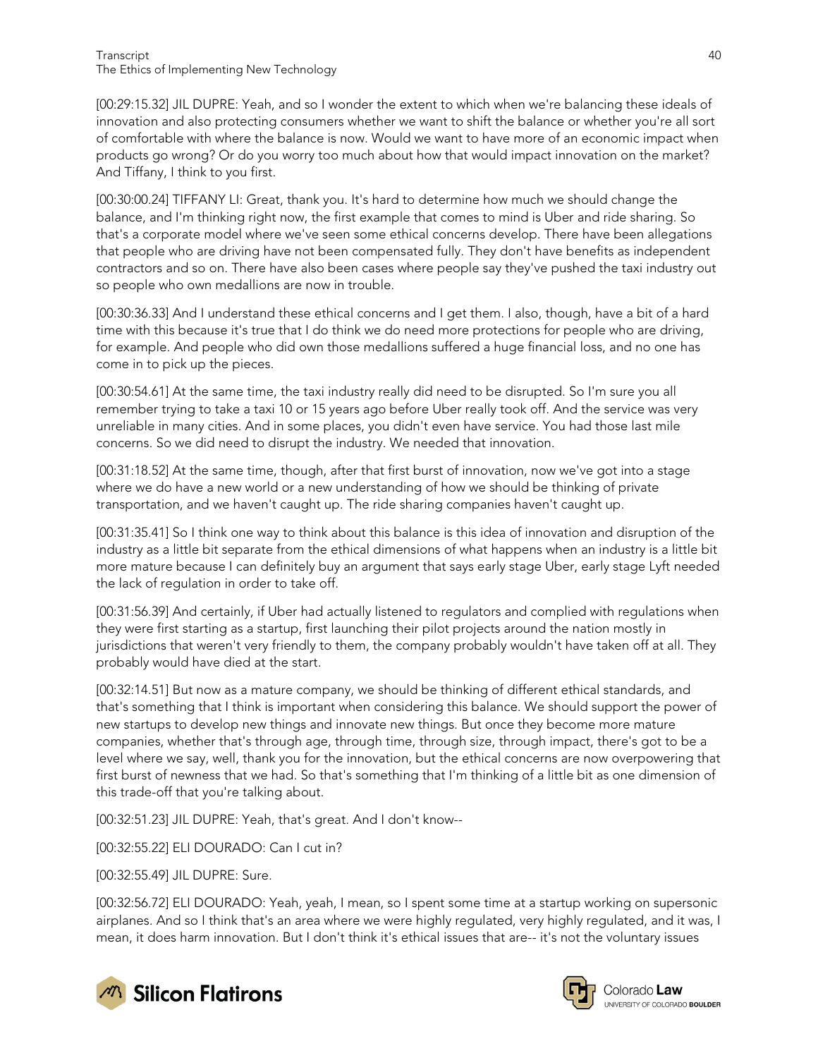[00:29:15.32] JIL DUPRE: Yeah, and so I wonder the extent to which when we're balancing these ideals of innovation and also protecting consumers whether we want to shift the balance or whether you're all sort of comfortable with where the balance is now. Would we want to have more of an economic impact when products go wrong? Or do you worry too much about how that would impact innovation on the market? And Tiffany, I think to you first.

[00:30:00.24] TIFFANY LI: Great, thank you. It's hard to determine how much we should change the balance, and I'm thinking right now, the first example that comes to mind is Uber and ride sharing. So that's a corporate model where we've seen some ethical concerns develop. There have been allegations that people who are driving have not been compensated fully. They don't have benefits as independent contractors and so on. There have also been cases where people say they've pushed the taxi industry out so people who own medallions are now in trouble.

[00:30:36.33] And I understand these ethical concerns and I get them. I also, though, have a bit of a hard time with this because it's true that I do think we do need more protections for people who are driving, for example. And people who did own those medallions suffered a huge financial loss, and no one has come in to pick up the pieces.

[00:30:54.61] At the same time, the taxi industry really did need to be disrupted. So I'm sure you all remember trying to take a taxi 10 or 15 years ago before Uber really took off. And the service was very unreliable in many cities. And in some places, you didn't even have service. You had those last mile concerns. So we did need to disrupt the industry. We needed that innovation.

[00:31:18.52] At the same time, though, after that first burst of innovation, now we've got into a stage where we do have a new world or a new understanding of how we should be thinking of private transportation, and we haven't caught up. The ride sharing companies haven't caught up.

[00:31:35.41] So I think one way to think about this balance is this idea of innovation and disruption of the industry as a little bit separate from the ethical dimensions of what happens when an industry is a little bit more mature because I can definitely buy an argument that says early stage Uber, early stage Lyft needed the lack of regulation in order to take off.

[00:31:56.39] And certainly, if Uber had actually listened to regulators and complied with regulations when they were first starting as a startup, first launching their pilot projects around the nation mostly in jurisdictions that weren't very friendly to them, the company probably wouldn't have taken off at all. They probably would have died at the start.

[00:32:14.51] But now as a mature company, we should be thinking of different ethical standards, and that's something that I think is important when considering this balance. We should support the power of new startups to develop new things and innovate new things. But once they become more mature companies, whether that's through age, through time, through size, through impact, there's got to be a level where we say, well, thank you for the innovation, but the ethical concerns are now overpowering that first burst of newness that we had. So that's something that I'm thinking of a little bit as one dimension of this trade-off that you're talking about.

[00:32:51.23] JIL DUPRE: Yeah, that's great. And I don't know--

[00:32:55.22] ELI DOURADO: Can I cut in?

[00:32:55.49] JIL DUPRE: Sure.

[00:32:56.72] ELI DOURADO: Yeah, yeah, I mean, so I spent some time at a startup working on supersonic airplanes. And so I think that's an area where we were highly regulated, very highly regulated, and it was, I mean, it does harm innovation. But I don't think it's ethical issues that are-- it's not the voluntary issues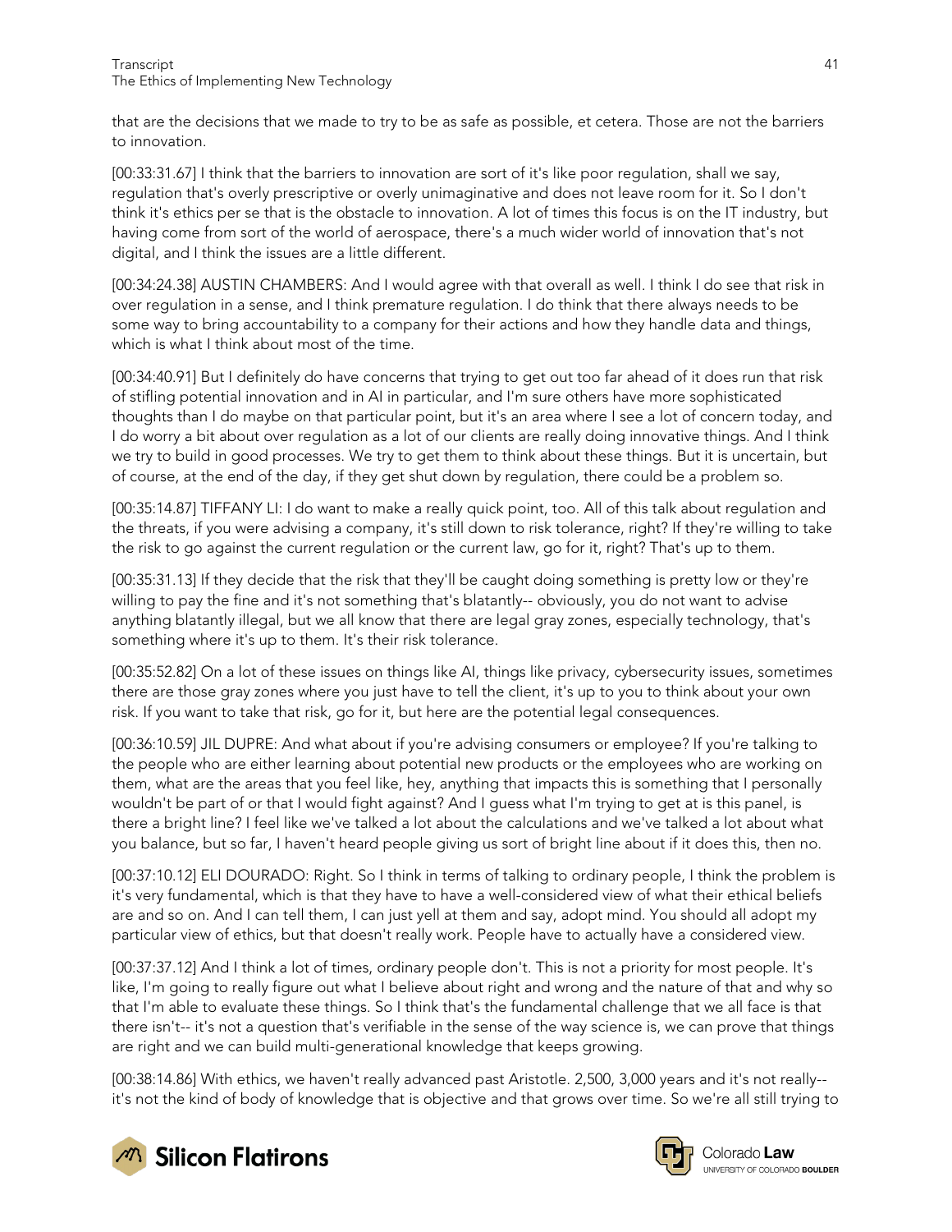that are the decisions that we made to try to be as safe as possible, et cetera. Those are not the barriers to innovation.

[00:33:31.67] I think that the barriers to innovation are sort of it's like poor regulation, shall we say, regulation that's overly prescriptive or overly unimaginative and does not leave room for it. So I don't think it's ethics per se that is the obstacle to innovation. A lot of times this focus is on the IT industry, but having come from sort of the world of aerospace, there's a much wider world of innovation that's not digital, and I think the issues are a little different.

[00:34:24.38] AUSTIN CHAMBERS: And I would agree with that overall as well. I think I do see that risk in over regulation in a sense, and I think premature regulation. I do think that there always needs to be some way to bring accountability to a company for their actions and how they handle data and things, which is what I think about most of the time.

[00:34:40.91] But I definitely do have concerns that trying to get out too far ahead of it does run that risk of stifling potential innovation and in AI in particular, and I'm sure others have more sophisticated thoughts than I do maybe on that particular point, but it's an area where I see a lot of concern today, and I do worry a bit about over regulation as a lot of our clients are really doing innovative things. And I think we try to build in good processes. We try to get them to think about these things. But it is uncertain, but of course, at the end of the day, if they get shut down by regulation, there could be a problem so.

[00:35:14.87] TIFFANY LI: I do want to make a really quick point, too. All of this talk about regulation and the threats, if you were advising a company, it's still down to risk tolerance, right? If they're willing to take the risk to go against the current regulation or the current law, go for it, right? That's up to them.

[00:35:31.13] If they decide that the risk that they'll be caught doing something is pretty low or they're willing to pay the fine and it's not something that's blatantly-- obviously, you do not want to advise anything blatantly illegal, but we all know that there are legal gray zones, especially technology, that's something where it's up to them. It's their risk tolerance.

[00:35:52.82] On a lot of these issues on things like AI, things like privacy, cybersecurity issues, sometimes there are those gray zones where you just have to tell the client, it's up to you to think about your own risk. If you want to take that risk, go for it, but here are the potential legal consequences.

[00:36:10.59] JIL DUPRE: And what about if you're advising consumers or employee? If you're talking to the people who are either learning about potential new products or the employees who are working on them, what are the areas that you feel like, hey, anything that impacts this is something that I personally wouldn't be part of or that I would fight against? And I guess what I'm trying to get at is this panel, is there a bright line? I feel like we've talked a lot about the calculations and we've talked a lot about what you balance, but so far, I haven't heard people giving us sort of bright line about if it does this, then no.

[00:37:10.12] ELI DOURADO: Right. So I think in terms of talking to ordinary people, I think the problem is it's very fundamental, which is that they have to have a well-considered view of what their ethical beliefs are and so on. And I can tell them, I can just yell at them and say, adopt mind. You should all adopt my particular view of ethics, but that doesn't really work. People have to actually have a considered view.

[00:37:37.12] And I think a lot of times, ordinary people don't. This is not a priority for most people. It's like, I'm going to really figure out what I believe about right and wrong and the nature of that and why so that I'm able to evaluate these things. So I think that's the fundamental challenge that we all face is that there isn't-- it's not a question that's verifiable in the sense of the way science is, we can prove that things are right and we can build multi-generational knowledge that keeps growing.

[00:38:14.86] With ethics, we haven't really advanced past Aristotle. 2,500, 3,000 years and it's not really-- it's not the kind of body of knowledge that is objective and that grows over time. So we're all still trying to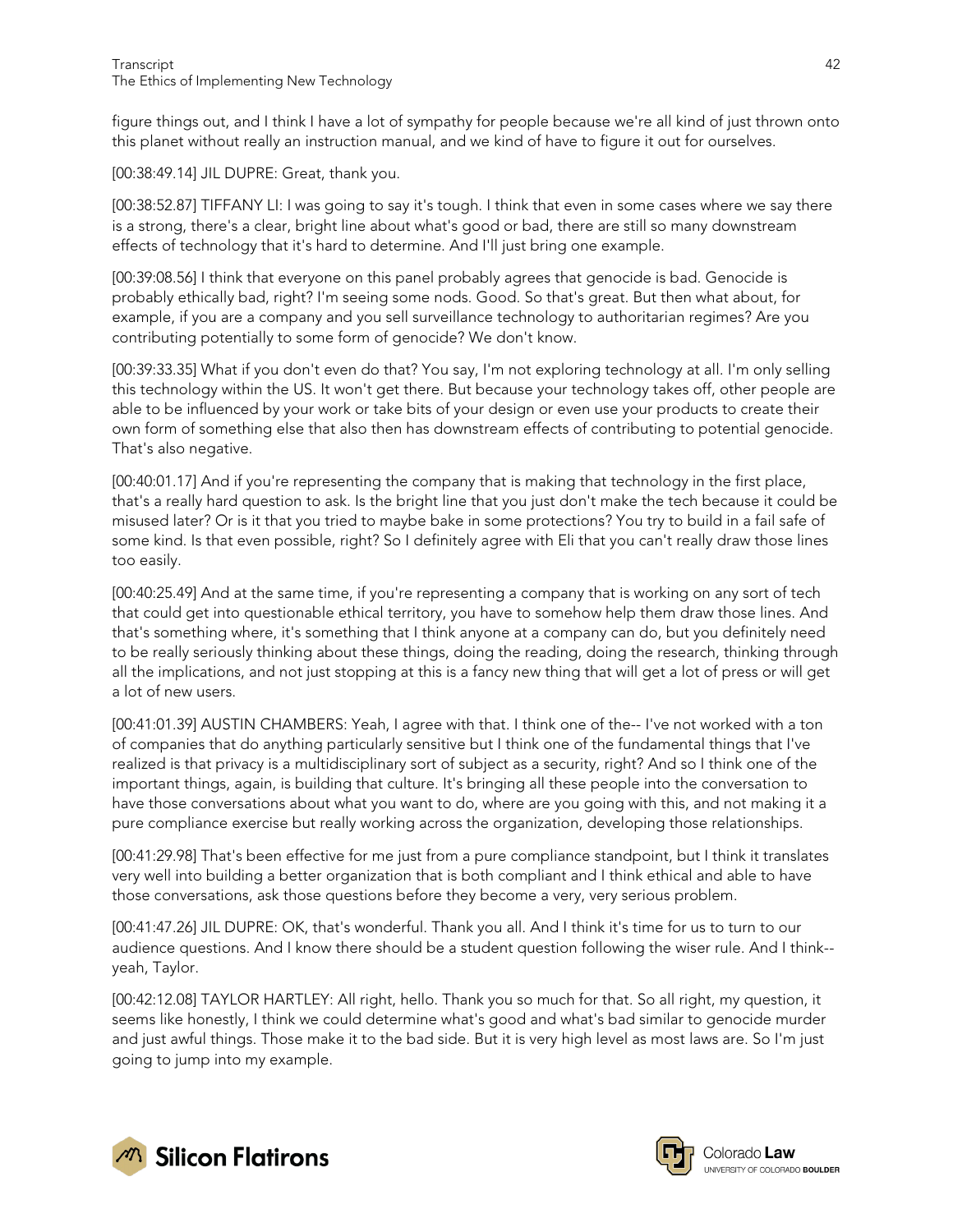figure things out, and I think I have a lot of sympathy for people because we're all kind of just thrown onto this planet without really an instruction manual, and we kind of have to figure it out for ourselves.

[00:38:49.14] JIL DUPRE: Great, thank you.

[00:38:52.87] TIFFANY LI: I was going to say it's tough. I think that even in some cases where we say there is a strong, there's a clear, bright line about what's good or bad, there are still so many downstream effects of technology that it's hard to determine. And I'll just bring one example.

[00:39:08.56] I think that everyone on this panel probably agrees that genocide is bad. Genocide is probably ethically bad, right? I'm seeing some nods. Good. So that's great. But then what about, for example, if you are a company and you sell surveillance technology to authoritarian regimes? Are you contributing potentially to some form of genocide? We don't know.

[00:39:33.35] What if you don't even do that? You say, I'm not exploring technology at all. I'm only selling this technology within the US. It won't get there. But because your technology takes off, other people are able to be influenced by your work or take bits of your design or even use your products to create their own form of something else that also then has downstream effects of contributing to potential genocide. That's also negative.

[00:40:01.17] And if you're representing the company that is making that technology in the first place, that's a really hard question to ask. Is the bright line that you just don't make the tech because it could be misused later? Or is it that you tried to maybe bake in some protections? You try to build in a fail safe of some kind. Is that even possible, right? So I definitely agree with Eli that you can't really draw those lines too easily.

[00:40:25.49] And at the same time, if you're representing a company that is working on any sort of tech that could get into questionable ethical territory, you have to somehow help them draw those lines. And that's something where, it's something that I think anyone at a company can do, but you definitely need to be really seriously thinking about these things, doing the reading, doing the research, thinking through all the implications, and not just stopping at this is a fancy new thing that will get a lot of press or will get a lot of new users.

[00:41:01.39] AUSTIN CHAMBERS: Yeah, I agree with that. I think one of the-- I've not worked with a ton of companies that do anything particularly sensitive but I think one of the fundamental things that I've realized is that privacy is a multidisciplinary sort of subject as a security, right? And so I think one of the important things, again, is building that culture. It's bringing all these people into the conversation to have those conversations about what you want to do, where are you going with this, and not making it a pure compliance exercise but really working across the organization, developing those relationships.

[00:41:29.98] That's been effective for me just from a pure compliance standpoint, but I think it translates very well into building a better organization that is both compliant and I think ethical and able to have those conversations, ask those questions before they become a very, very serious problem.

[00:41:47.26] JIL DUPRE: OK, that's wonderful. Thank you all. And I think it's time for us to turn to our audience questions. And I know there should be a student question following the wiser rule. And I think-- yeah, Taylor.

[00:42:12.08] TAYLOR HARTLEY: All right, hello. Thank you so much for that. So all right, my question, it seems like honestly, I think we could determine what's good and what's bad similar to genocide murder and just awful things. Those make it to the bad side. But it is very high level as most laws are. So I'm just going to jump into my example.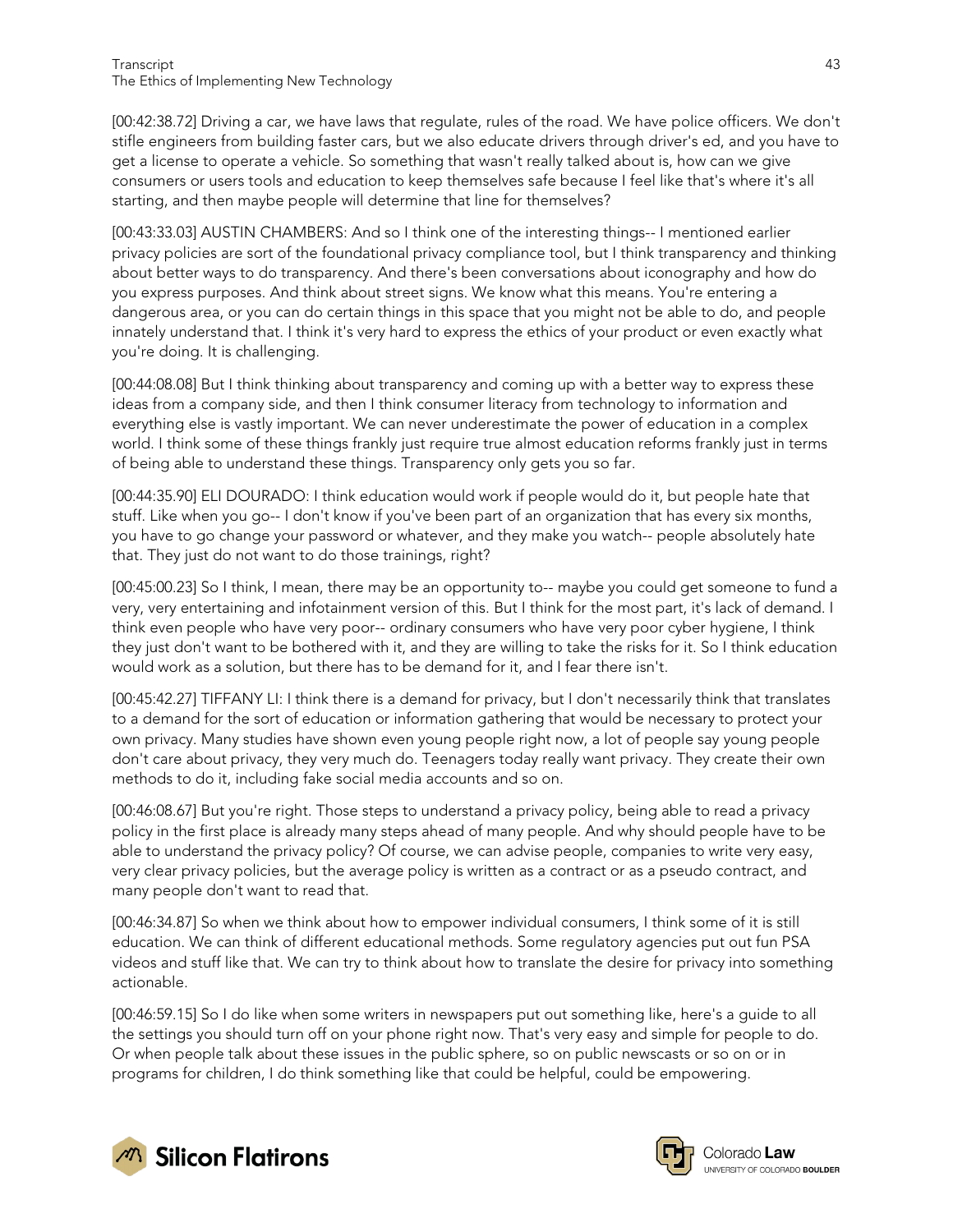[00:42:38.72] Driving a car, we have laws that regulate, rules of the road. We have police officers. We don't stifle engineers from building faster cars, but we also educate drivers through driver's ed, and you have to get a license to operate a vehicle. So something that wasn't really talked about is, how can we give consumers or users tools and education to keep themselves safe because I feel like that's where it's all starting, and then maybe people will determine that line for themselves?

[00:43:33.03] AUSTIN CHAMBERS: And so I think one of the interesting things-- I mentioned earlier privacy policies are sort of the foundational privacy compliance tool, but I think transparency and thinking about better ways to do transparency. And there's been conversations about iconography and how do you express purposes. And think about street signs. We know what this means. You're entering a dangerous area, or you can do certain things in this space that you might not be able to do, and people innately understand that. I think it's very hard to express the ethics of your product or even exactly what you're doing. It is challenging.

[00:44:08.08] But I think thinking about transparency and coming up with a better way to express these ideas from a company side, and then I think consumer literacy from technology to information and everything else is vastly important. We can never underestimate the power of education in a complex world. I think some of these things frankly just require true almost education reforms frankly just in terms of being able to understand these things. Transparency only gets you so far.

[00:44:35.90] ELI DOURADO: I think education would work if people would do it, but people hate that stuff. Like when you go-- I don't know if you've been part of an organization that has every six months, you have to go change your password or whatever, and they make you watch-- people absolutely hate that. They just do not want to do those trainings, right?

[00:45:00.23] So I think, I mean, there may be an opportunity to-- maybe you could get someone to fund a very, very entertaining and infotainment version of this. But I think for the most part, it's lack of demand. I think even people who have very poor-- ordinary consumers who have very poor cyber hygiene, I think they just don't want to be bothered with it, and they are willing to take the risks for it. So I think education would work as a solution, but there has to be demand for it, and I fear there isn't.

[00:45:42.27] TIFFANY LI: I think there is a demand for privacy, but I don't necessarily think that translates to a demand for the sort of education or information gathering that would be necessary to protect your own privacy. Many studies have shown even young people right now, a lot of people say young people don't care about privacy, they very much do. Teenagers today really want privacy. They create their own methods to do it, including fake social media accounts and so on.

[00:46:08.67] But you're right. Those steps to understand a privacy policy, being able to read a privacy policy in the first place is already many steps ahead of many people. And why should people have to be able to understand the privacy policy? Of course, we can advise people, companies to write very easy, very clear privacy policies, but the average policy is written as a contract or as a pseudo contract, and many people don't want to read that.

[00:46:34.87] So when we think about how to empower individual consumers, I think some of it is still education. We can think of different educational methods. Some regulatory agencies put out fun PSA videos and stuff like that. We can try to think about how to translate the desire for privacy into something actionable.

[00:46:59.15] So I do like when some writers in newspapers put out something like, here's a guide to all the settings you should turn off on your phone right now. That's very easy and simple for people to do. Or when people talk about these issues in the public sphere, so on public newscasts or so on or in programs for children, I do think something like that could be helpful, could be empowering.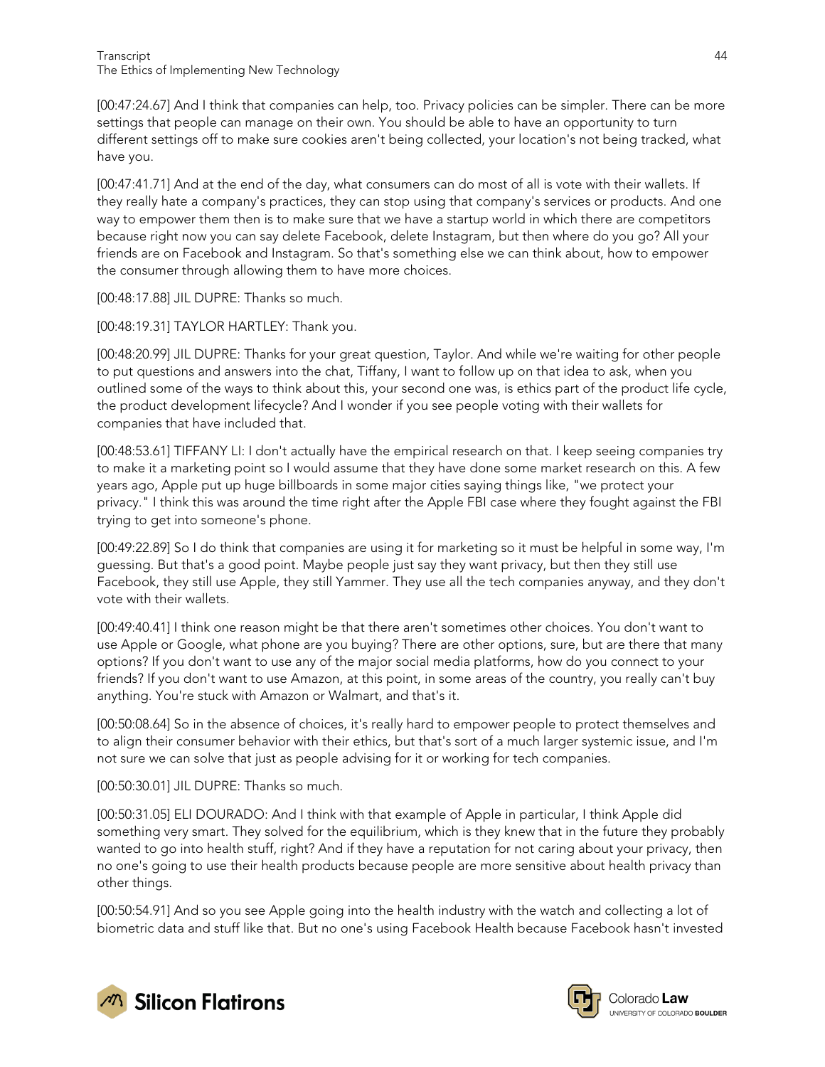[00:47:24.67] And I think that companies can help, too. Privacy policies can be simpler. There can be more settings that people can manage on their own. You should be able to have an opportunity to turn different settings off to make sure cookies aren't being collected, your location's not being tracked, what have you.

[00:47:41.71] And at the end of the day, what consumers can do most of all is vote with their wallets. If they really hate a company's practices, they can stop using that company's services or products. And one way to empower them then is to make sure that we have a startup world in which there are competitors because right now you can say delete Facebook, delete Instagram, but then where do you go? All your friends are on Facebook and Instagram. So that's something else we can think about, how to empower the consumer through allowing them to have more choices.

[00:48:17.88] JIL DUPRE: Thanks so much.

[00:48:19.31] TAYLOR HARTLEY: Thank you.

[00:48:20.99] JIL DUPRE: Thanks for your great question, Taylor. And while we're waiting for other people to put questions and answers into the chat, Tiffany, I want to follow up on that idea to ask, when you outlined some of the ways to think about this, your second one was, is ethics part of the product life cycle, the product development lifecycle? And I wonder if you see people voting with their wallets for companies that have included that.

[00:48:53.61] TIFFANY LI: I don't actually have the empirical research on that. I keep seeing companies try to make it a marketing point so I would assume that they have done some market research on this. A few years ago, Apple put up huge billboards in some major cities saying things like, "we protect your privacy." I think this was around the time right after the Apple FBI case where they fought against the FBI trying to get into someone's phone.

[00:49:22.89] So I do think that companies are using it for marketing so it must be helpful in some way, I'm guessing. But that's a good point. Maybe people just say they want privacy, but then they still use Facebook, they still use Apple, they still Yammer. They use all the tech companies anyway, and they don't vote with their wallets.

[00:49:40.41] I think one reason might be that there aren't sometimes other choices. You don't want to use Apple or Google, what phone are you buying? There are other options, sure, but are there that many options? If you don't want to use any of the major social media platforms, how do you connect to your friends? If you don't want to use Amazon, at this point, in some areas of the country, you really can't buy anything. You're stuck with Amazon or Walmart, and that's it.

[00:50:08.64] So in the absence of choices, it's really hard to empower people to protect themselves and to align their consumer behavior with their ethics, but that's sort of a much larger systemic issue, and I'm not sure we can solve that just as people advising for it or working for tech companies.

[00:50:30.01] JIL DUPRE: Thanks so much.

[00:50:31.05] ELI DOURADO: And I think with that example of Apple in particular, I think Apple did something very smart. They solved for the equilibrium, which is they knew that in the future they probably wanted to go into health stuff, right? And if they have a reputation for not caring about your privacy, then no one's going to use their health products because people are more sensitive about health privacy than other things.

[00:50:54.91] And so you see Apple going into the health industry with the watch and collecting a lot of biometric data and stuff like that. But no one's using Facebook Health because Facebook hasn't invested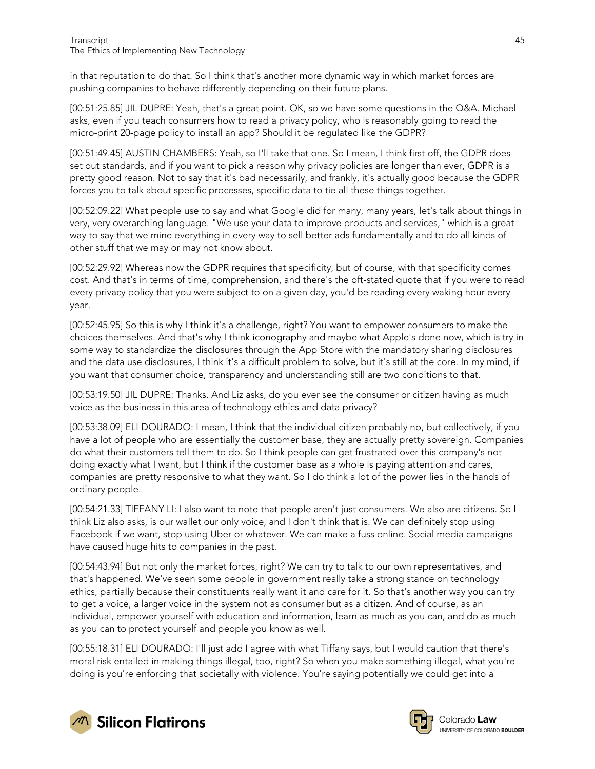in that reputation to do that. So I think that's another more dynamic way in which market forces are pushing companies to behave differently depending on their future plans.

[00:51:25.85] JIL DUPRE: Yeah, that's a great point. OK, so we have some questions in the Q&A. Michael asks, even if you teach consumers how to read a privacy policy, who is reasonably going to read the micro-print 20-page policy to install an app? Should it be regulated like the GDPR?

[00:51:49.45] AUSTIN CHAMBERS: Yeah, so I'll take that one. So I mean, I think first off, the GDPR does set out standards, and if you want to pick a reason why privacy policies are longer than ever, GDPR is a pretty good reason. Not to say that it's bad necessarily, and frankly, it's actually good because the GDPR forces you to talk about specific processes, specific data to tie all these things together.

[00:52:09.22] What people use to say and what Google did for many, many years, let's talk about things in very, very overarching language. "We use your data to improve products and services," which is a great way to say that we mine everything in every way to sell better ads fundamentally and to do all kinds of other stuff that we may or may not know about.

[00:52:29.92] Whereas now the GDPR requires that specificity, but of course, with that specificity comes cost. And that's in terms of time, comprehension, and there's the oft-stated quote that if you were to read every privacy policy that you were subject to on a given day, you'd be reading every waking hour every year.

[00:52:45.95] So this is why I think it's a challenge, right? You want to empower consumers to make the choices themselves. And that's why I think iconography and maybe what Apple's done now, which is try in some way to standardize the disclosures through the App Store with the mandatory sharing disclosures and the data use disclosures, I think it's a difficult problem to solve, but it's still at the core. In my mind, if you want that consumer choice, transparency and understanding still are two conditions to that.

[00:53:19.50] JIL DUPRE: Thanks. And Liz asks, do you ever see the consumer or citizen having as much voice as the business in this area of technology ethics and data privacy?

[00:53:38.09] ELI DOURADO: I mean, I think that the individual citizen probably no, but collectively, if you have a lot of people who are essentially the customer base, they are actually pretty sovereign. Companies do what their customers tell them to do. So I think people can get frustrated over this company's not doing exactly what I want, but I think if the customer base as a whole is paying attention and cares, companies are pretty responsive to what they want. So I do think a lot of the power lies in the hands of ordinary people.

[00:54:21.33] TIFFANY LI: I also want to note that people aren't just consumers. We also are citizens. So I think Liz also asks, is our wallet our only voice, and I don't think that is. We can definitely stop using Facebook if we want, stop using Uber or whatever. We can make a fuss online. Social media campaigns have caused huge hits to companies in the past.

[00:54:43.94] But not only the market forces, right? We can try to talk to our own representatives, and that's happened. We've seen some people in government really take a strong stance on technology ethics, partially because their constituents really want it and care for it. So that's another way you can try to get a voice, a larger voice in the system not as consumer but as a citizen. And of course, as an individual, empower yourself with education and information, learn as much as you can, and do as much as you can to protect yourself and people you know as well.

[00:55:18.31] ELI DOURADO: I'll just add I agree with what Tiffany says, but I would caution that there's moral risk entailed in making things illegal, too, right? So when you make something illegal, what you're doing is you're enforcing that societally with violence. You're saying potentially we could get into a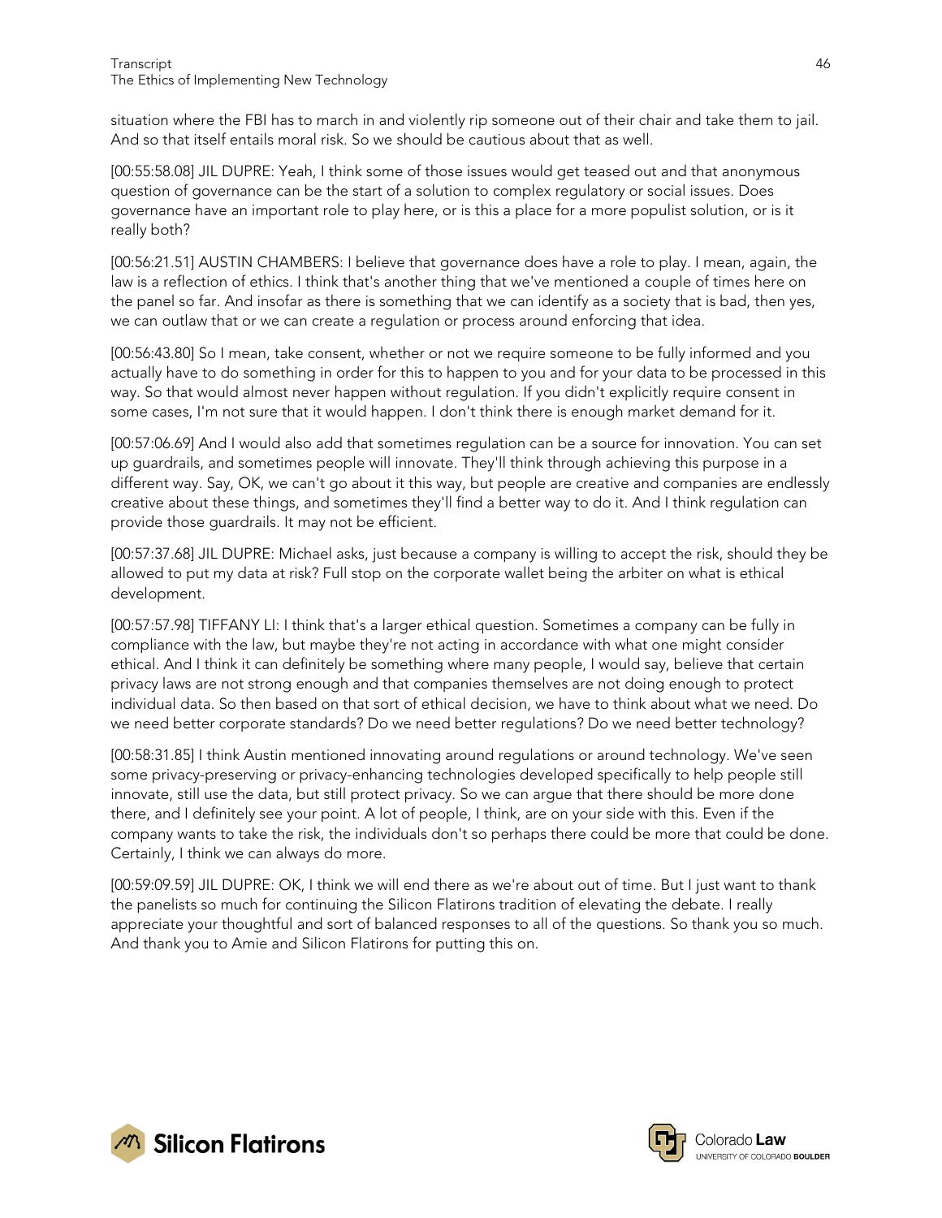situation where the FBI has to march in and violently rip someone out of their chair and take them to jail. And so that itself entails moral risk. So we should be cautious about that as well.

[00:55:58.08] JIL DUPRE: Yeah, I think some of those issues would get teased out and that anonymous question of governance can be the start of a solution to complex regulatory or social issues. Does governance have an important role to play here, or is this a place for a more populist solution, or is it really both?

[00:56:21.51] AUSTIN CHAMBERS: I believe that governance does have a role to play. I mean, again, the law is a reflection of ethics. I think that's another thing that we've mentioned a couple of times here on the panel so far. And insofar as there is something that we can identify as a society that is bad, then yes, we can outlaw that or we can create a regulation or process around enforcing that idea.

[00:56:43.80] So I mean, take consent, whether or not we require someone to be fully informed and you actually have to do something in order for this to happen to you and for your data to be processed in this way. So that would almost never happen without regulation. If you didn't explicitly require consent in some cases, I'm not sure that it would happen. I don't think there is enough market demand for it.

[00:57:06.69] And I would also add that sometimes regulation can be a source for innovation. You can set up guardrails, and sometimes people will innovate. They'll think through achieving this purpose in a different way. Say, OK, we can't go about it this way, but people are creative and companies are endlessly creative about these things, and sometimes they'll find a better way to do it. And I think regulation can provide those guardrails. It may not be efficient.

[00:57:37.68] JIL DUPRE: Michael asks, just because a company is willing to accept the risk, should they be allowed to put my data at risk? Full stop on the corporate wallet being the arbiter on what is ethical development.

[00:57:57.98] TIFFANY LI: I think that's a larger ethical question. Sometimes a company can be fully in compliance with the law, but maybe they're not acting in accordance with what one might consider ethical. And I think it can definitely be something where many people, I would say, believe that certain privacy laws are not strong enough and that companies themselves are not doing enough to protect individual data. So then based on that sort of ethical decision, we have to think about what we need. Do we need better corporate standards? Do we need better regulations? Do we need better technology?

[00:58:31.85] I think Austin mentioned innovating around regulations or around technology. We've seen some privacy-preserving or privacy-enhancing technologies developed specifically to help people still innovate, still use the data, but still protect privacy. So we can argue that there should be more done there, and I definitely see your point. A lot of people, I think, are on your side with this. Even if the company wants to take the risk, the individuals don't so perhaps there could be more that could be done. Certainly, I think we can always do more.

[00:59:09.59] JIL DUPRE: OK, I think we will end there as we're about out of time. But I just want to thank the panelists so much for continuing the Silicon Flatirons tradition of elevating the debate. I really appreciate your thoughtful and sort of balanced responses to all of the questions. So thank you so much. And thank you to Amie and Silicon Flatirons for putting this on.